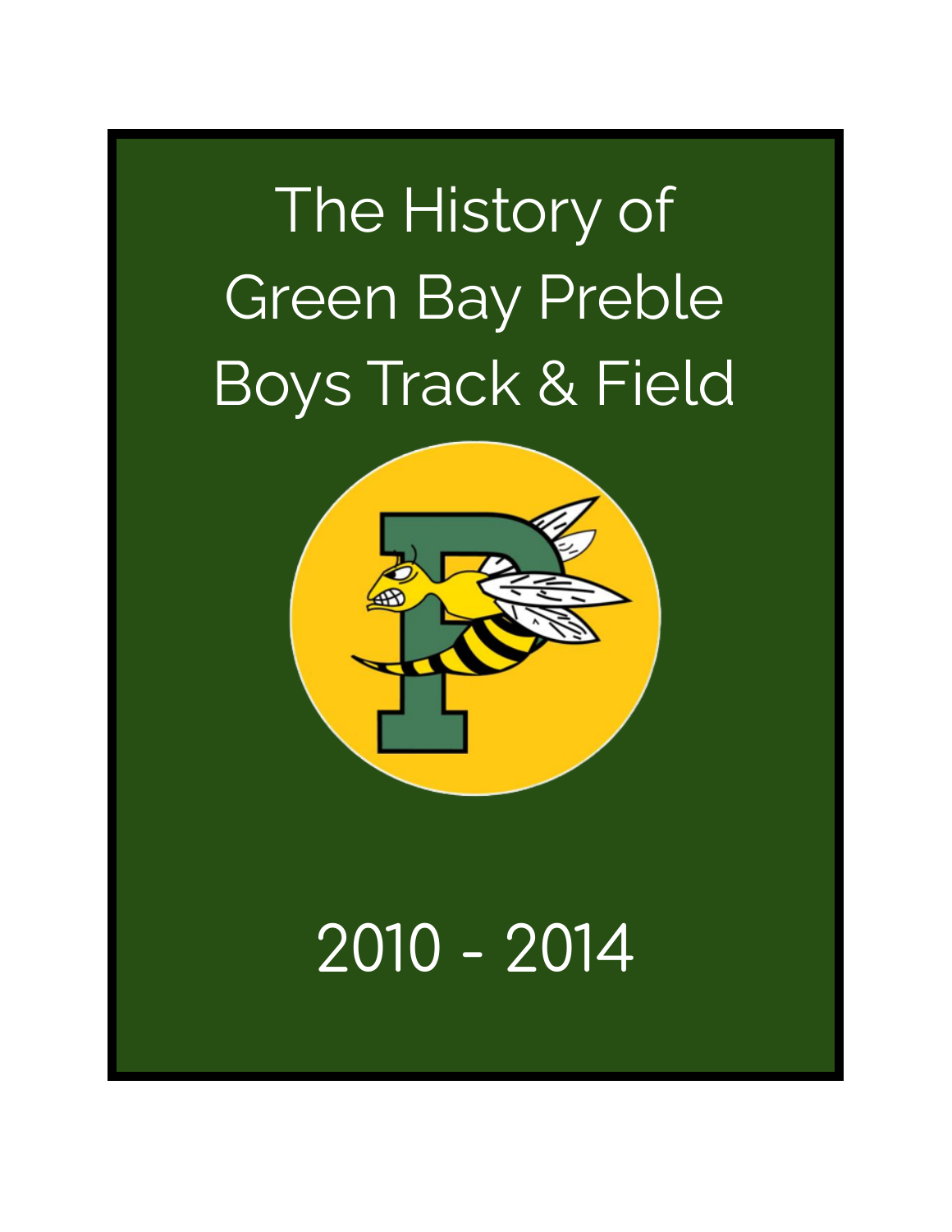# The History of Green Bay Preble Boys Track & Field

2010 - 2014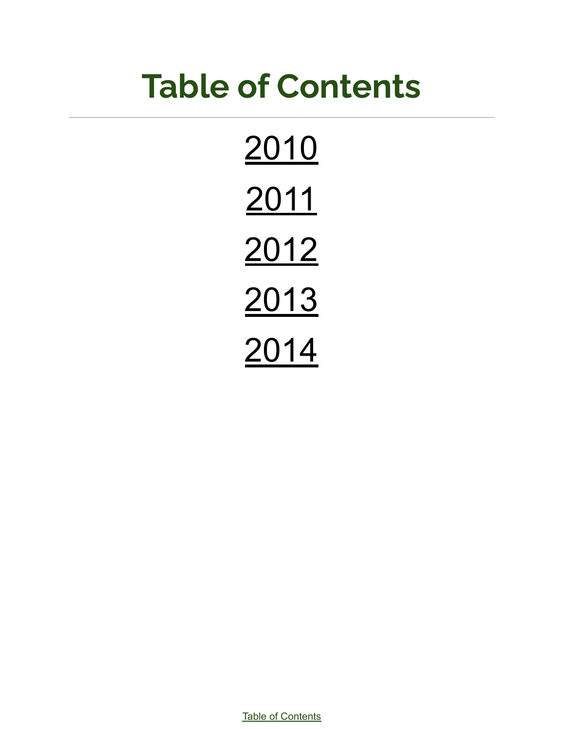# Table of Contents

---

2010

2011

2012

2013

2014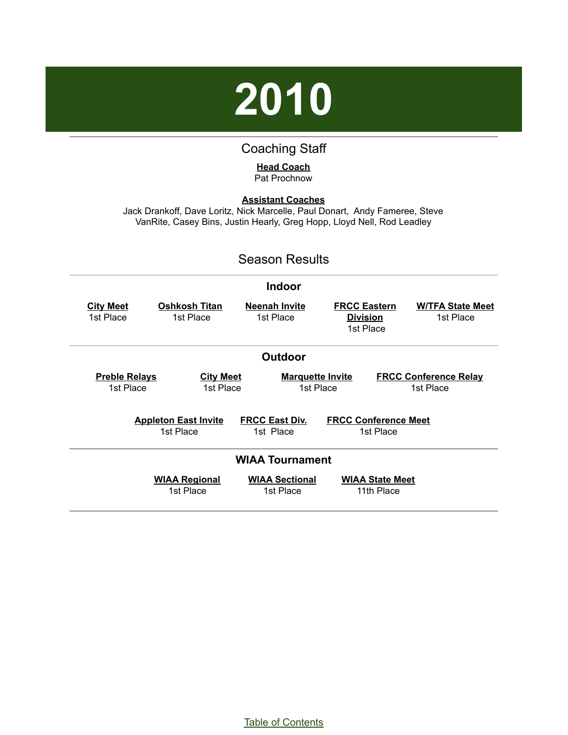# 2010

## Coaching Staff

**Head Coach**
Pat Prochnow

**Assistant Coaches**
Jack Drankoff, Dave Loritz, Nick Marcelle, Paul Donart, Andy Fameree, Steve VanRite, Casey Bins, Justin Hearly, Greg Hopp, Lloyd Nell, Rod Leadley

## Season Results

### Indoor

| City Meet | Oshkosh Titan | Neenah Invite | FRCC Eastern Division | W/TFA State Meet |
|---|---|---|---|---|
| 1st Place | 1st Place | 1st Place | 1st Place | 1st Place |

### Outdoor

| Preble Relays | City Meet | Marquette Invite | FRCC Conference Relay |
|---|---|---|---|
| 1st Place | 1st Place | 1st Place | 1st Place |

| Appleton East Invite | FRCC East Div. | FRCC Conference Meet |
|---|---|---|
| 1st Place | 1st Place | 1st Place |

### WIAA Tournament

| WIAA Regional | WIAA Sectional | WIAA State Meet |
|---|---|---|
| 1st Place | 1st Place | 11th Place |

Table of Contents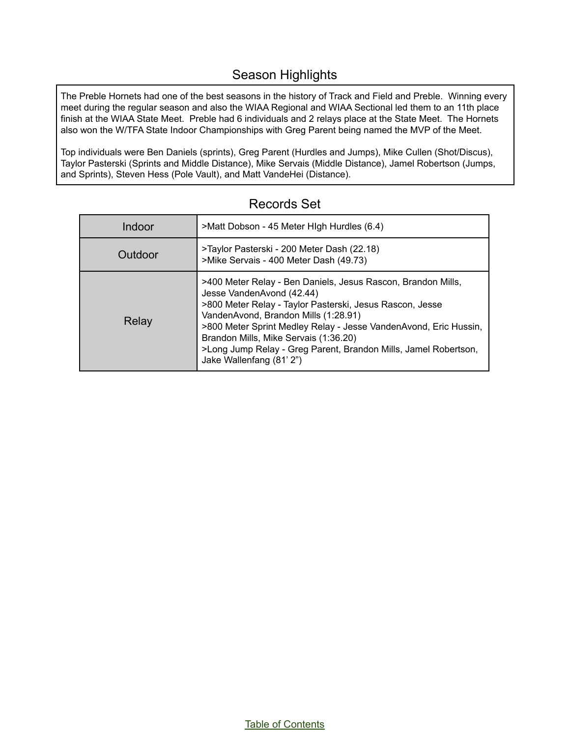## Season Highlights

The Preble Hornets had one of the best seasons in the history of Track and Field and Preble. Winning every meet during the regular season and also the WIAA Regional and WIAA Sectional led them to an 11th place finish at the WIAA State Meet. Preble had 6 individuals and 2 relays place at the State Meet. The Hornets also won the W/TFA State Indoor Championships with Greg Parent being named the MVP of the Meet.

Top individuals were Ben Daniels (sprints), Greg Parent (Hurdles and Jumps), Mike Cullen (Shot/Discus), Taylor Pasterski (Sprints and Middle Distance), Mike Servais (Middle Distance), Jamel Robertson (Jumps, and Sprints), Steven Hess (Pole Vault), and Matt VandeHei (Distance).

## Records Set

| | |
|---|---|
| Indoor | >Matt Dobson - 45 Meter HIgh Hurdles (6.4) |
| Outdoor | >Taylor Pasterski - 200 Meter Dash (22.18)<br>>Mike Servais - 400 Meter Dash (49.73) |
| Relay | >400 Meter Relay - Ben Daniels, Jesus Rascon, Brandon Mills, Jesse VandenAvond (42.44)<br>>800 Meter Relay - Taylor Pasterski, Jesus Rascon, Jesse VandenAvond, Brandon Mills (1:28.91)<br>>800 Meter Sprint Medley Relay - Jesse VandenAvond, Eric Hussin, Brandon Mills, Mike Servais (1:36.20)<br>>Long Jump Relay - Greg Parent, Brandon Mills, Jamel Robertson, Jake Wallenfang (81' 2") |

Table of Contents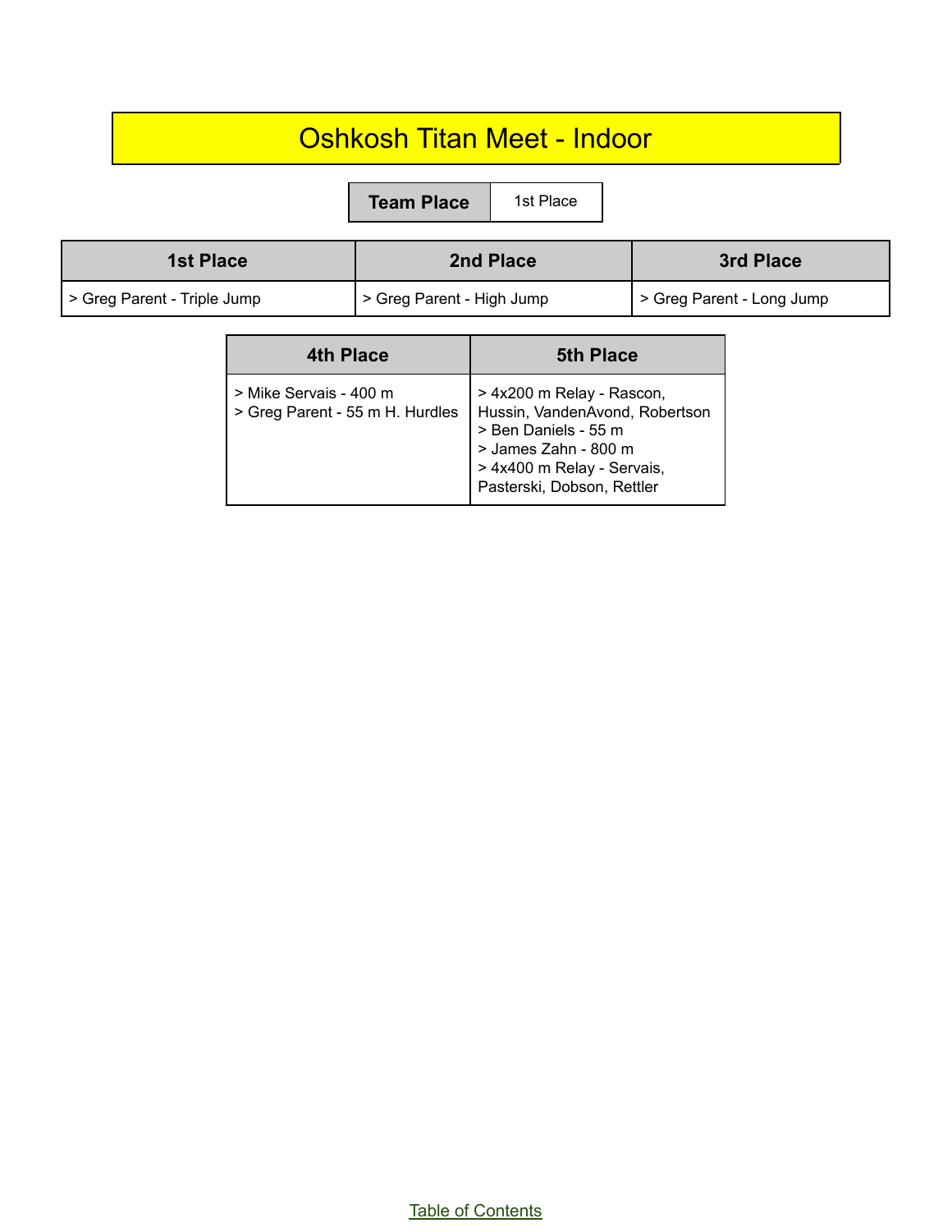# Oshkosh Titan Meet - Indoor

| Team Place | 1st Place |
| --- | --- |

| 1st Place | 2nd Place | 3rd Place |
| --- | --- | --- |
| > Greg Parent - Triple Jump | > Greg Parent - High Jump | > Greg Parent - Long Jump |

| 4th Place | 5th Place |
| --- | --- |
| > Mike Servais - 400 m<br>> Greg Parent - 55 m H. Hurdles | > 4x200 m Relay - Rascon, Hussin, VandenAvond, Robertson<br>> Ben Daniels - 55 m<br>> James Zahn - 800 m<br>> 4x400 m Relay - Servais, Pasterski, Dobson, Rettler |

Table of Contents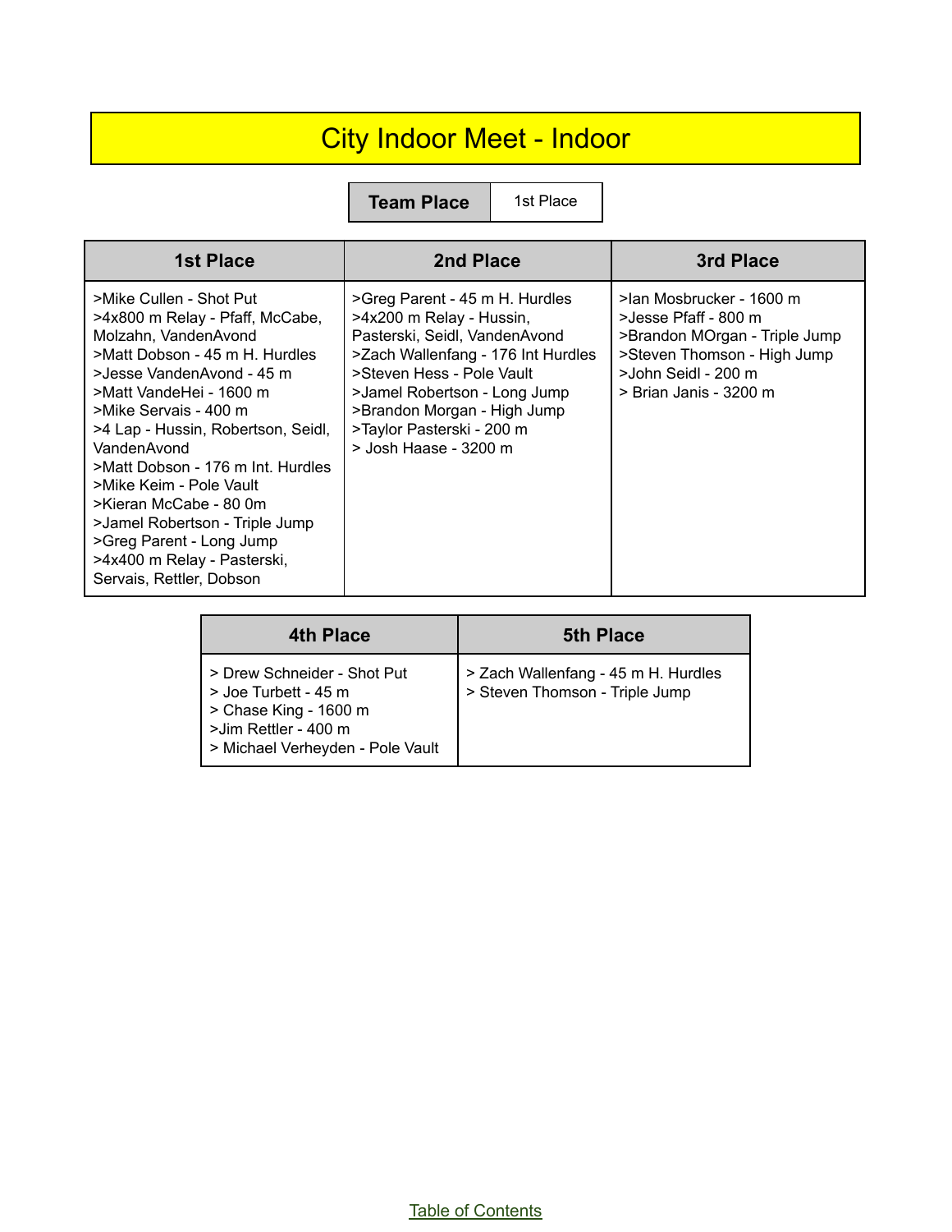# City Indoor Meet - Indoor

| Team Place | 1st Place |
| --- | --- |

| 1st Place | 2nd Place | 3rd Place |
| --- | --- | --- |
| >Mike Cullen - Shot Put<br>>4x800 m Relay - Pfaff, McCabe, Molzahn, VandenAvond<br>>Matt Dobson - 45 m H. Hurdles<br>>Jesse VandenAvond - 45 m<br>>Matt VandeHei - 1600 m<br>>Mike Servais - 400 m<br>>4 Lap - Hussin, Robertson, Seidl, VandenAvond<br>>Matt Dobson - 176 m Int. Hurdles<br>>Mike Keim - Pole Vault<br>>Kieran McCabe - 80 0m<br>>Jamel Robertson - Triple Jump<br>>Greg Parent - Long Jump<br>>4x400 m Relay - Pasterski, Servais, Rettler, Dobson | >Greg Parent - 45 m H. Hurdles<br>>4x200 m Relay - Hussin, Pasterski, Seidl, VandenAvond<br>>Zach Wallenfang - 176 Int Hurdles<br>>Steven Hess - Pole Vault<br>>Jamel Robertson - Long Jump<br>>Brandon Morgan - High Jump<br>>Taylor Pasterski - 200 m<br>> Josh Haase - 3200 m | >Ian Mosbrucker - 1600 m<br>>Jesse Pfaff - 800 m<br>>Brandon MOrgan - Triple Jump<br>>Steven Thomson - High Jump<br>>John Seidl - 200 m<br>> Brian Janis - 3200 m |

| 4th Place | 5th Place |
| --- | --- |
| > Drew Schneider - Shot Put<br>> Joe Turbett - 45 m<br>> Chase King - 1600 m<br>>Jim Rettler - 400 m<br>> Michael Verheyden - Pole Vault | > Zach Wallenfang - 45 m H. Hurdles<br>> Steven Thomson - Triple Jump |

Table of Contents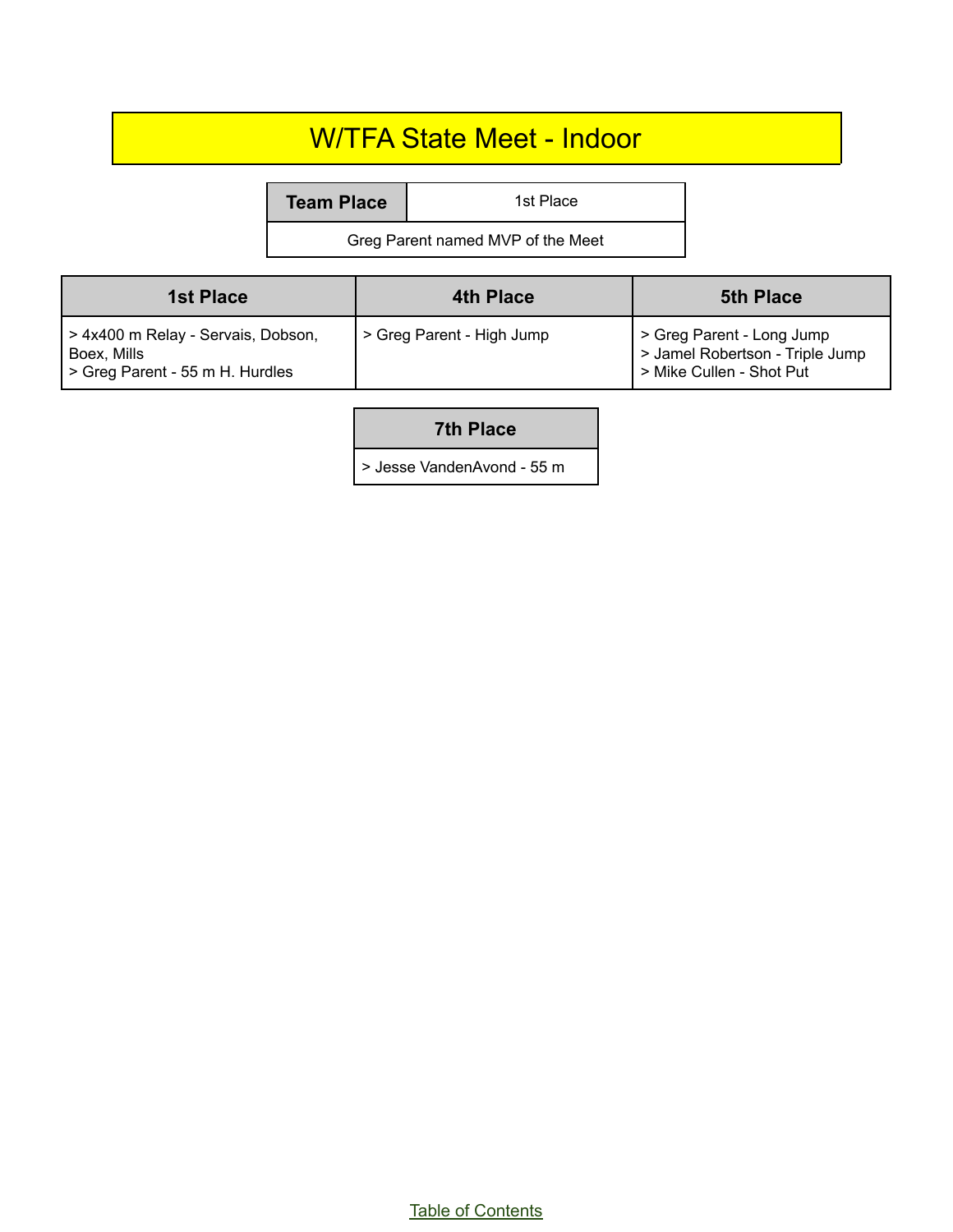# W/TFA State Meet - Indoor

| Team Place | 1st Place |
|---|---|
| Greg Parent named MVP of the Meet | |

| 1st Place | 4th Place | 5th Place |
|---|---|---|
| > 4x400 m Relay - Servais, Dobson, Boex, Mills<br>> Greg Parent - 55 m H. Hurdles | > Greg Parent - High Jump | > Greg Parent - Long Jump<br>> Jamel Robertson - Triple Jump<br>> Mike Cullen - Shot Put |

| 7th Place |
|---|
| > Jesse VandenAvond - 55 m |

Table of Contents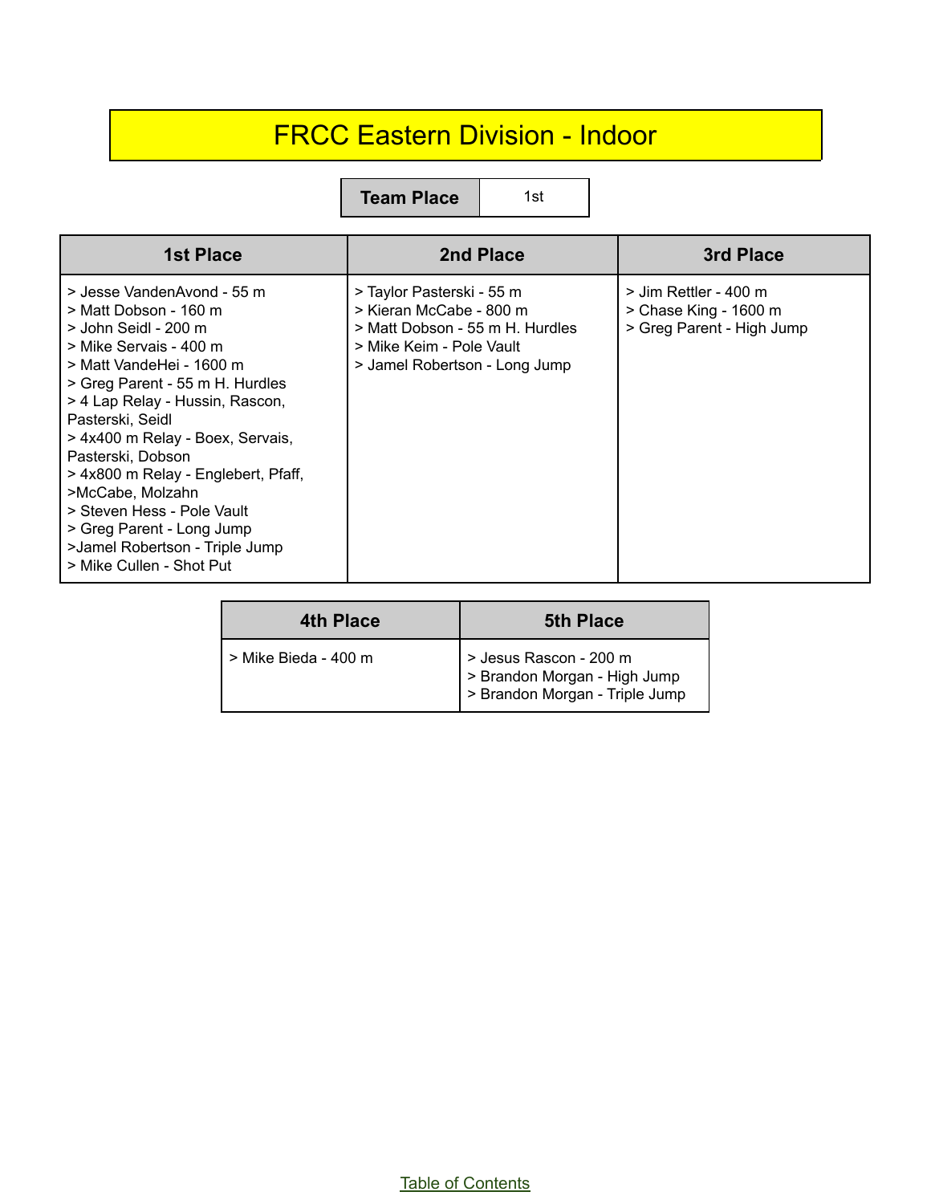# FRCC Eastern Division - Indoor

| Team Place | 1st |
|---|---|

| 1st Place | 2nd Place | 3rd Place |
|---|---|---|
| > Jesse VandenAvond - 55 m<br>> Matt Dobson - 160 m<br>> John Seidl - 200 m<br>> Mike Servais - 400 m<br>> Matt VandeHei - 1600 m<br>> Greg Parent - 55 m H. Hurdles<br>> 4 Lap Relay - Hussin, Rascon, Pasterski, Seidl<br>> 4x400 m Relay - Boex, Servais, Pasterski, Dobson<br>> 4x800 m Relay - Englebert, Pfaff, >McCabe, Molzahn<br>> Steven Hess - Pole Vault<br>> Greg Parent - Long Jump<br>>Jamel Robertson - Triple Jump<br>> Mike Cullen - Shot Put | > Taylor Pasterski - 55 m<br>> Kieran McCabe - 800 m<br>> Matt Dobson - 55 m H. Hurdles<br>> Mike Keim - Pole Vault<br>> Jamel Robertson - Long Jump | > Jim Rettler - 400 m<br>> Chase King - 1600 m<br>> Greg Parent - High Jump |

| 4th Place | 5th Place |
|---|---|
| > Mike Bieda - 400 m | > Jesus Rascon - 200 m<br>> Brandon Morgan - High Jump<br>> Brandon Morgan - Triple Jump |

Table of Contents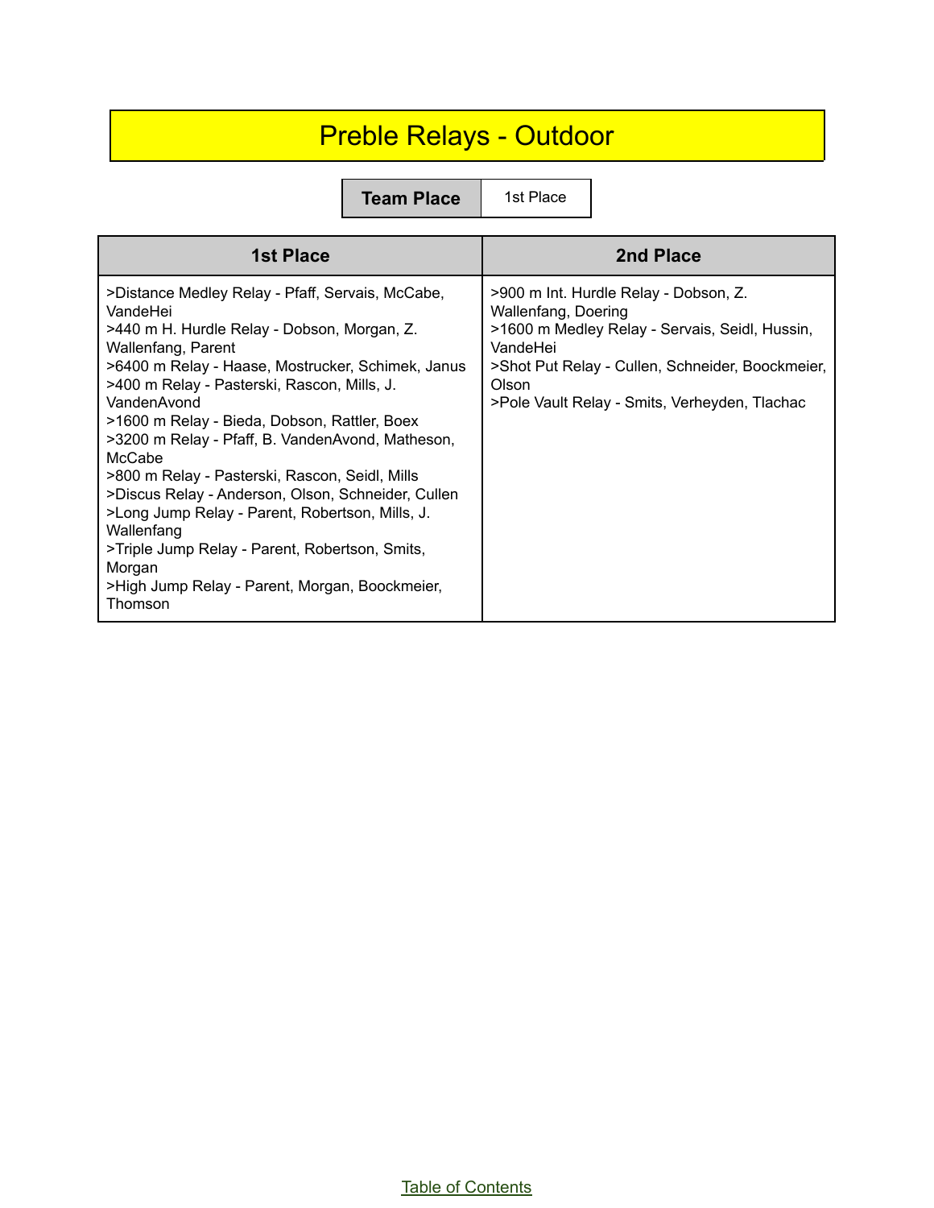# Preble Relays - Outdoor

| Team Place | 1st Place |
|---|---|

| 1st Place | 2nd Place |
|---|---|
| >Distance Medley Relay - Pfaff, Servais, McCabe, VandeHei<br>>440 m H. Hurdle Relay - Dobson, Morgan, Z. Wallenfang, Parent<br>>6400 m Relay - Haase, Mostrucker, Schimek, Janus<br>>400 m Relay - Pasterski, Rascon, Mills, J. VandenAvond<br>>1600 m Relay - Bieda, Dobson, Rattler, Boex<br>>3200 m Relay - Pfaff, B. VandenAvond, Matheson, McCabe<br>>800 m Relay - Pasterski, Rascon, Seidl, Mills<br>>Discus Relay - Anderson, Olson, Schneider, Cullen<br>>Long Jump Relay - Parent, Robertson, Mills, J. Wallenfang<br>>Triple Jump Relay - Parent, Robertson, Smits, Morgan<br>>High Jump Relay - Parent, Morgan, Boockmeier, Thomson | >900 m Int. Hurdle Relay - Dobson, Z. Wallenfang, Doering<br>>1600 m Medley Relay - Servais, Seidl, Hussin, VandeHei<br>>Shot Put Relay - Cullen, Schneider, Boockmeier, Olson<br>>Pole Vault Relay - Smits, Verheyden, Tlachac |

Table of Contents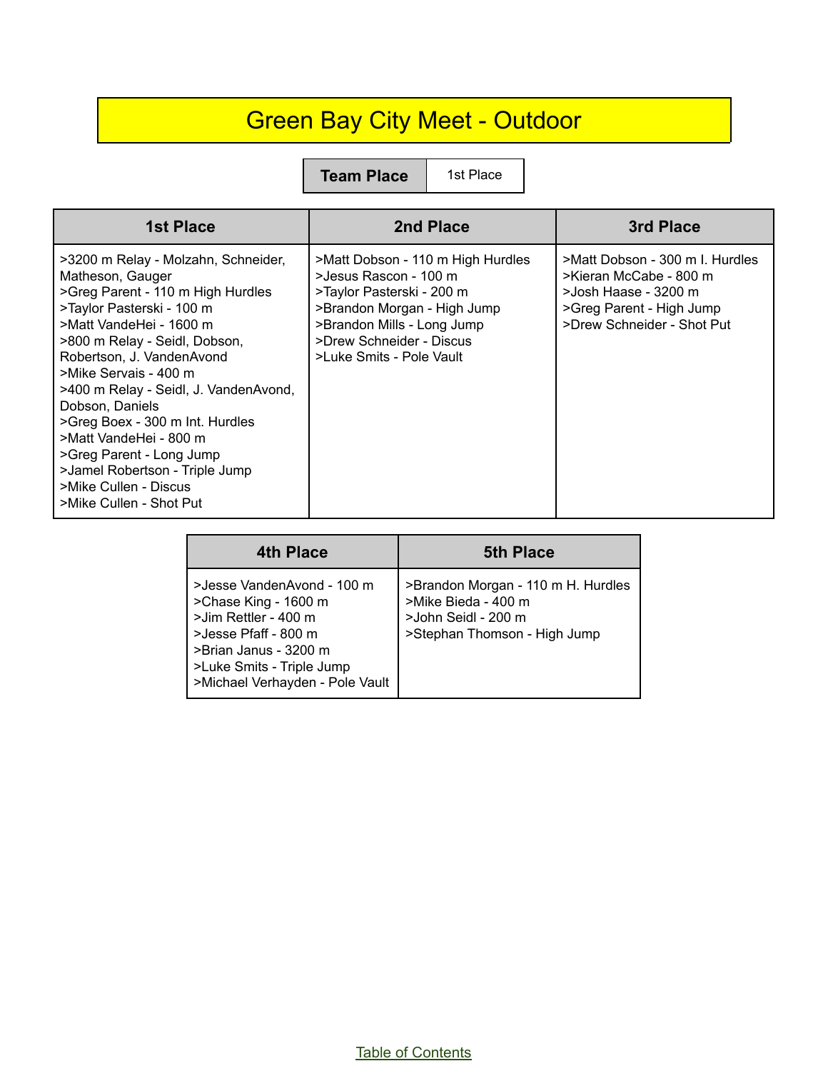# Green Bay City Meet - Outdoor

| Team Place | 1st Place |
|---|---|

| 1st Place | 2nd Place | 3rd Place |
|---|---|---|
| >3200 m Relay - Molzahn, Schneider, Matheson, Gauger<br>>Greg Parent - 110 m High Hurdles<br>>Taylor Pasterski - 100 m<br>>Matt VandeHei - 1600 m<br>>800 m Relay - Seidl, Dobson, Robertson, J. VandenAvond<br>>Mike Servais - 400 m<br>>400 m Relay - Seidl, J. VandenAvond, Dobson, Daniels<br>>Greg Boex - 300 m Int. Hurdles<br>>Matt VandeHei - 800 m<br>>Greg Parent - Long Jump<br>>Jamel Robertson - Triple Jump<br>>Mike Cullen - Discus<br>>Mike Cullen - Shot Put | >Matt Dobson - 110 m High Hurdles<br>>Jesus Rascon - 100 m<br>>Taylor Pasterski - 200 m<br>>Brandon Morgan - High Jump<br>>Brandon Mills - Long Jump<br>>Drew Schneider - Discus<br>>Luke Smits - Pole Vault | >Matt Dobson - 300 m I. Hurdles<br>>Kieran McCabe - 800 m<br>>Josh Haase - 3200 m<br>>Greg Parent - High Jump<br>>Drew Schneider - Shot Put |

| 4th Place | 5th Place |
|---|---|
| >Jesse VandenAvond - 100 m<br>>Chase King - 1600 m<br>>Jim Rettler - 400 m<br>>Jesse Pfaff - 800 m<br>>Brian Janus - 3200 m<br>>Luke Smits - Triple Jump<br>>Michael Verhayden - Pole Vault | >Brandon Morgan - 110 m H. Hurdles<br>>Mike Bieda - 400 m<br>>John Seidl - 200 m<br>>Stephan Thomson - High Jump |

Table of Contents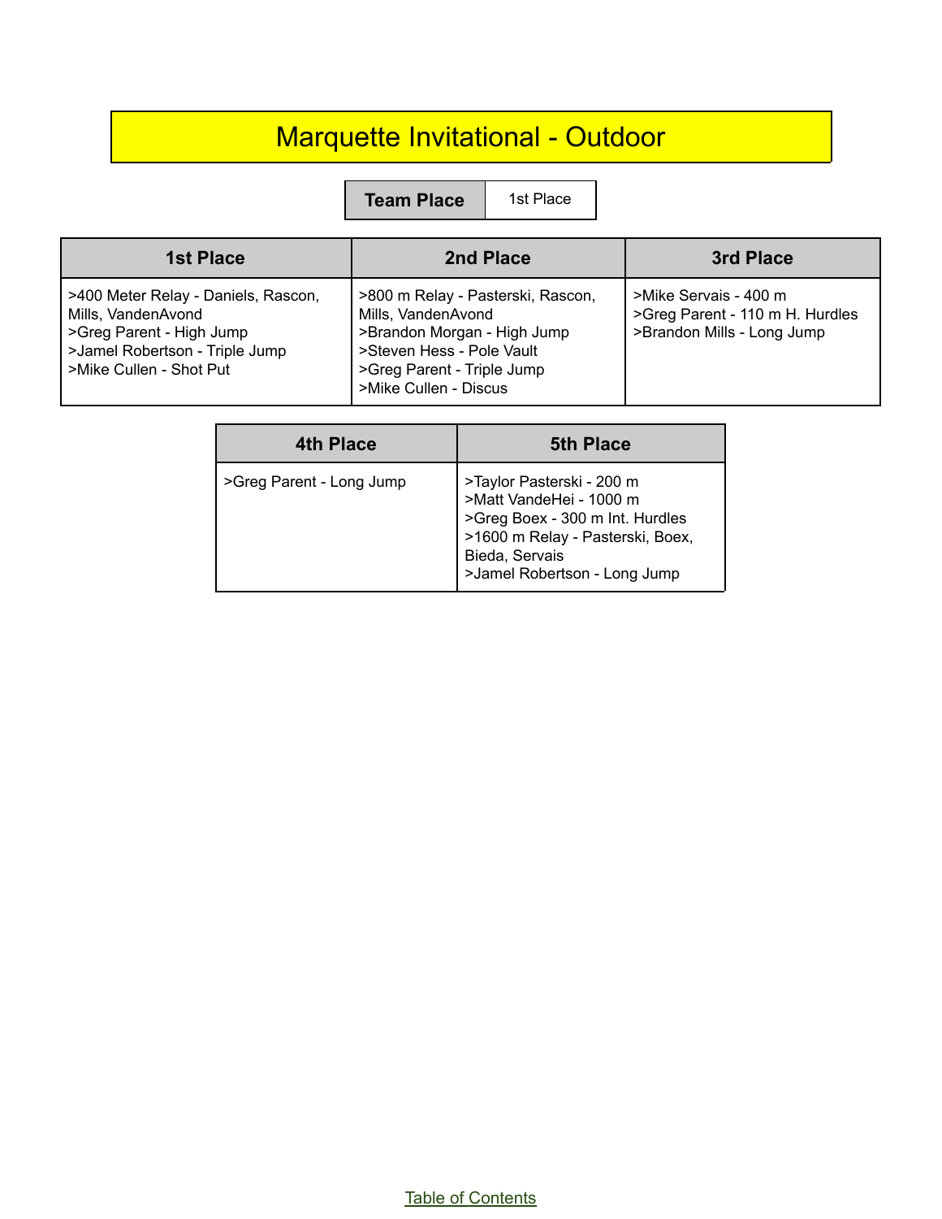# Marquette Invitational - Outdoor

| Team Place | 1st Place |
|---|---|

| 1st Place | 2nd Place | 3rd Place |
|---|---|---|
| >400 Meter Relay - Daniels, Rascon, Mills, VandenAvond<br>>Greg Parent - High Jump<br>>Jamel Robertson - Triple Jump<br>>Mike Cullen - Shot Put | >800 m Relay - Pasterski, Rascon, Mills, VandenAvond<br>>Brandon Morgan - High Jump<br>>Steven Hess - Pole Vault<br>>Greg Parent - Triple Jump<br>>Mike Cullen - Discus | >Mike Servais - 400 m<br>>Greg Parent - 110 m H. Hurdles<br>>Brandon Mills - Long Jump |

| 4th Place | 5th Place |
|---|---|
| >Greg Parent - Long Jump | >Taylor Pasterski - 200 m<br>>Matt VandeHei - 1000 m<br>>Greg Boex - 300 m Int. Hurdles<br>>1600 m Relay - Pasterski, Boex, Bieda, Servais<br>>Jamel Robertson - Long Jump |

Table of Contents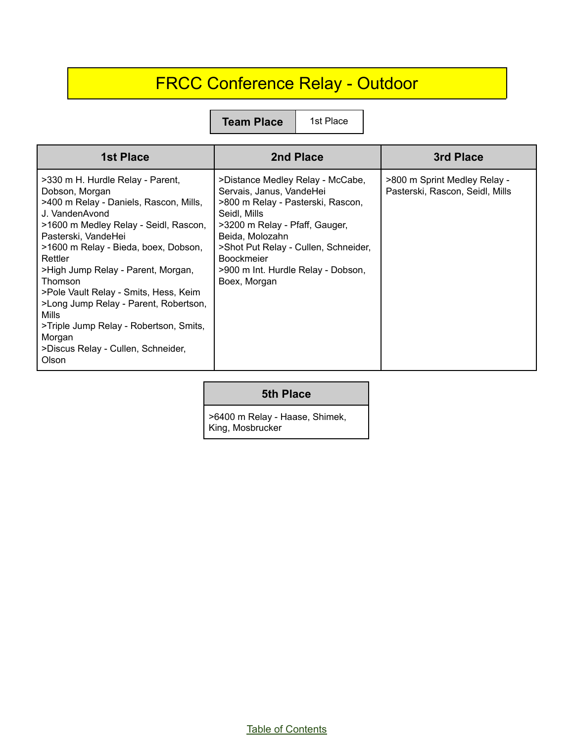# FRCC Conference Relay - Outdoor

| Team Place | 1st Place |
|---|---|

| 1st Place | 2nd Place | 3rd Place |
|---|---|---|
| >330 m H. Hurdle Relay - Parent, Dobson, Morgan<br>>400 m Relay - Daniels, Rascon, Mills, J. VandenAvond<br>>1600 m Medley Relay - Seidl, Rascon, Pasterski, VandeHei<br>>1600 m Relay - Bieda, boex, Dobson, Rettler<br>>High Jump Relay - Parent, Morgan, Thomson<br>>Pole Vault Relay - Smits, Hess, Keim<br>>Long Jump Relay - Parent, Robertson, Mills<br>>Triple Jump Relay - Robertson, Smits, Morgan<br>>Discus Relay - Cullen, Schneider, Olson | >Distance Medley Relay - McCabe, Servais, Janus, VandeHei<br>>800 m Relay - Pasterski, Rascon, Seidl, Mills<br>>3200 m Relay - Pfaff, Gauger, Beida, Molozahn<br>>Shot Put Relay - Cullen, Schneider, Boockmeier<br>>900 m Int. Hurdle Relay - Dobson, Boex, Morgan | >800 m Sprint Medley Relay - Pasterski, Rascon, Seidl, Mills |

| 5th Place |
|---|
| >6400 m Relay - Haase, Shimek, King, Mosbrucker |

Table of Contents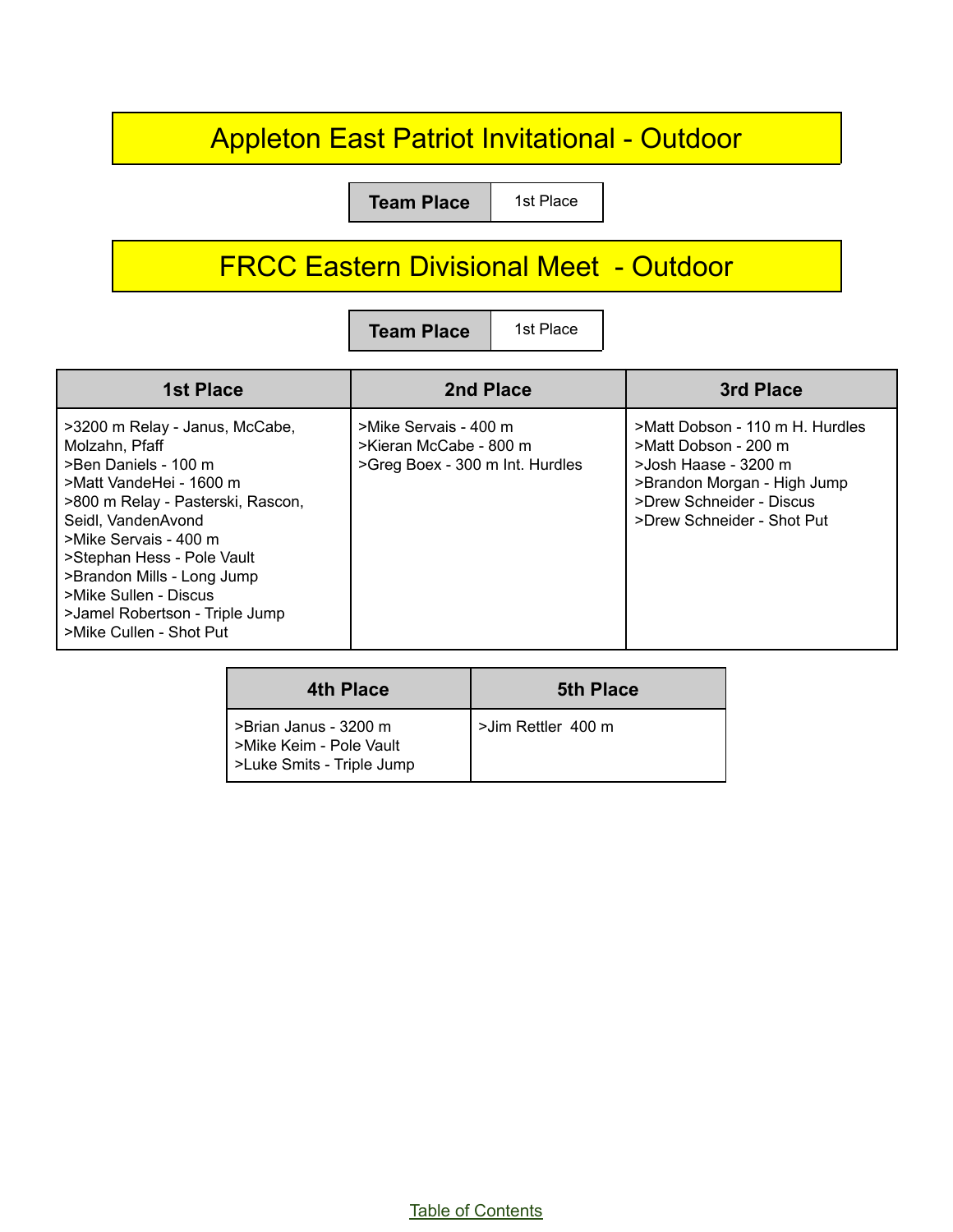# Appleton East Patriot Invitational - Outdoor

| Team Place | 1st Place |
| --- | --- |

# FRCC Eastern Divisional Meet  - Outdoor

| Team Place | 1st Place |
| --- | --- |

| 1st Place | 2nd Place | 3rd Place |
| --- | --- | --- |
| >3200 m Relay - Janus, McCabe, Molzahn, Pfaff<br>>Ben Daniels - 100 m<br>>Matt VandeHei - 1600 m<br>>800 m Relay - Pasterski, Rascon, Seidl, VandenAvond<br>>Mike Servais - 400 m<br>>Stephan Hess - Pole Vault<br>>Brandon Mills - Long Jump<br>>Mike Sullen - Discus<br>>Jamel Robertson - Triple Jump<br>>Mike Cullen - Shot Put | >Mike Servais - 400 m<br>>Kieran McCabe - 800 m<br>>Greg Boex - 300 m Int. Hurdles | >Matt Dobson - 110 m H. Hurdles<br>>Matt Dobson - 200 m<br>>Josh Haase - 3200 m<br>>Brandon Morgan - High Jump<br>>Drew Schneider - Discus<br>>Drew Schneider - Shot Put |

| 4th Place | 5th Place |
| --- | --- |
| >Brian Janus - 3200 m<br>>Mike Keim - Pole Vault<br>>Luke Smits - Triple Jump | >Jim Rettler  400 m |

Table of Contents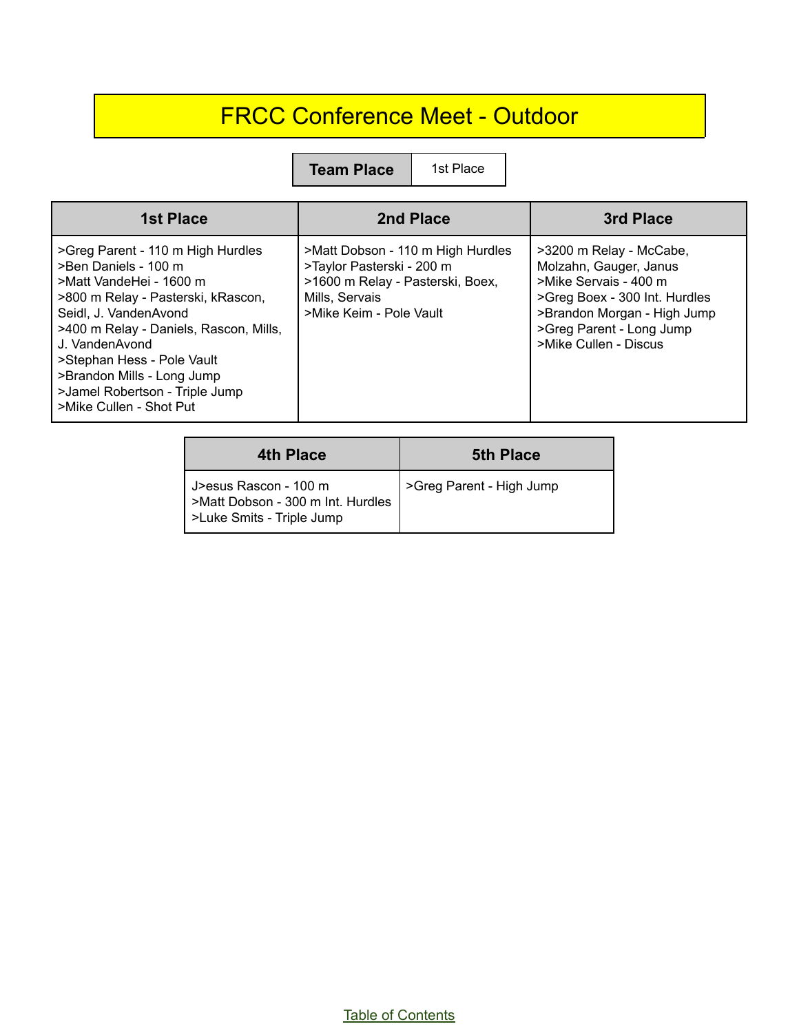# FRCC Conference Meet - Outdoor

| Team Place | 1st Place |
|---|---|

| 1st Place | 2nd Place | 3rd Place |
|---|---|---|
| >Greg Parent - 110 m High Hurdles<br>>Ben Daniels - 100 m<br>>Matt VandeHei - 1600 m<br>>800 m Relay - Pasterski, kRascon, Seidl, J. VandenAvond<br>>400 m Relay - Daniels, Rascon, Mills, J. VandenAvond<br>>Stephan Hess - Pole Vault<br>>Brandon Mills - Long Jump<br>>Jamel Robertson - Triple Jump<br>>Mike Cullen - Shot Put | >Matt Dobson - 110 m High Hurdles<br>>Taylor Pasterski - 200 m<br>>1600 m Relay - Pasterski, Boex, Mills, Servais<br>>Mike Keim - Pole Vault | >3200 m Relay - McCabe, Molzahn, Gauger, Janus<br>>Mike Servais - 400 m<br>>Greg Boex - 300 Int. Hurdles<br>>Brandon Morgan - High Jump<br>>Greg Parent - Long Jump<br>>Mike Cullen - Discus |

| 4th Place | 5th Place |
|---|---|
| J>esus Rascon - 100 m<br>>Matt Dobson - 300 m Int. Hurdles<br>>Luke Smits - Triple Jump | >Greg Parent - High Jump |

Table of Contents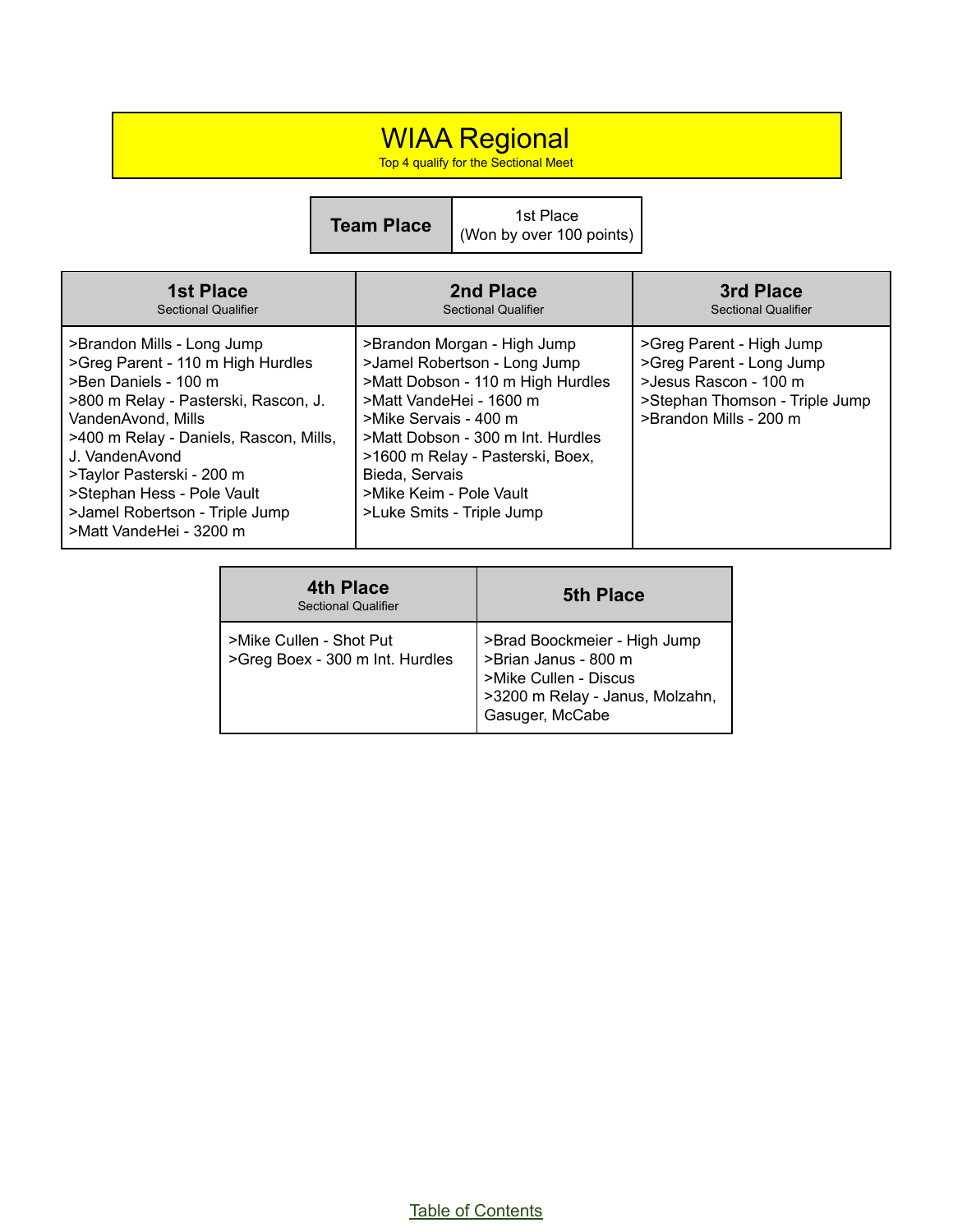# WIAA Regional

Top 4 qualify for the Sectional Meet

| Team Place | 1st Place (Won by over 100 points) |
|---|---|

| 1st Place<br>Sectional Qualifier | 2nd Place<br>Sectional Qualifier | 3rd Place<br>Sectional Qualifier |
|---|---|---|
| >Brandon Mills - Long Jump<br>>Greg Parent - 110 m High Hurdles<br>>Ben Daniels - 100 m<br>>800 m Relay - Pasterski, Rascon, J. VandenAvond, Mills<br>>400 m Relay - Daniels, Rascon, Mills, J. VandenAvond<br>>Taylor Pasterski - 200 m<br>>Stephan Hess - Pole Vault<br>>Jamel Robertson - Triple Jump<br>>Matt VandeHei - 3200 m | >Brandon Morgan - High Jump<br>>Jamel Robertson - Long Jump<br>>Matt Dobson - 110 m High Hurdles<br>>Matt VandeHei - 1600 m<br>>Mike Servais - 400 m<br>>Matt Dobson - 300 m Int. Hurdles<br>>1600 m Relay - Pasterski, Boex, Bieda, Servais<br>>Mike Keim - Pole Vault<br>>Luke Smits - Triple Jump | >Greg Parent - High Jump<br>>Greg Parent - Long Jump<br>>Jesus Rascon - 100 m<br>>Stephan Thomson - Triple Jump<br>>Brandon Mills - 200 m |

| 4th Place<br>Sectional Qualifier | 5th Place |
|---|---|
| >Mike Cullen - Shot Put<br>>Greg Boex - 300 m Int. Hurdles | >Brad Boockmeier - High Jump<br>>Brian Janus - 800 m<br>>Mike Cullen - Discus<br>>3200 m Relay - Janus, Molzahn, Gasuger, McCabe |

Table of Contents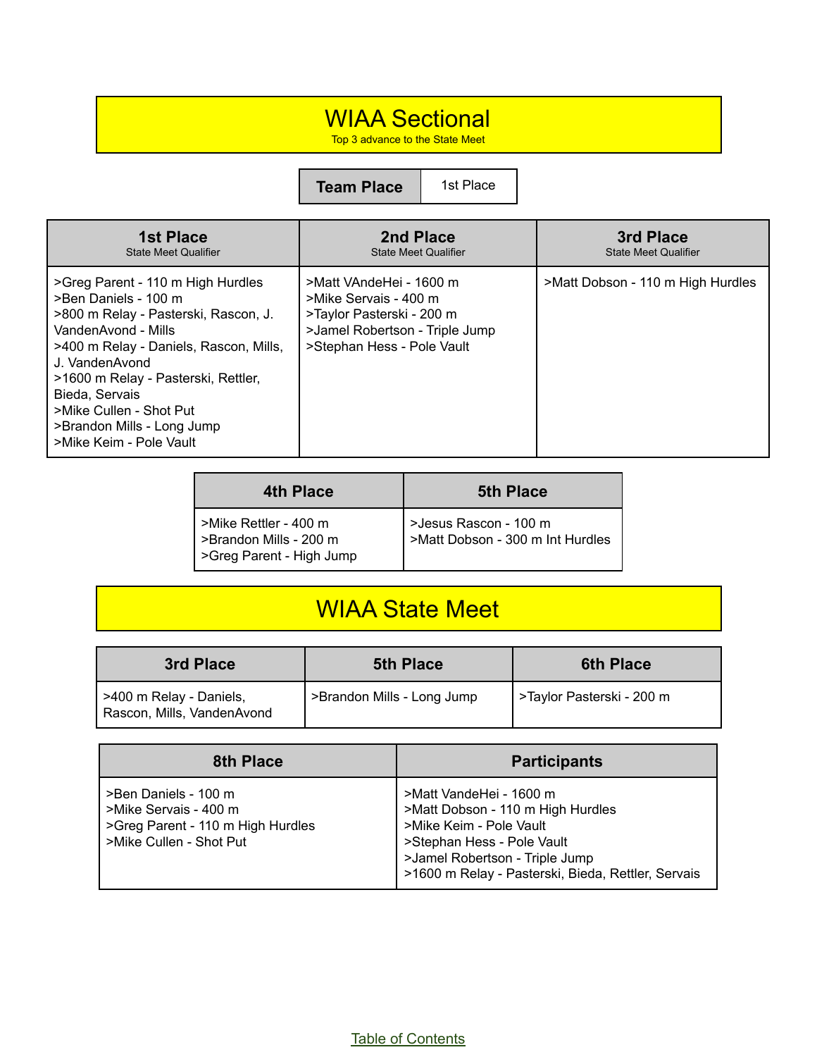# WIAA Sectional

Top 3 advance to the State Meet

| Team Place | 1st Place |
|---|---|

| 1st Place<br>State Meet Qualifier | 2nd Place<br>State Meet Qualifier | 3rd Place<br>State Meet Qualifier |
|---|---|---|
| >Greg Parent - 110 m High Hurdles<br>>Ben Daniels - 100 m<br>>800 m Relay - Pasterski, Rascon, J. VandenAvond - Mills<br>>400 m Relay - Daniels, Rascon, Mills, J. VandenAvond<br>>1600 m Relay - Pasterski, Rettler, Bieda, Servais<br>>Mike Cullen - Shot Put<br>>Brandon Mills - Long Jump<br>>Mike Keim - Pole Vault | >Matt VAndeHei - 1600 m<br>>Mike Servais - 400 m<br>>Taylor Pasterski - 200 m<br>>Jamel Robertson - Triple Jump<br>>Stephan Hess - Pole Vault | >Matt Dobson - 110 m High Hurdles |

| 4th Place | 5th Place |
|---|---|
| >Mike Rettler - 400 m<br>>Brandon Mills - 200 m<br>>Greg Parent - High Jump | >Jesus Rascon - 100 m<br>>Matt Dobson - 300 m Int Hurdles |

# WIAA State Meet

| 3rd Place | 5th Place | 6th Place |
|---|---|---|
| >400 m Relay - Daniels, Rascon, Mills, VandenAvond | >Brandon Mills - Long Jump | >Taylor Pasterski - 200 m |

| 8th Place | Participants |
|---|---|
| >Ben Daniels - 100 m<br>>Mike Servais - 400 m<br>>Greg Parent - 110 m High Hurdles<br>>Mike Cullen - Shot Put | >Matt VandeHei - 1600 m<br>>Matt Dobson - 110 m High Hurdles<br>>Mike Keim - Pole Vault<br>>Stephan Hess - Pole Vault<br>>Jamel Robertson - Triple Jump<br>>1600 m Relay - Pasterski, Bieda, Rettler, Servais |

Table of Contents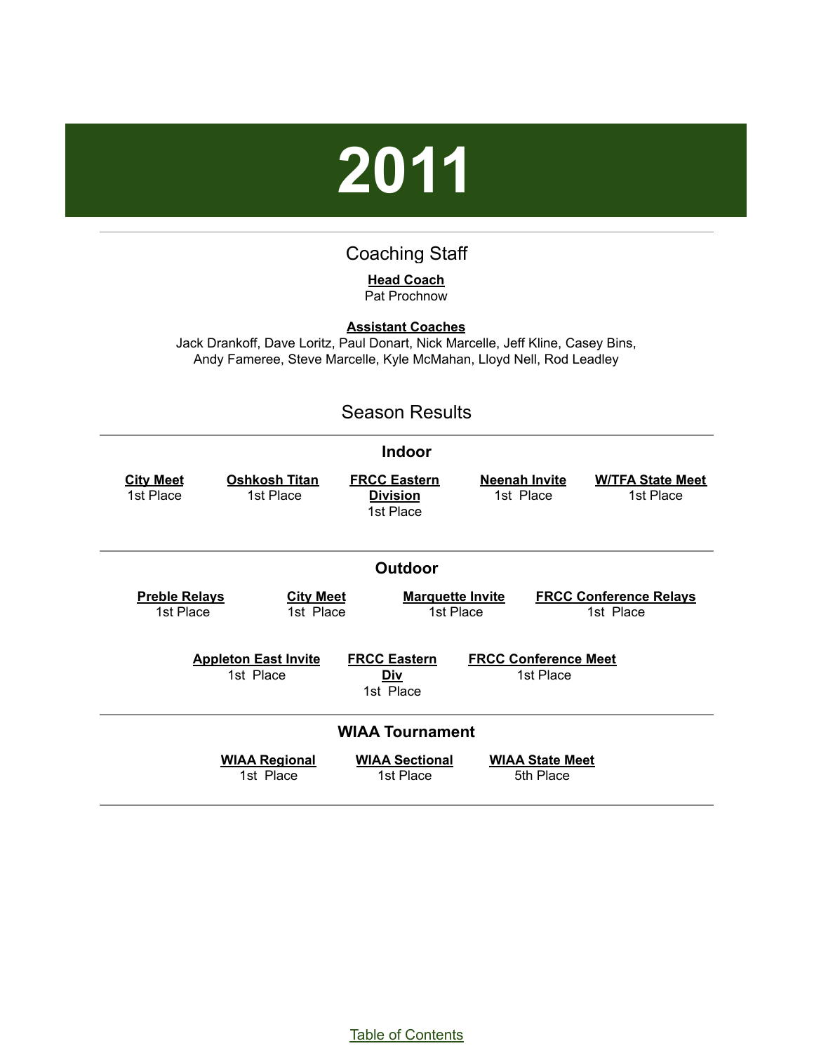# 2011

## Coaching Staff

**Head Coach**
Pat Prochnow

**Assistant Coaches**
Jack Drankoff, Dave Loritz, Paul Donart, Nick Marcelle, Jeff Kline, Casey Bins, Andy Fameree, Steve Marcelle, Kyle McMahan, Lloyd Nell, Rod Leadley

## Season Results

### Indoor

| City Meet | Oshkosh Titan | FRCC Eastern Division | Neenah Invite | W/TFA State Meet |
|---|---|---|---|---|
| 1st Place | 1st Place | 1st Place | 1st Place | 1st Place |

### Outdoor

| Preble Relays | City Meet | Marquette Invite | FRCC Conference Relays |
|---|---|---|---|
| 1st Place | 1st Place | 1st Place | 1st Place |

| Appleton East Invite | FRCC Eastern Div | FRCC Conference Meet |
|---|---|---|
| 1st Place | 1st Place | 1st Place |

### WIAA Tournament

| WIAA Regional | WIAA Sectional | WIAA State Meet |
|---|---|---|
| 1st Place | 1st Place | 5th Place |

Table of Contents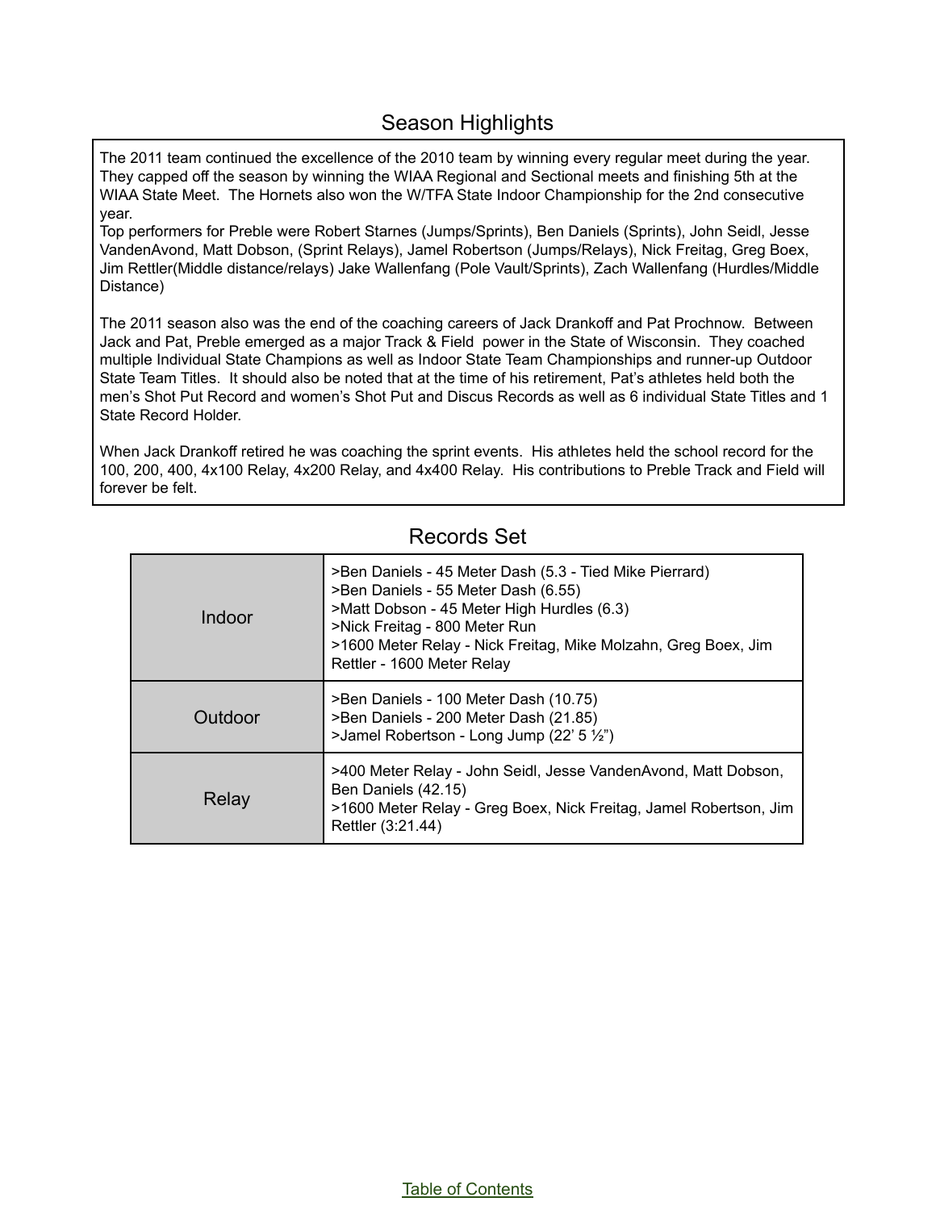## Season Highlights

The 2011 team continued the excellence of the 2010 team by winning every regular meet during the year. They capped off the season by winning the WIAA Regional and Sectional meets and finishing 5th at the WIAA State Meet. The Hornets also won the W/TFA State Indoor Championship for the 2nd consecutive year.
Top performers for Preble were Robert Starnes (Jumps/Sprints), Ben Daniels (Sprints), John Seidl, Jesse VandenAvond, Matt Dobson, (Sprint Relays), Jamel Robertson (Jumps/Relays), Nick Freitag, Greg Boex, Jim Rettler(Middle distance/relays) Jake Wallenfang (Pole Vault/Sprints), Zach Wallenfang (Hurdles/Middle Distance)

The 2011 season also was the end of the coaching careers of Jack Drankoff and Pat Prochnow. Between Jack and Pat, Preble emerged as a major Track & Field power in the State of Wisconsin. They coached multiple Individual State Champions as well as Indoor State Team Championships and runner-up Outdoor State Team Titles. It should also be noted that at the time of his retirement, Pat's athletes held both the men's Shot Put Record and women's Shot Put and Discus Records as well as 6 individual State Titles and 1 State Record Holder.

When Jack Drankoff retired he was coaching the sprint events. His athletes held the school record for the 100, 200, 400, 4x100 Relay, 4x200 Relay, and 4x400 Relay. His contributions to Preble Track and Field will forever be felt.

## Records Set

| | |
|---|---|
| Indoor | >Ben Daniels - 45 Meter Dash (5.3 - Tied Mike Pierrard)<br>>Ben Daniels - 55 Meter Dash (6.55)<br>>Matt Dobson - 45 Meter High Hurdles (6.3)<br>>Nick Freitag - 800 Meter Run<br>>1600 Meter Relay - Nick Freitag, Mike Molzahn, Greg Boex, Jim Rettler - 1600 Meter Relay |
| Outdoor | >Ben Daniels - 100 Meter Dash (10.75)<br>>Ben Daniels - 200 Meter Dash (21.85)<br>>Jamel Robertson - Long Jump (22' 5 ½") |
| Relay | >400 Meter Relay - John Seidl, Jesse VandenAvond, Matt Dobson, Ben Daniels (42.15)<br>>1600 Meter Relay - Greg Boex, Nick Freitag, Jamel Robertson, Jim Rettler (3:21.44) |

Table of Contents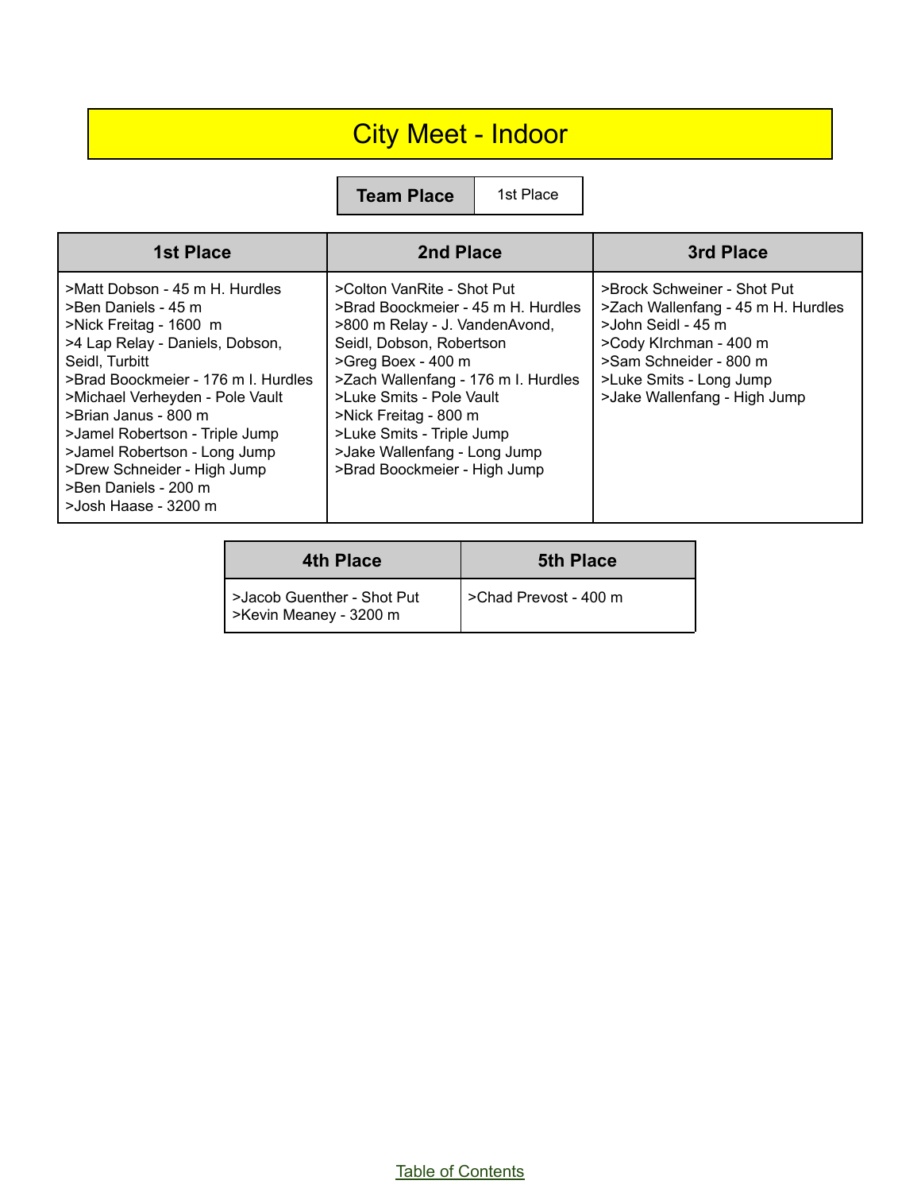# City Meet - Indoor

| Team Place | 1st Place |
| --- | --- |

| 1st Place | 2nd Place | 3rd Place |
| --- | --- | --- |
| >Matt Dobson - 45 m H. Hurdles<br>>Ben Daniels - 45 m<br>>Nick Freitag - 1600 m<br>>4 Lap Relay - Daniels, Dobson, Seidl, Turbitt<br>>Brad Boockmeier - 176 m I. Hurdles<br>>Michael Verheyden - Pole Vault<br>>Brian Janus - 800 m<br>>Jamel Robertson - Triple Jump<br>>Jamel Robertson - Long Jump<br>>Drew Schneider - High Jump<br>>Ben Daniels - 200 m<br>>Josh Haase - 3200 m | >Colton VanRite - Shot Put<br>>Brad Boockmeier - 45 m H. Hurdles<br>>800 m Relay - J. VandenAvond, Seidl, Dobson, Robertson<br>>Greg Boex - 400 m<br>>Zach Wallenfang - 176 m I. Hurdles<br>>Luke Smits - Pole Vault<br>>Nick Freitag - 800 m<br>>Luke Smits - Triple Jump<br>>Jake Wallenfang - Long Jump<br>>Brad Boockmeier - High Jump | >Brock Schweiner - Shot Put<br>>Zach Wallenfang - 45 m H. Hurdles<br>>John Seidl - 45 m<br>>Cody KIrchman - 400 m<br>>Sam Schneider - 800 m<br>>Luke Smits - Long Jump<br>>Jake Wallenfang - High Jump |

| 4th Place | 5th Place |
| --- | --- |
| >Jacob Guenther - Shot Put<br>>Kevin Meaney - 3200 m | >Chad Prevost - 400 m |

Table of Contents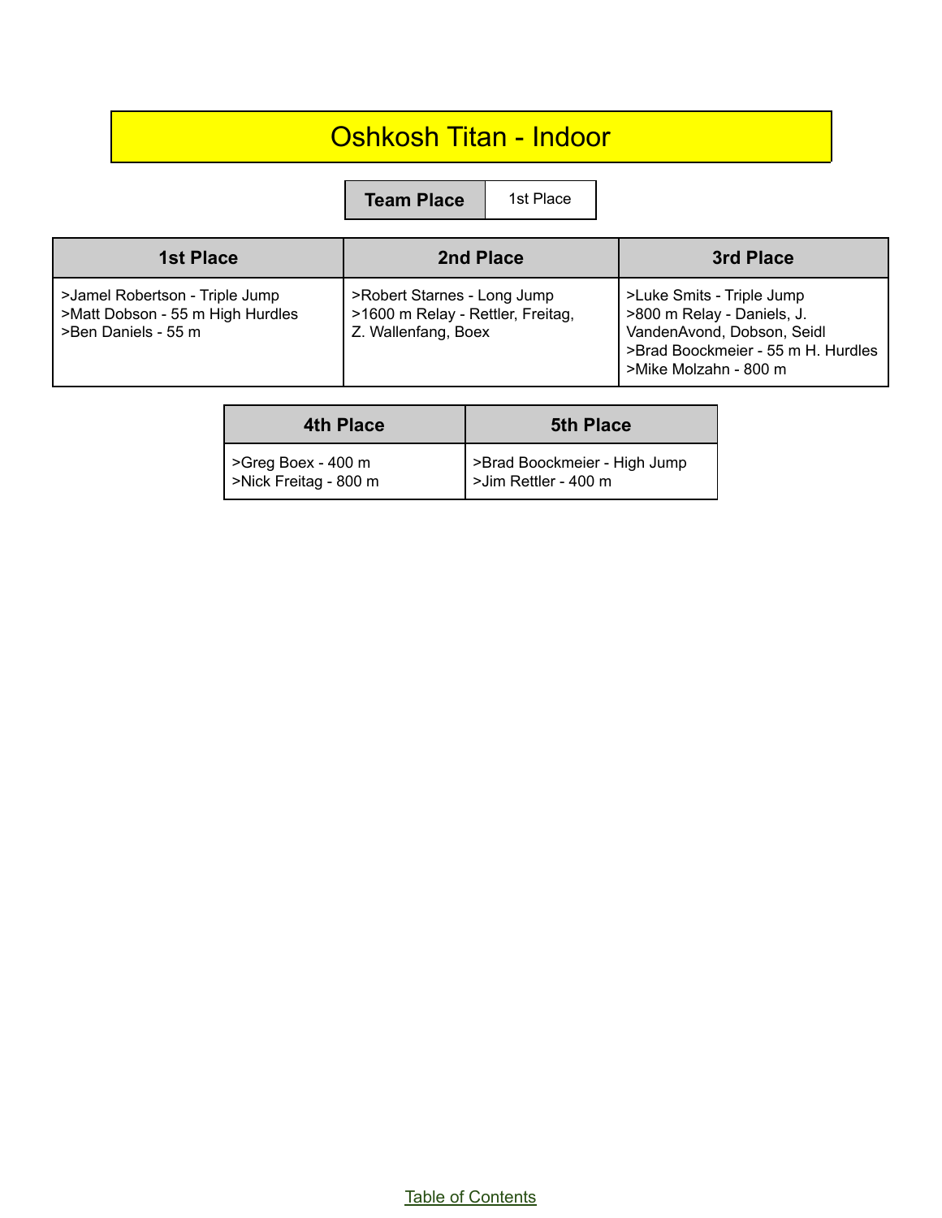# Oshkosh Titan - Indoor

| Team Place | 1st Place |
|---|---|

| 1st Place | 2nd Place | 3rd Place |
|---|---|---|
| >Jamel Robertson - Triple Jump<br>>Matt Dobson - 55 m High Hurdles<br>>Ben Daniels - 55 m | >Robert Starnes - Long Jump<br>>1600 m Relay - Rettler, Freitag, Z. Wallenfang, Boex | >Luke Smits - Triple Jump<br>>800 m Relay - Daniels, J. VandenAvond, Dobson, Seidl<br>>Brad Boockmeier - 55 m H. Hurdles<br>>Mike Molzahn - 800 m |

| 4th Place | 5th Place |
|---|---|
| >Greg Boex - 400 m<br>>Nick Freitag - 800 m | >Brad Boockmeier - High Jump<br>>Jim Rettler - 400 m |

Table of Contents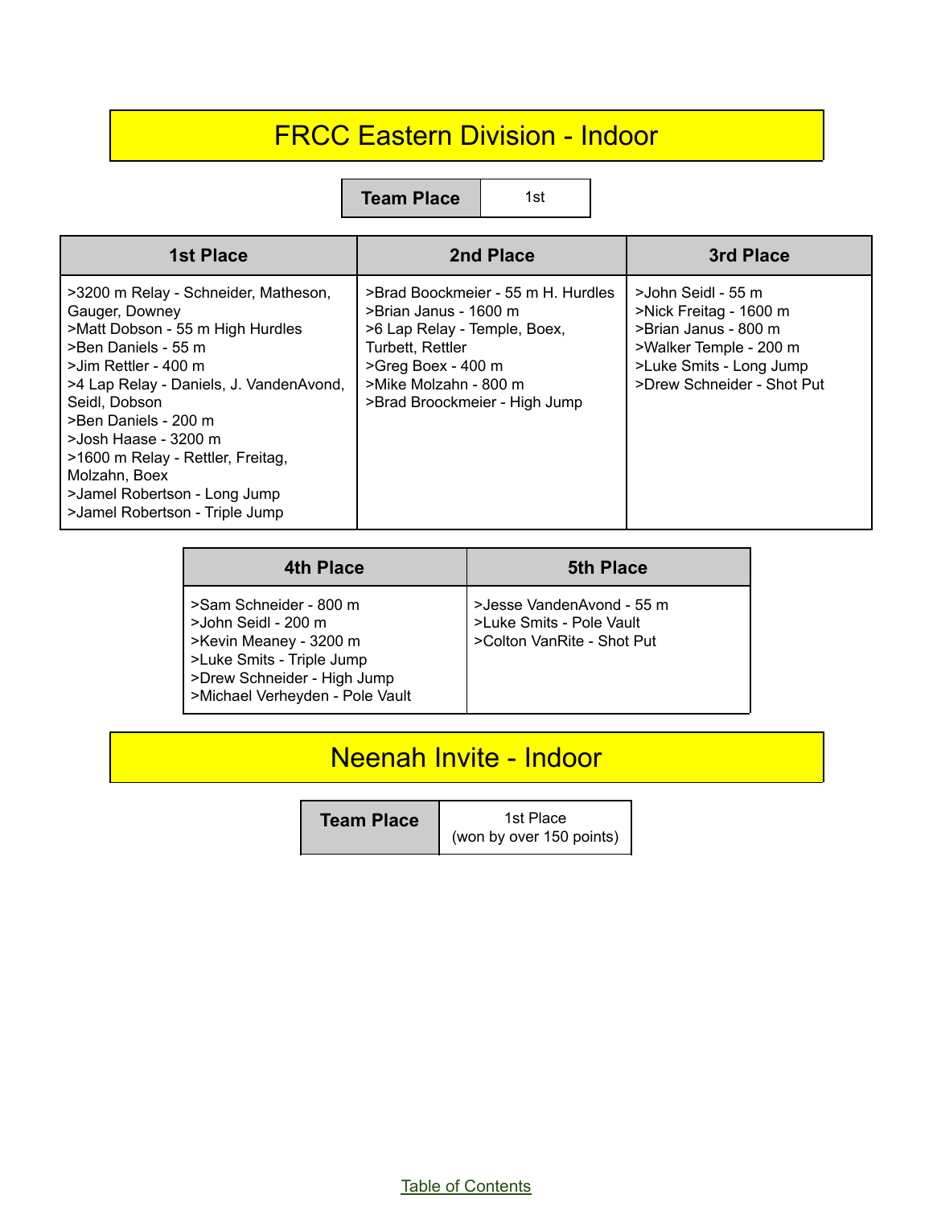# FRCC Eastern Division - Indoor

| Team Place | 1st |
|---|---|

| 1st Place | 2nd Place | 3rd Place |
|---|---|---|
| >3200 m Relay - Schneider, Matheson, Gauger, Downey<br>>Matt Dobson - 55 m High Hurdles<br>>Ben Daniels - 55 m<br>>Jim Rettler - 400 m<br>>4 Lap Relay - Daniels, J. VandenAvond, Seidl, Dobson<br>>Ben Daniels - 200 m<br>>Josh Haase - 3200 m<br>>1600 m Relay - Rettler, Freitag, Molzahn, Boex<br>>Jamel Robertson - Long Jump<br>>Jamel Robertson - Triple Jump | >Brad Boockmeier - 55 m H. Hurdles<br>>Brian Janus - 1600 m<br>>6 Lap Relay - Temple, Boex, Turbett, Rettler<br>>Greg Boex - 400 m<br>>Mike Molzahn - 800 m<br>>Brad Broockmeier - High Jump | >John Seidl - 55 m<br>>Nick Freitag - 1600 m<br>>Brian Janus - 800 m<br>>Walker Temple - 200 m<br>>Luke Smits - Long Jump<br>>Drew Schneider - Shot Put |

| 4th Place | 5th Place |
|---|---|
| >Sam Schneider - 800 m<br>>John Seidl - 200 m<br>>Kevin Meaney - 3200 m<br>>Luke Smits - Triple Jump<br>>Drew Schneider - High Jump<br>>Michael Verheyden - Pole Vault | >Jesse VandenAvond - 55 m<br>>Luke Smits - Pole Vault<br>>Colton VanRite - Shot Put |

# Neenah Invite - Indoor

| Team Place | 1st Place<br>(won by over 150 points) |
|---|---|

Table of Contents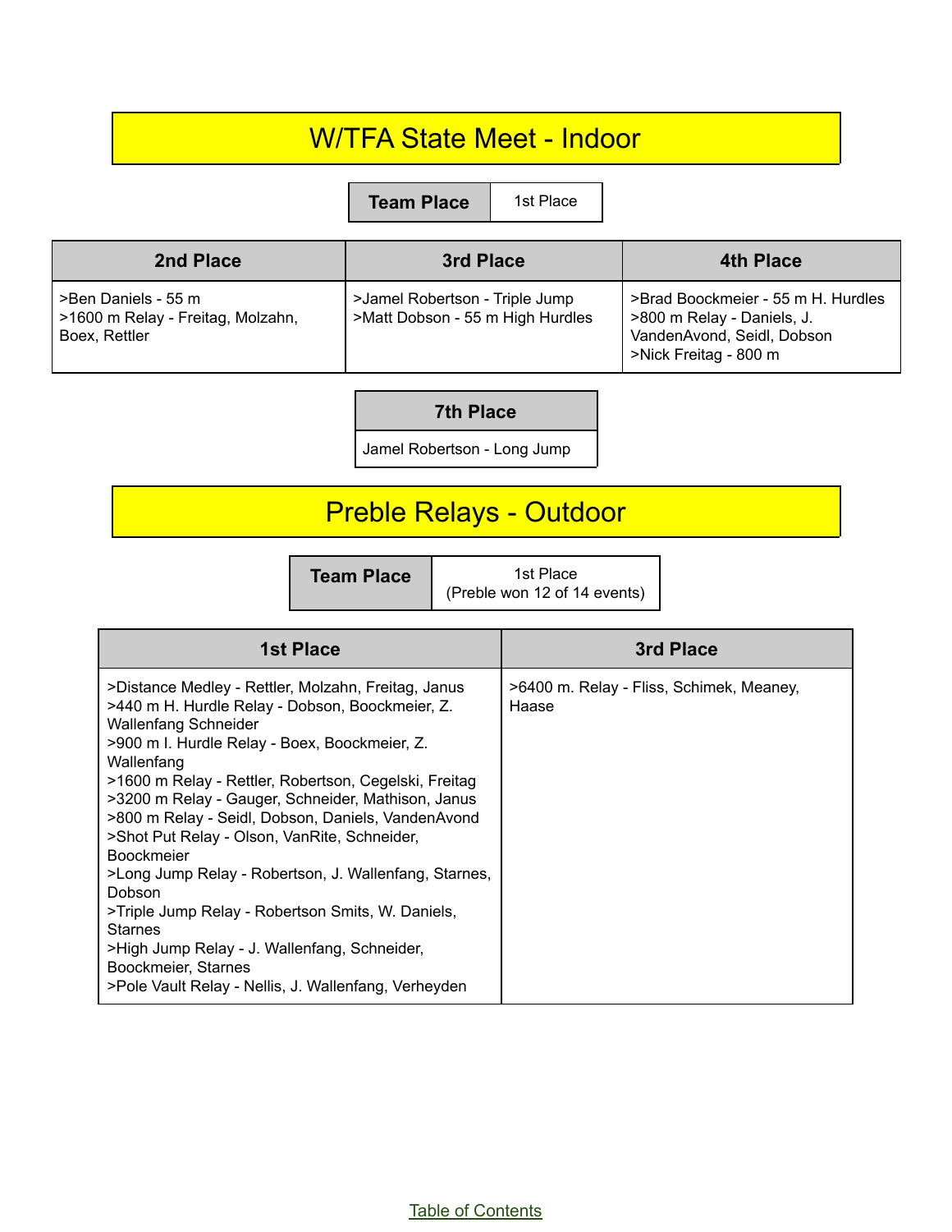# W/TFA State Meet - Indoor

| Team Place | 1st Place |
|---|---|

| 2nd Place | 3rd Place | 4th Place |
|---|---|---|
| >Ben Daniels - 55 m<br>>1600 m Relay - Freitag, Molzahn, Boex, Rettler | >Jamel Robertson - Triple Jump<br>>Matt Dobson - 55 m High Hurdles | >Brad Boockmeier - 55 m H. Hurdles<br>>800 m Relay - Daniels, J. VandenAvond, Seidl, Dobson<br>>Nick Freitag - 800 m |

| 7th Place |
|---|
| Jamel Robertson - Long Jump |

# Preble Relays - Outdoor

| Team Place | 1st Place (Preble won 12 of 14 events) |
|---|---|

| 1st Place | 3rd Place |
|---|---|
| >Distance Medley - Rettler, Molzahn, Freitag, Janus<br>>440 m H. Hurdle Relay - Dobson, Boockmeier, Z. Wallenfang Schneider<br>>900 m I. Hurdle Relay - Boex, Boockmeier, Z. Wallenfang<br>>1600 m Relay - Rettler, Robertson, Cegelski, Freitag<br>>3200 m Relay - Gauger, Schneider, Mathison, Janus<br>>800 m Relay - Seidl, Dobson, Daniels, VandenAvond<br>>Shot Put Relay - Olson, VanRite, Schneider, Boockmeier<br>>Long Jump Relay - Robertson, J. Wallenfang, Starnes, Dobson<br>>Triple Jump Relay - Robertson Smits, W. Daniels, Starnes<br>>High Jump Relay - J. Wallenfang, Schneider, Boockmeier, Starnes<br>>Pole Vault Relay - Nellis, J. Wallenfang, Verheyden | >6400 m. Relay - Fliss, Schimek, Meaney, Haase |

Table of Contents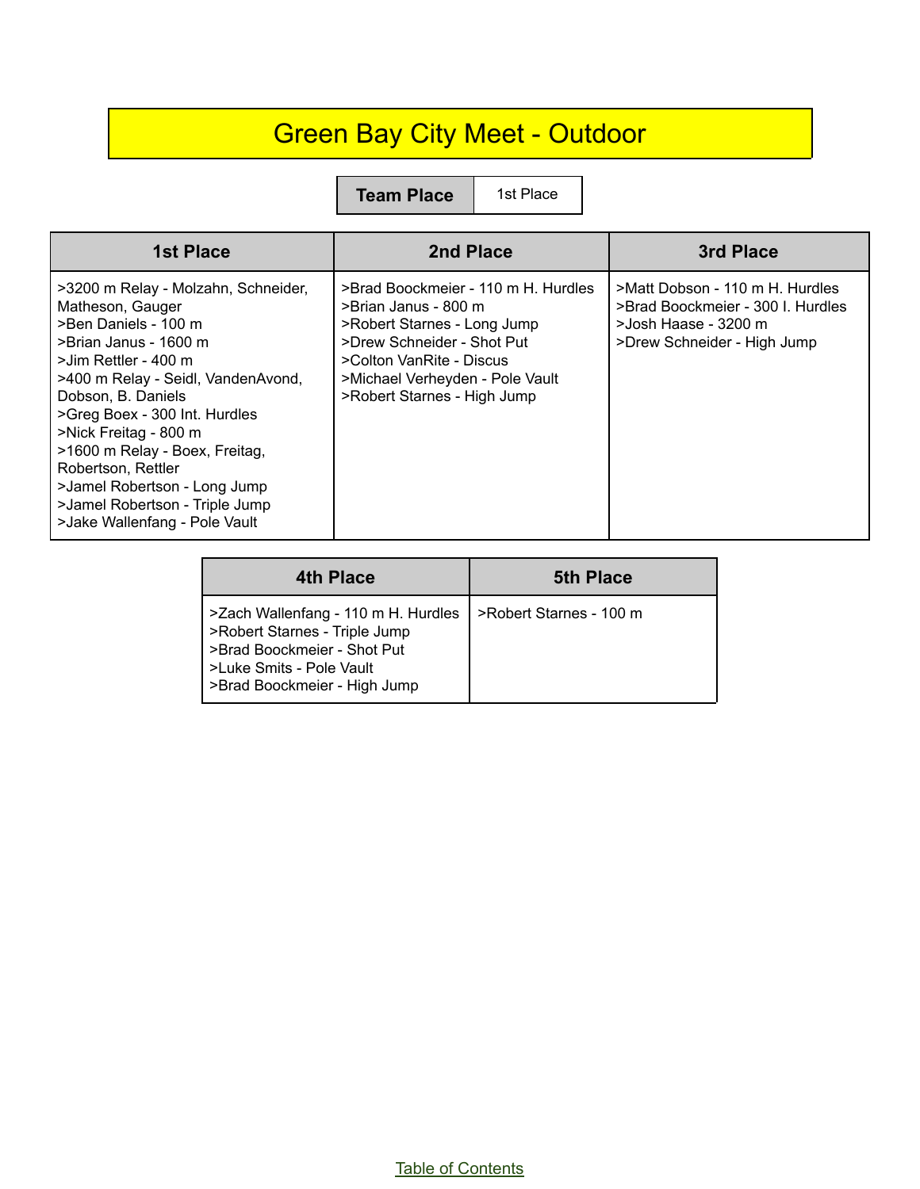# Green Bay City Meet - Outdoor

| Team Place | 1st Place |
| --- | --- |

| 1st Place | 2nd Place | 3rd Place |
| --- | --- | --- |
| >3200 m Relay - Molzahn, Schneider, Matheson, Gauger<br>>Ben Daniels - 100 m<br>>Brian Janus - 1600 m<br>>Jim Rettler - 400 m<br>>400 m Relay - Seidl, VandenAvond, Dobson, B. Daniels<br>>Greg Boex - 300 Int. Hurdles<br>>Nick Freitag - 800 m<br>>1600 m Relay - Boex, Freitag, Robertson, Rettler<br>>Jamel Robertson - Long Jump<br>>Jamel Robertson - Triple Jump<br>>Jake Wallenfang - Pole Vault | >Brad Boockmeier - 110 m H. Hurdles<br>>Brian Janus - 800 m<br>>Robert Starnes - Long Jump<br>>Drew Schneider - Shot Put<br>>Colton VanRite - Discus<br>>Michael Verheyden - Pole Vault<br>>Robert Starnes - High Jump | >Matt Dobson - 110 m H. Hurdles<br>>Brad Boockmeier - 300 I. Hurdles<br>>Josh Haase - 3200 m<br>>Drew Schneider - High Jump |

| 4th Place | 5th Place |
| --- | --- |
| >Zach Wallenfang - 110 m H. Hurdles<br>>Robert Starnes - Triple Jump<br>>Brad Boockmeier - Shot Put<br>>Luke Smits - Pole Vault<br>>Brad Boockmeier - High Jump | >Robert Starnes - 100 m |

Table of Contents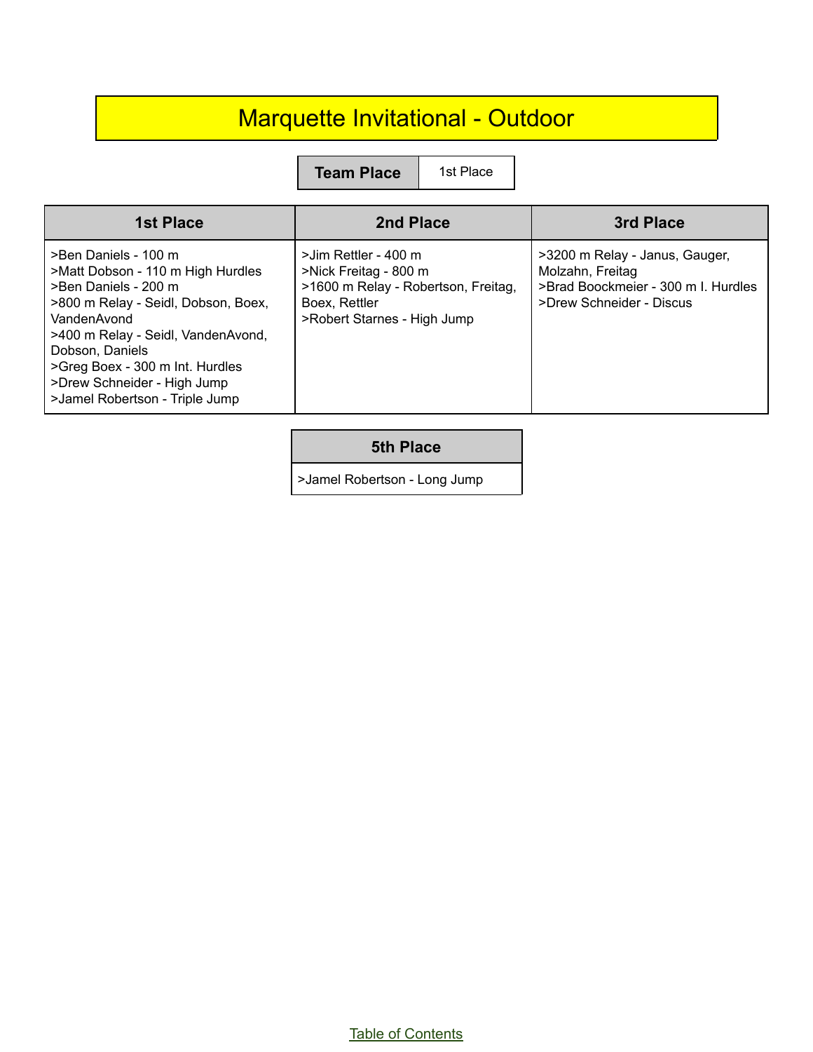# Marquette Invitational - Outdoor

| Team Place | 1st Place |
|---|---|

| 1st Place | 2nd Place | 3rd Place |
|---|---|---|
| >Ben Daniels - 100 m<br>>Matt Dobson - 110 m High Hurdles<br>>Ben Daniels - 200 m<br>>800 m Relay - Seidl, Dobson, Boex, VandenAvond<br>>400 m Relay - Seidl, VandenAvond, Dobson, Daniels<br>>Greg Boex - 300 m Int. Hurdles<br>>Drew Schneider - High Jump<br>>Jamel Robertson - Triple Jump | >Jim Rettler - 400 m<br>>Nick Freitag - 800 m<br>>1600 m Relay - Robertson, Freitag, Boex, Rettler<br>>Robert Starnes - High Jump | >3200 m Relay - Janus, Gauger, Molzahn, Freitag<br>>Brad Boockmeier - 300 m I. Hurdles<br>>Drew Schneider - Discus |

| 5th Place |
|---|
| >Jamel Robertson - Long Jump |

Table of Contents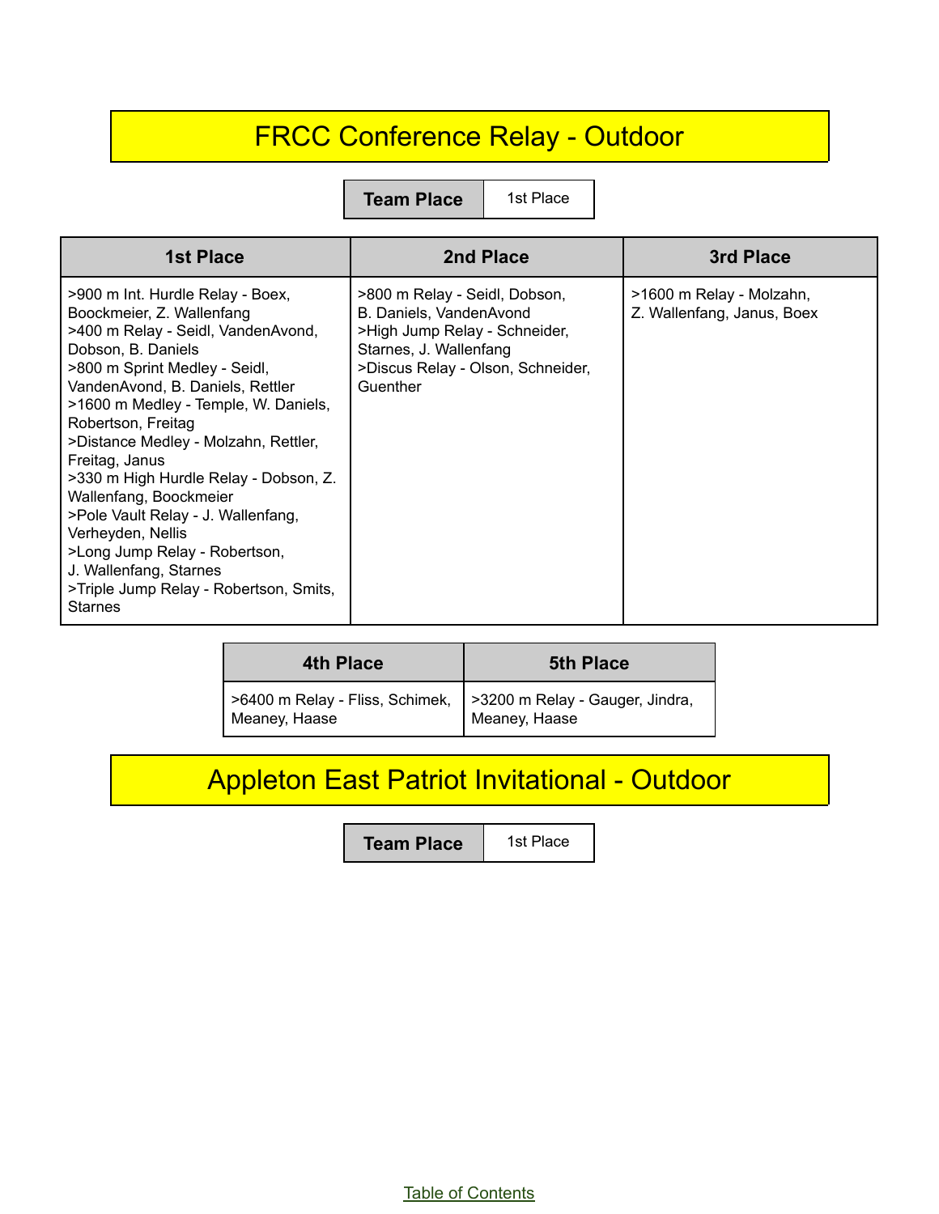# FRCC Conference Relay - Outdoor

| Team Place | 1st Place |
|---|---|

| 1st Place | 2nd Place | 3rd Place |
|---|---|---|
| >900 m Int. Hurdle Relay - Boex, Boockmeier, Z. Wallenfang<br>>400 m Relay - Seidl, VandenAvond, Dobson, B. Daniels<br>>800 m Sprint Medley - Seidl, VandenAvond, B. Daniels, Rettler<br>>1600 m Medley - Temple, W. Daniels, Robertson, Freitag<br>>Distance Medley - Molzahn, Rettler, Freitag, Janus<br>>330 m High Hurdle Relay - Dobson, Z. Wallenfang, Boockmeier<br>>Pole Vault Relay - J. Wallenfang, Verheyden, Nellis<br>>Long Jump Relay - Robertson, J. Wallenfang, Starnes<br>>Triple Jump Relay - Robertson, Smits, Starnes | >800 m Relay - Seidl, Dobson, B. Daniels, VandenAvond<br>>High Jump Relay - Schneider, Starnes, J. Wallenfang<br>>Discus Relay - Olson, Schneider, Guenther | >1600 m Relay - Molzahn, Z. Wallenfang, Janus, Boex |

| 4th Place | 5th Place |
|---|---|
| >6400 m Relay - Fliss, Schimek, Meaney, Haase | >3200 m Relay - Gauger, Jindra, Meaney, Haase |

# Appleton East Patriot Invitational - Outdoor

| Team Place | 1st Place |
|---|---|

Table of Contents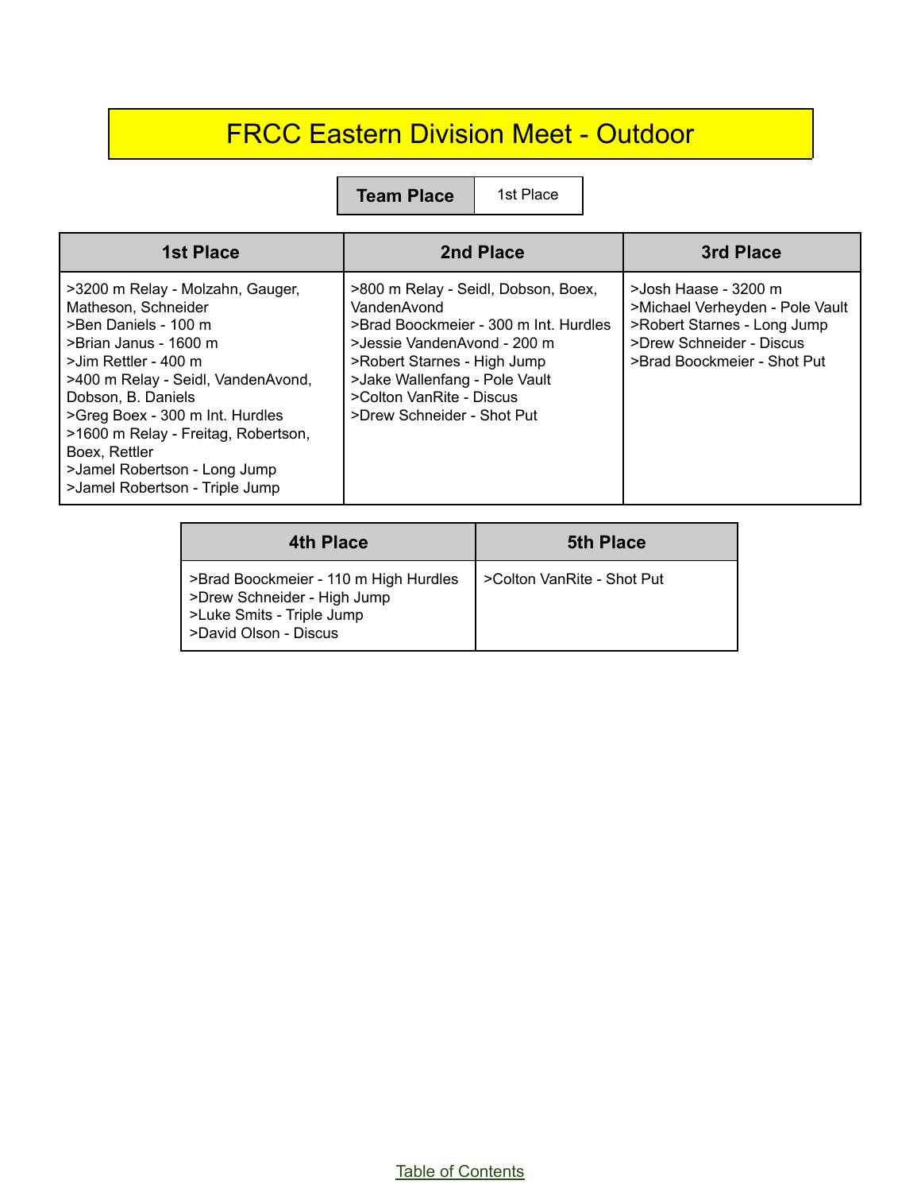# FRCC Eastern Division Meet - Outdoor

| Team Place | 1st Place |
| --- | --- |

| 1st Place | 2nd Place | 3rd Place |
| --- | --- | --- |
| >3200 m Relay - Molzahn, Gauger, Matheson, Schneider<br>>Ben Daniels - 100 m<br>>Brian Janus - 1600 m<br>>Jim Rettler - 400 m<br>>400 m Relay - Seidl, VandenAvond, Dobson, B. Daniels<br>>Greg Boex - 300 m Int. Hurdles<br>>1600 m Relay - Freitag, Robertson, Boex, Rettler<br>>Jamel Robertson - Long Jump<br>>Jamel Robertson - Triple Jump | >800 m Relay - Seidl, Dobson, Boex, VandenAvond<br>>Brad Boockmeier - 300 m Int. Hurdles<br>>Jessie VandenAvond - 200 m<br>>Robert Starnes - High Jump<br>>Jake Wallenfang - Pole Vault<br>>Colton VanRite - Discus<br>>Drew Schneider - Shot Put | >Josh Haase - 3200 m<br>>Michael Verheyden - Pole Vault<br>>Robert Starnes - Long Jump<br>>Drew Schneider - Discus<br>>Brad Boockmeier - Shot Put |

| 4th Place | 5th Place |
| --- | --- |
| >Brad Boockmeier - 110 m High Hurdles<br>>Drew Schneider - High Jump<br>>Luke Smits - Triple Jump<br>>David Olson - Discus | >Colton VanRite - Shot Put |

Table of Contents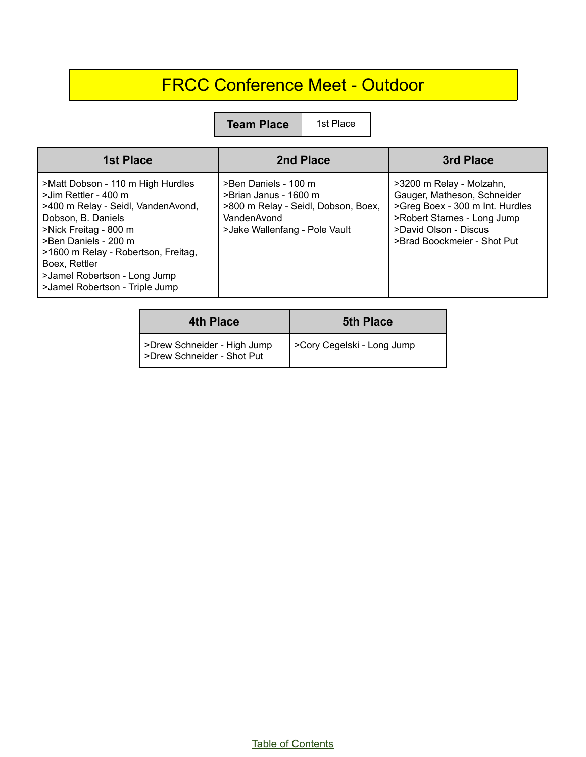# FRCC Conference Meet - Outdoor

| Team Place | 1st Place |
|---|---|

| 1st Place | 2nd Place | 3rd Place |
|---|---|---|
| >Matt Dobson - 110 m High Hurdles<br>>Jim Rettler - 400 m<br>>400 m Relay - Seidl, VandenAvond, Dobson, B. Daniels<br>>Nick Freitag - 800 m<br>>Ben Daniels - 200 m<br>>1600 m Relay - Robertson, Freitag, Boex, Rettler<br>>Jamel Robertson - Long Jump<br>>Jamel Robertson - Triple Jump | >Ben Daniels - 100 m<br>>Brian Janus - 1600 m<br>>800 m Relay - Seidl, Dobson, Boex, VandenAvond<br>>Jake Wallenfang - Pole Vault | >3200 m Relay - Molzahn, Gauger, Matheson, Schneider<br>>Greg Boex - 300 m Int. Hurdles<br>>Robert Starnes - Long Jump<br>>David Olson - Discus<br>>Brad Boockmeier - Shot Put |

| 4th Place | 5th Place |
|---|---|
| >Drew Schneider - High Jump<br>>Drew Schneider - Shot Put | >Cory Cegelski - Long Jump |

Table of Contents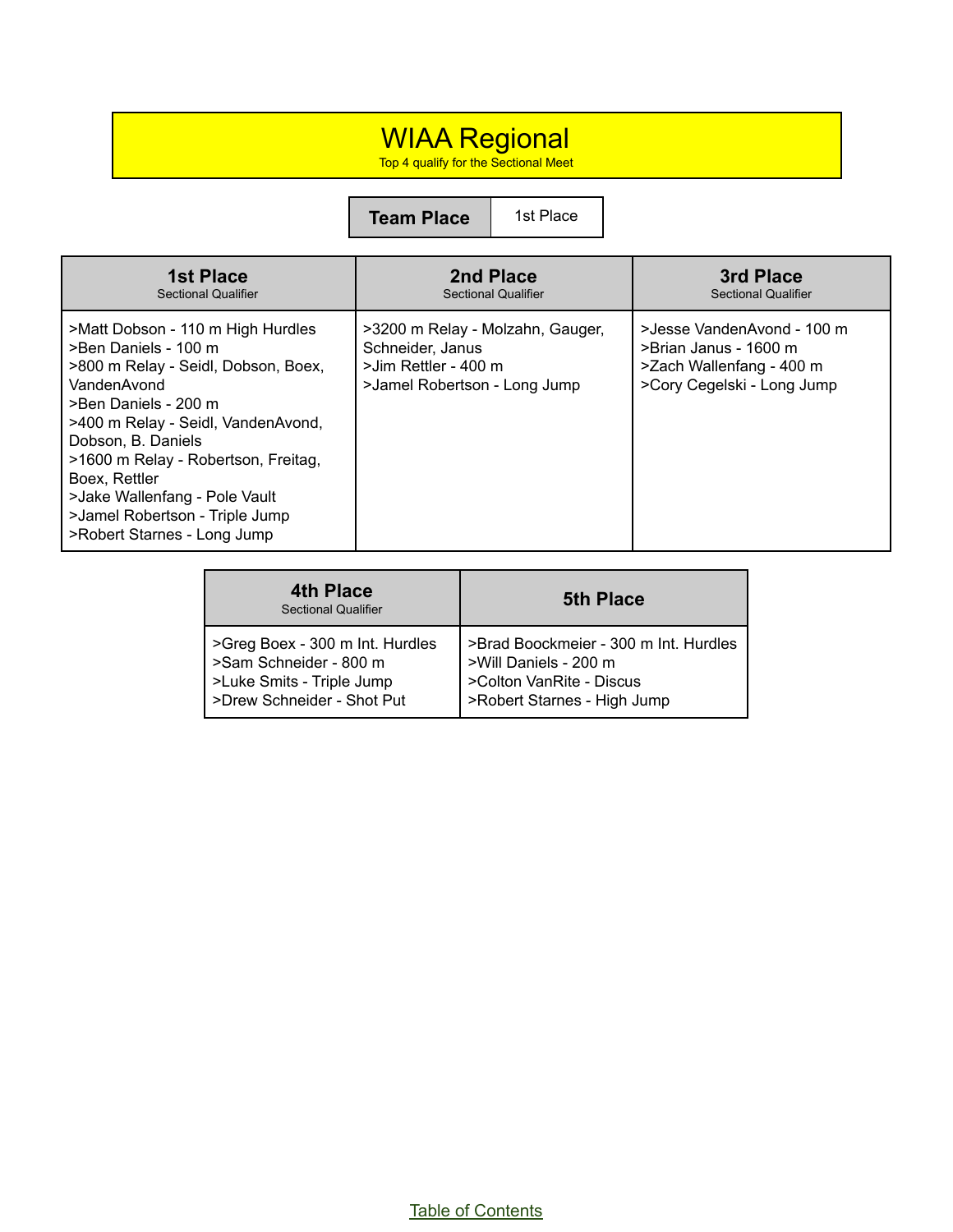# WIAA Regional

Top 4 qualify for the Sectional Meet

| Team Place | 1st Place |
| --- | --- |

| 1st Place<br>Sectional Qualifier | 2nd Place<br>Sectional Qualifier | 3rd Place<br>Sectional Qualifier |
| --- | --- | --- |
| >Matt Dobson - 110 m High Hurdles<br>>Ben Daniels - 100 m<br>>800 m Relay - Seidl, Dobson, Boex, VandenAvond<br>>Ben Daniels - 200 m<br>>400 m Relay - Seidl, VandenAvond, Dobson, B. Daniels<br>>1600 m Relay - Robertson, Freitag, Boex, Rettler<br>>Jake Wallenfang - Pole Vault<br>>Jamel Robertson - Triple Jump<br>>Robert Starnes - Long Jump | >3200 m Relay - Molzahn, Gauger, Schneider, Janus<br>>Jim Rettler - 400 m<br>>Jamel Robertson - Long Jump | >Jesse VandenAvond - 100 m<br>>Brian Janus - 1600 m<br>>Zach Wallenfang - 400 m<br>>Cory Cegelski - Long Jump |

| 4th Place<br>Sectional Qualifier | 5th Place |
| --- | --- |
| >Greg Boex - 300 m Int. Hurdles<br>>Sam Schneider - 800 m<br>>Luke Smits - Triple Jump<br>>Drew Schneider - Shot Put | >Brad Boockmeier - 300 m Int. Hurdles<br>>Will Daniels - 200 m<br>>Colton VanRite - Discus<br>>Robert Starnes - High Jump |

Table of Contents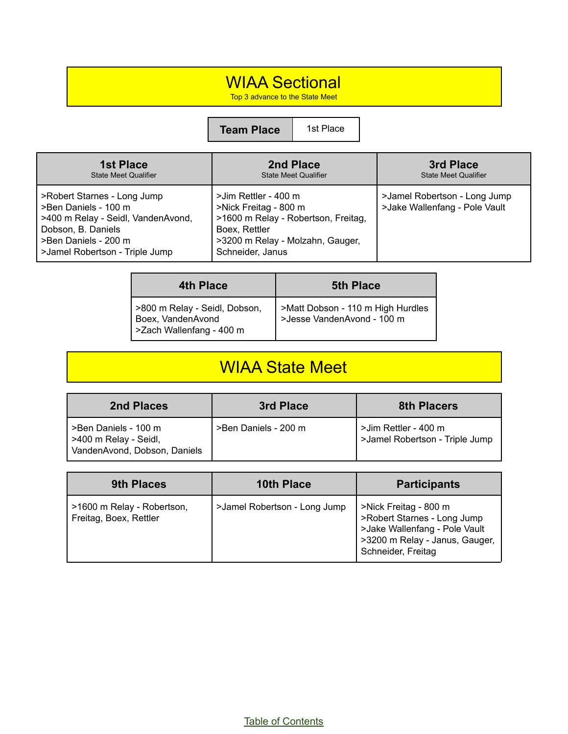# WIAA Sectional

Top 3 advance to the State Meet

| Team Place | 1st Place |
| --- | --- |

| 1st Place<br>State Meet Qualifier | 2nd Place<br>State Meet Qualifier | 3rd Place<br>State Meet Qualifier |
| --- | --- | --- |
| >Robert Starnes - Long Jump<br>>Ben Daniels - 100 m<br>>400 m Relay - Seidl, VandenAvond, Dobson, B. Daniels<br>>Ben Daniels - 200 m<br>>Jamel Robertson - Triple Jump | >Jim Rettler - 400 m<br>>Nick Freitag - 800 m<br>>1600 m Relay - Robertson, Freitag, Boex, Rettler<br>>3200 m Relay - Molzahn, Gauger, Schneider, Janus | >Jamel Robertson - Long Jump<br>>Jake Wallenfang - Pole Vault |

| 4th Place | 5th Place |
| --- | --- |
| >800 m Relay - Seidl, Dobson, Boex, VandenAvond<br>>Zach Wallenfang - 400 m | >Matt Dobson - 110 m High Hurdles<br>>Jesse VandenAvond - 100 m |

# WIAA State Meet

| 2nd Places | 3rd Place | 8th Placers |
| --- | --- | --- |
| >Ben Daniels - 100 m<br>>400 m Relay - Seidl, VandenAvond, Dobson, Daniels | >Ben Daniels - 200 m | >Jim Rettler - 400 m<br>>Jamel Robertson - Triple Jump |

| 9th Places | 10th Place | Participants |
| --- | --- | --- |
| >1600 m Relay - Robertson, Freitag, Boex, Rettler | >Jamel Robertson - Long Jump | >Nick Freitag - 800 m<br>>Robert Starnes - Long Jump<br>>Jake Wallenfang - Pole Vault<br>>3200 m Relay - Janus, Gauger, Schneider, Freitag |

Table of Contents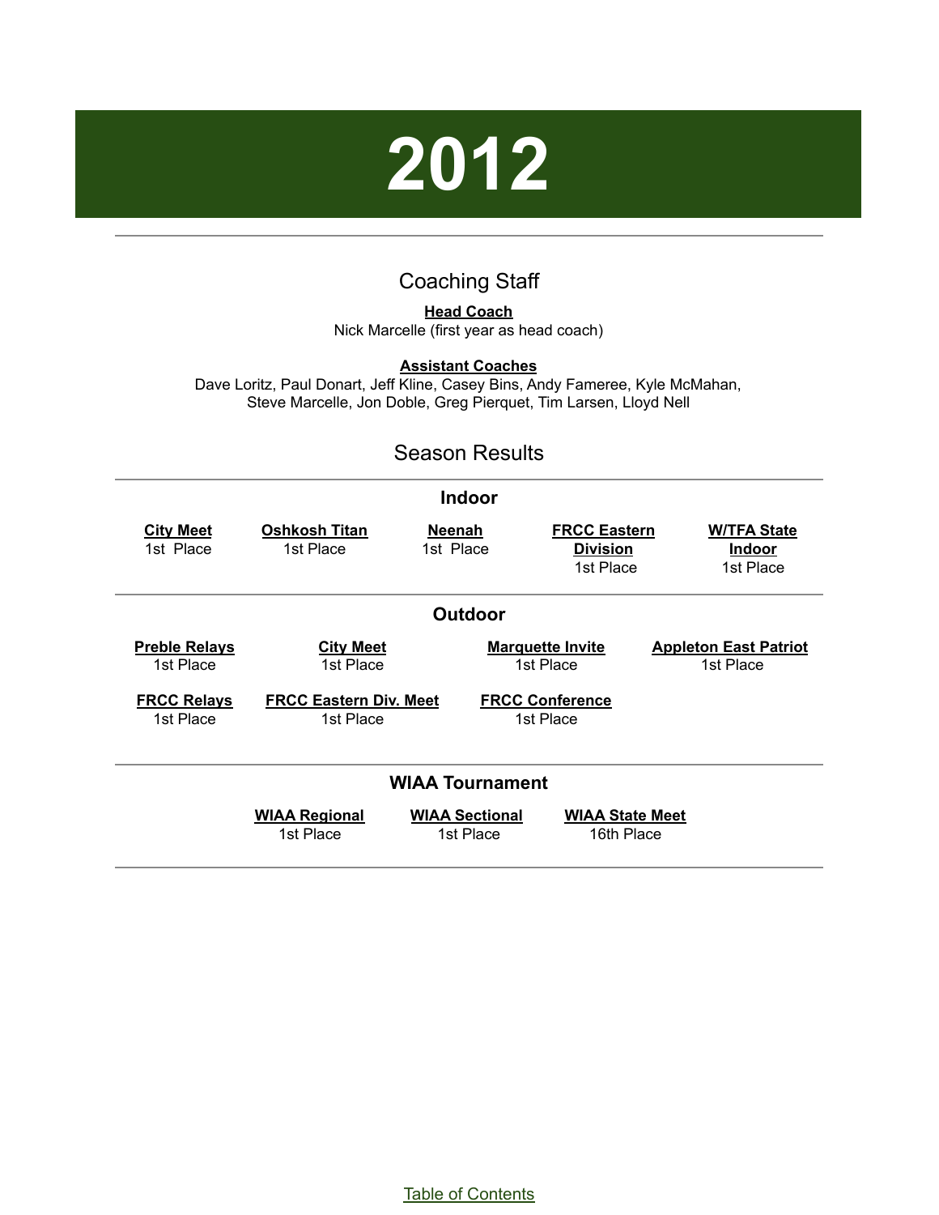# 2012

## Coaching Staff

**Head Coach**

Nick Marcelle (first year as head coach)

**Assistant Coaches**

Dave Loritz, Paul Donart, Jeff Kline, Casey Bins, Andy Fameree, Kyle McMahan, Steve Marcelle, Jon Doble, Greg Pierquet, Tim Larsen, Lloyd Nell

## Season Results

### Indoor

| City Meet | Oshkosh Titan | Neenah | FRCC Eastern Division | W/TFA State Indoor |
|---|---|---|---|---|
| 1st Place | 1st Place | 1st Place | 1st Place | 1st Place |

### Outdoor

| Preble Relays | City Meet | Marquette Invite | Appleton East Patriot |
|---|---|---|---|
| 1st Place | 1st Place | 1st Place | 1st Place |
| **FRCC Relays** | **FRCC Eastern Div. Meet** | **FRCC Conference** | |
| 1st Place | 1st Place | 1st Place | |

### WIAA Tournament

| WIAA Regional | WIAA Sectional | WIAA State Meet |
|---|---|---|
| 1st Place | 1st Place | 16th Place |

Table of Contents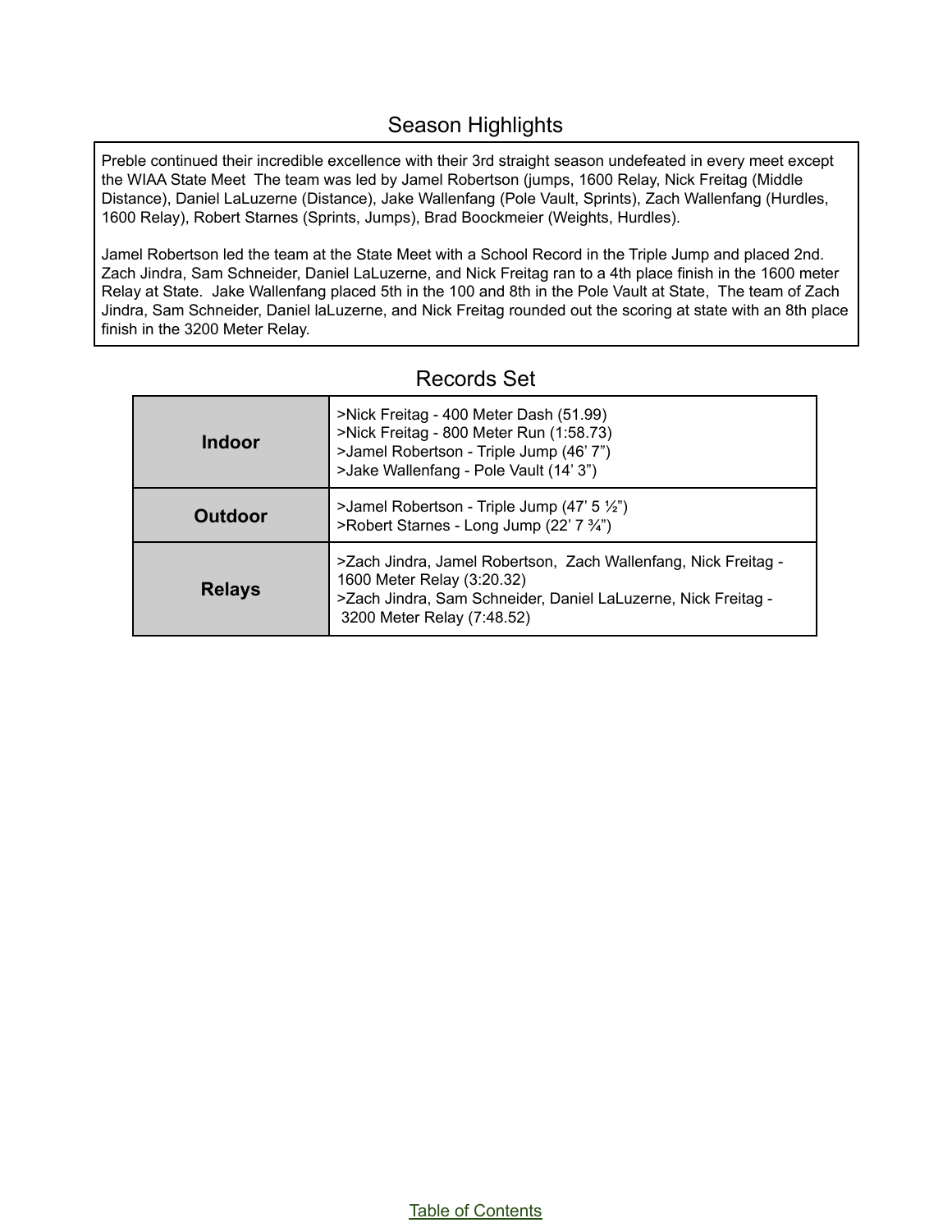## Season Highlights

Preble continued their incredible excellence with their 3rd straight season undefeated in every meet except the WIAA State Meet The team was led by Jamel Robertson (jumps, 1600 Relay, Nick Freitag (Middle Distance), Daniel LaLuzerne (Distance), Jake Wallenfang (Pole Vault, Sprints), Zach Wallenfang (Hurdles, 1600 Relay), Robert Starnes (Sprints, Jumps), Brad Boockmeier (Weights, Hurdles).

Jamel Robertson led the team at the State Meet with a School Record in the Triple Jump and placed 2nd. Zach Jindra, Sam Schneider, Daniel LaLuzerne, and Nick Freitag ran to a 4th place finish in the 1600 meter Relay at State. Jake Wallenfang placed 5th in the 100 and 8th in the Pole Vault at State, The team of Zach Jindra, Sam Schneider, Daniel laLuzerne, and Nick Freitag rounded out the scoring at state with an 8th place finish in the 3200 Meter Relay.

## Records Set

| | |
|---|---|
| **Indoor** | >Nick Freitag - 400 Meter Dash (51.99)<br>>Nick Freitag - 800 Meter Run (1:58.73)<br>>Jamel Robertson - Triple Jump (46' 7")<br>>Jake Wallenfang - Pole Vault (14' 3") |
| **Outdoor** | >Jamel Robertson - Triple Jump (47' 5 ½")<br>>Robert Starnes - Long Jump (22' 7 ¾") |
| **Relays** | >Zach Jindra, Jamel Robertson, Zach Wallenfang, Nick Freitag - 1600 Meter Relay (3:20.32)<br>>Zach Jindra, Sam Schneider, Daniel LaLuzerne, Nick Freitag - 3200 Meter Relay (7:48.52) |

Table of Contents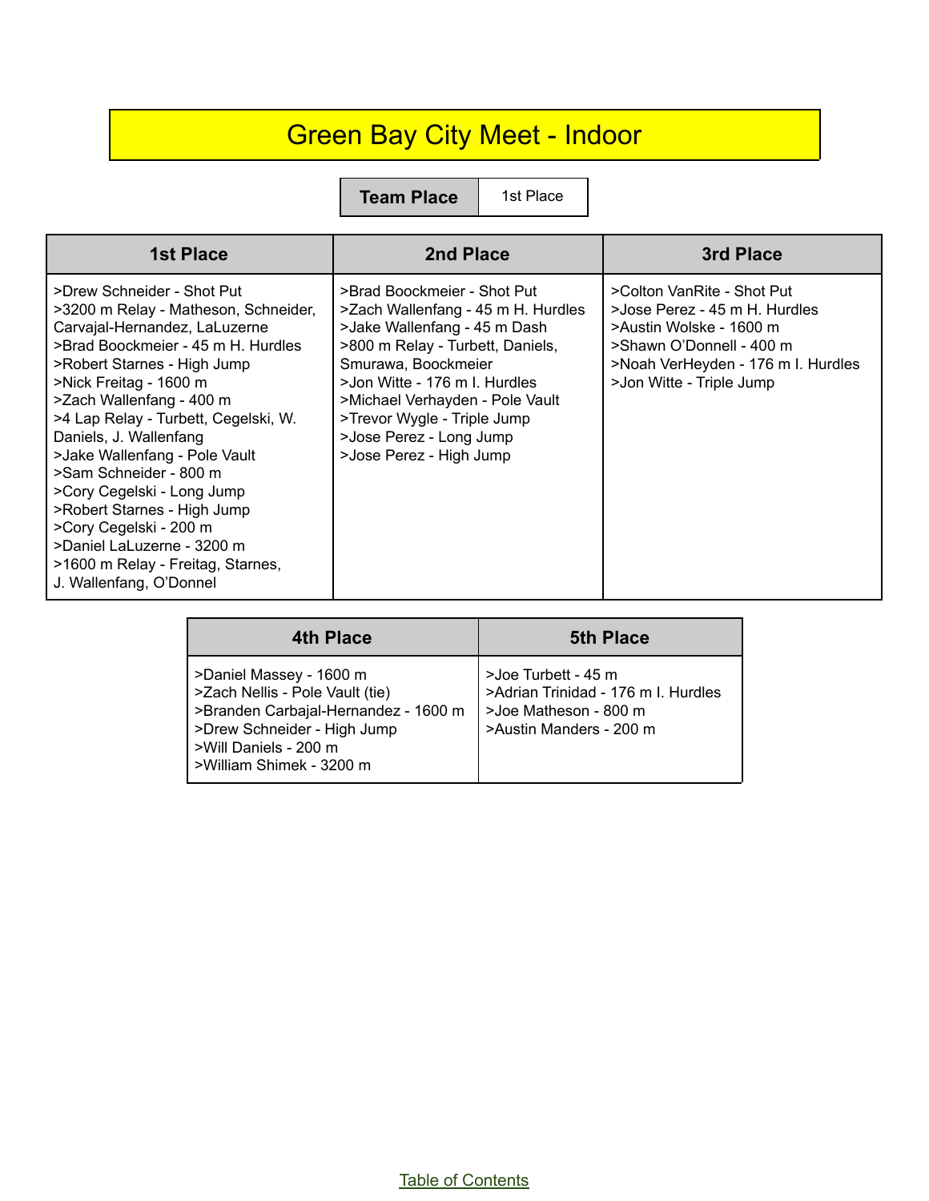# Green Bay City Meet - Indoor

| Team Place | 1st Place |
|---|---|

| 1st Place | 2nd Place | 3rd Place |
|---|---|---|
| >Drew Schneider - Shot Put<br>>3200 m Relay - Matheson, Schneider, Carvajal-Hernandez, LaLuzerne<br>>Brad Boockmeier - 45 m H. Hurdles<br>>Robert Starnes - High Jump<br>>Nick Freitag - 1600 m<br>>Zach Wallenfang - 400 m<br>>4 Lap Relay - Turbett, Cegelski, W. Daniels, J. Wallenfang<br>>Jake Wallenfang - Pole Vault<br>>Sam Schneider - 800 m<br>>Cory Cegelski - Long Jump<br>>Robert Starnes - High Jump<br>>Cory Cegelski - 200 m<br>>Daniel LaLuzerne - 3200 m<br>>1600 m Relay - Freitag, Starnes, J. Wallenfang, O'Donnel | >Brad Boockmeier - Shot Put<br>>Zach Wallenfang - 45 m H. Hurdles<br>>Jake Wallenfang - 45 m Dash<br>>800 m Relay - Turbett, Daniels, Smurawa, Boockmeier<br>>Jon Witte - 176 m I. Hurdles<br>>Michael Verhayden - Pole Vault<br>>Trevor Wygle - Triple Jump<br>>Jose Perez - Long Jump<br>>Jose Perez - High Jump | >Colton VanRite - Shot Put<br>>Jose Perez - 45 m H. Hurdles<br>>Austin Wolske - 1600 m<br>>Shawn O'Donnell - 400 m<br>>Noah VerHeyden - 176 m I. Hurdles<br>>Jon Witte - Triple Jump |

| 4th Place | 5th Place |
|---|---|
| >Daniel Massey - 1600 m<br>>Zach Nellis - Pole Vault (tie)<br>>Branden Carbajal-Hernandez - 1600 m<br>>Drew Schneider - High Jump<br>>Will Daniels - 200 m<br>>William Shimek - 3200 m | >Joe Turbett - 45 m<br>>Adrian Trinidad - 176 m I. Hurdles<br>>Joe Matheson - 800 m<br>>Austin Manders - 200 m |

Table of Contents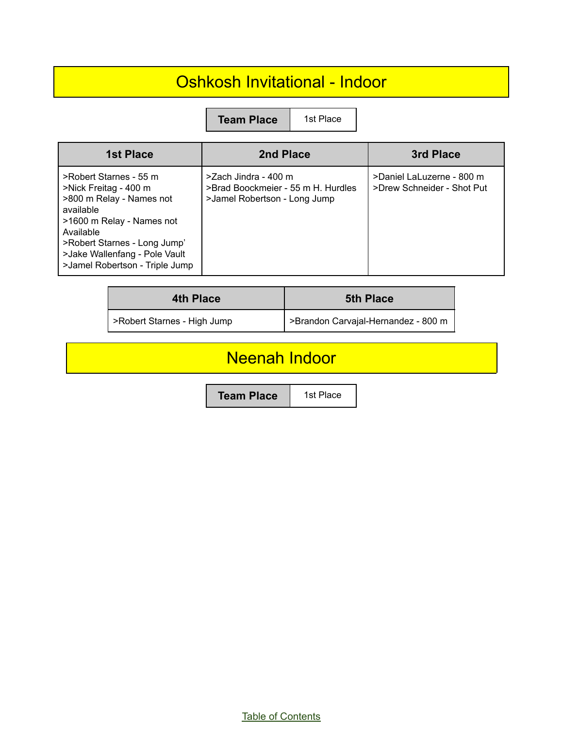# Oshkosh Invitational - Indoor

| Team Place | 1st Place |
|---|---|

| 1st Place | 2nd Place | 3rd Place |
|---|---|---|
| >Robert Starnes - 55 m<br>>Nick Freitag - 400 m<br>>800 m Relay - Names not available<br>>1600 m Relay - Names not Available<br>>Robert Starnes - Long Jump'<br>>Jake Wallenfang - Pole Vault<br>>Jamel Robertson - Triple Jump | >Zach Jindra - 400 m<br>>Brad Boockmeier - 55 m H. Hurdles<br>>Jamel Robertson - Long Jump | >Daniel LaLuzerne - 800 m<br>>Drew Schneider - Shot Put |

| 4th Place | 5th Place |
|---|---|
| >Robert Starnes - High Jump | >Brandon Carvajal-Hernandez - 800 m |

# Neenah Indoor

| Team Place | 1st Place |
|---|---|

Table of Contents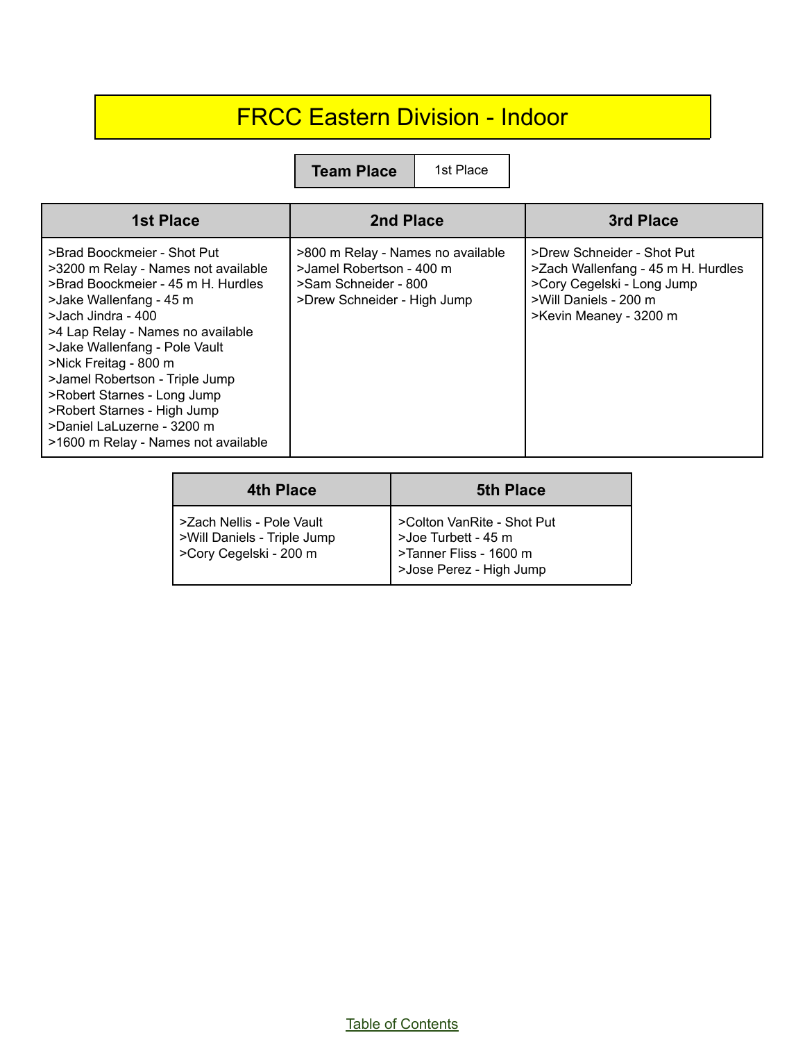# FRCC Eastern Division - Indoor

| Team Place | 1st Place |
|---|---|

| 1st Place | 2nd Place | 3rd Place |
|---|---|---|
| >Brad Boockmeier - Shot Put<br>>3200 m Relay - Names not available<br>>Brad Boockmeier - 45 m H. Hurdles<br>>Jake Wallenfang - 45 m<br>>Jach Jindra - 400<br>>4 Lap Relay - Names no available<br>>Jake Wallenfang - Pole Vault<br>>Nick Freitag - 800 m<br>>Jamel Robertson - Triple Jump<br>>Robert Starnes - Long Jump<br>>Robert Starnes - High Jump<br>>Daniel LaLuzerne - 3200 m<br>>1600 m Relay - Names not available | >800 m Relay - Names no available<br>>Jamel Robertson - 400 m<br>>Sam Schneider - 800<br>>Drew Schneider - High Jump | >Drew Schneider - Shot Put<br>>Zach Wallenfang - 45 m H. Hurdles<br>>Cory Cegelski - Long Jump<br>>Will Daniels - 200 m<br>>Kevin Meaney - 3200 m |

| 4th Place | 5th Place |
|---|---|
| >Zach Nellis - Pole Vault<br>>Will Daniels - Triple Jump<br>>Cory Cegelski - 200 m | >Colton VanRite - Shot Put<br>>Joe Turbett - 45 m<br>>Tanner Fliss - 1600 m<br>>Jose Perez - High Jump |

Table of Contents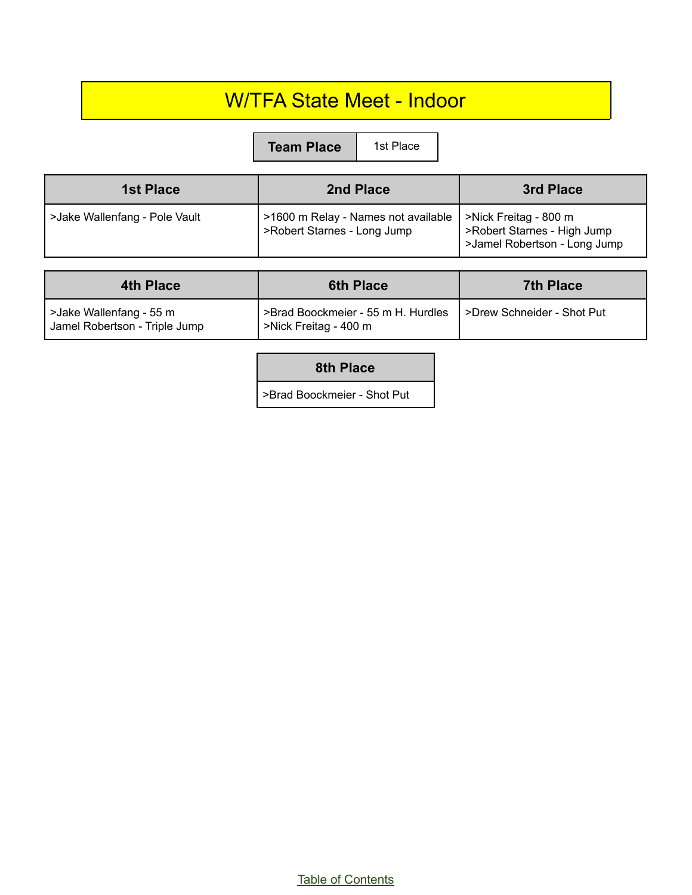# W/TFA State Meet - Indoor

| Team Place | 1st Place |
|---|---|

| 1st Place | 2nd Place | 3rd Place |
|---|---|---|
| >Jake Wallenfang - Pole Vault | >1600 m Relay - Names not available<br>>Robert Starnes - Long Jump | >Nick Freitag - 800 m<br>>Robert Starnes - High Jump<br>>Jamel Robertson - Long Jump |

| 4th Place | 6th Place | 7th Place |
|---|---|---|
| >Jake Wallenfang - 55 m<br>Jamel Robertson - Triple Jump | >Brad Boockmeier - 55 m H. Hurdles<br>>Nick Freitag - 400 m | >Drew Schneider - Shot Put |

| 8th Place |
|---|
| >Brad Boockmeier - Shot Put |

Table of Contents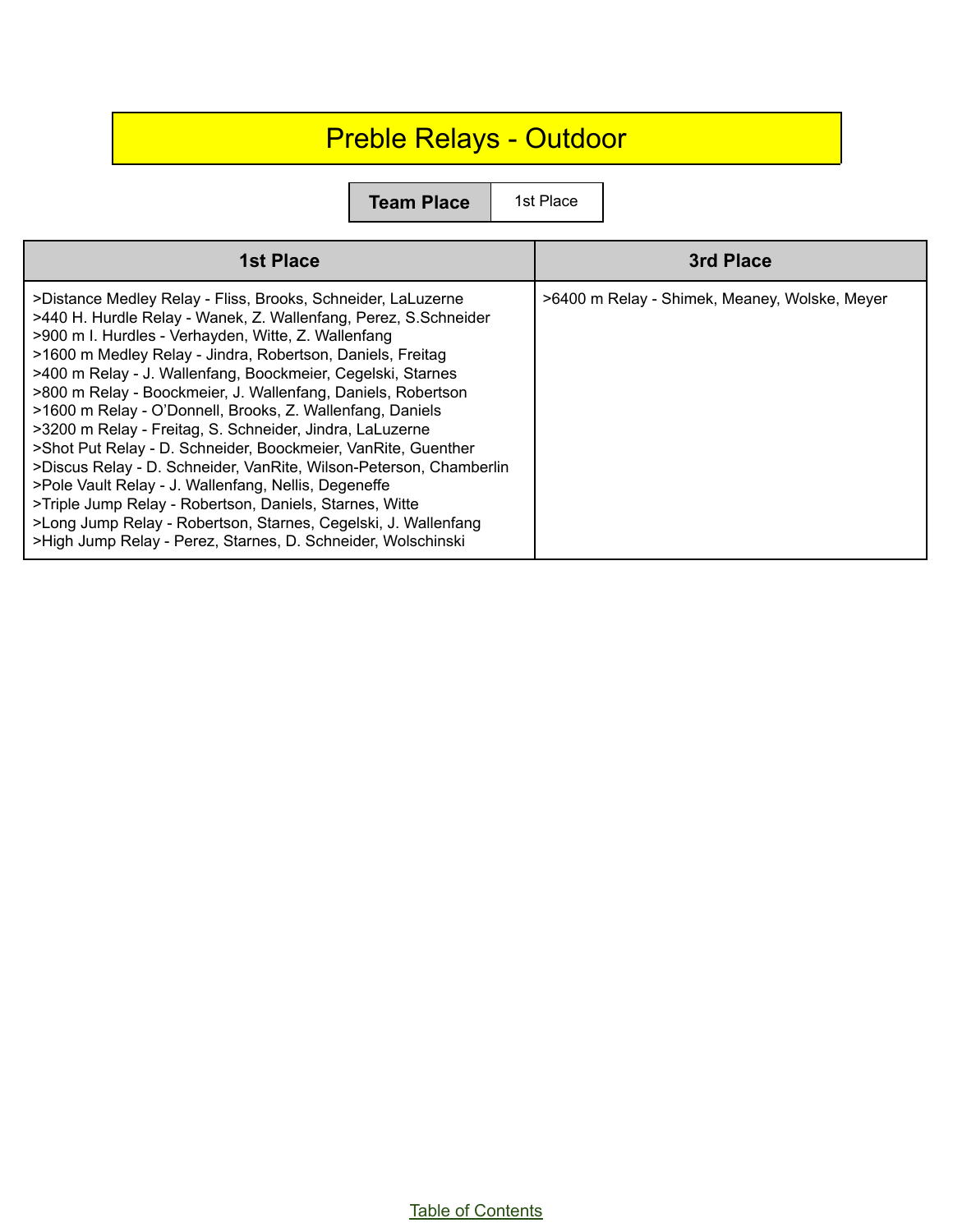# Preble Relays - Outdoor

| Team Place | 1st Place |
|---|---|

| 1st Place | 3rd Place |
|---|---|
| >Distance Medley Relay - Fliss, Brooks, Schneider, LaLuzerne<br>>440 H. Hurdle Relay - Wanek, Z. Wallenfang, Perez, S.Schneider<br>>900 m I. Hurdles - Verhayden, Witte, Z. Wallenfang<br>>1600 m Medley Relay - Jindra, Robertson, Daniels, Freitag<br>>400 m Relay - J. Wallenfang, Boockmeier, Cegelski, Starnes<br>>800 m Relay - Boockmeier, J. Wallenfang, Daniels, Robertson<br>>1600 m Relay - O'Donnell, Brooks, Z. Wallenfang, Daniels<br>>3200 m Relay - Freitag, S. Schneider, Jindra, LaLuzerne<br>>Shot Put Relay - D. Schneider, Boockmeier, VanRite, Guenther<br>>Discus Relay - D. Schneider, VanRite, Wilson-Peterson, Chamberlin<br>>Pole Vault Relay - J. Wallenfang, Nellis, Degeneffe<br>>Triple Jump Relay - Robertson, Daniels, Starnes, Witte<br>>Long Jump Relay - Robertson, Starnes, Cegelski, J. Wallenfang<br>>High Jump Relay - Perez, Starnes, D. Schneider, Wolschinski | >6400 m Relay - Shimek, Meaney, Wolske, Meyer |

Table of Contents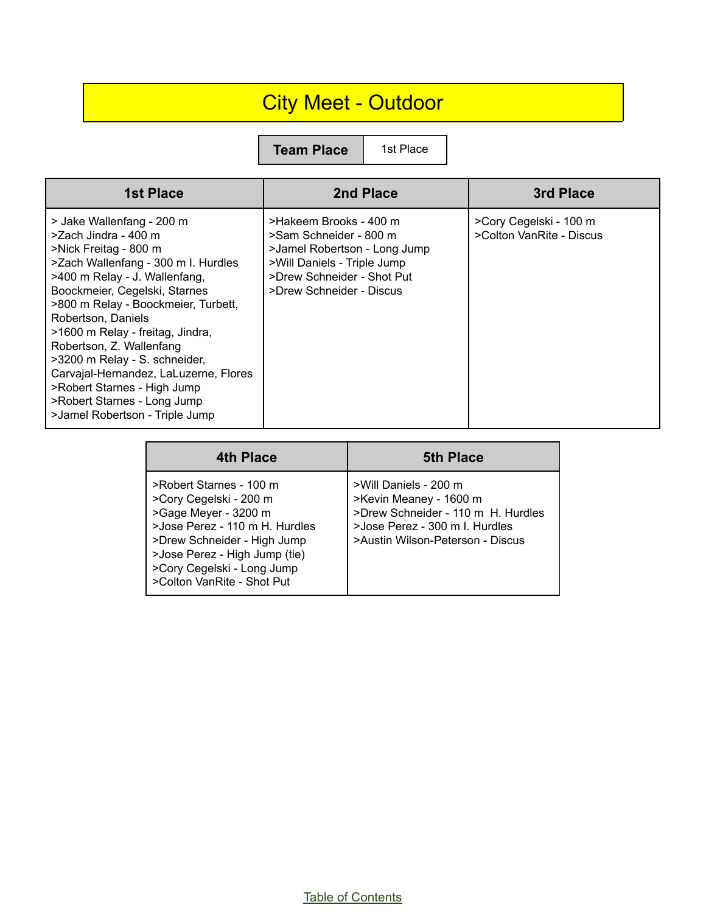# City Meet - Outdoor

| Team Place | 1st Place |
|---|---|

| 1st Place | 2nd Place | 3rd Place |
|---|---|---|
| > Jake Wallenfang - 200 m<br>>Zach Jindra - 400 m<br>>Nick Freitag - 800 m<br>>Zach Wallenfang - 300 m I. Hurdles<br>>400 m Relay - J. Wallenfang, Boockmeier, Cegelski, Starnes<br>>800 m Relay - Boockmeier, Turbett, Robertson, Daniels<br>>1600 m Relay - freitag, Jindra, Robertson, Z. Wallenfang<br>>3200 m Relay - S. schneider, Carvajal-Hernandez, LaLuzerne, Flores<br>>Robert Starnes - High Jump<br>>Robert Starnes - Long Jump<br>>Jamel Robertson - Triple Jump | >Hakeem Brooks - 400 m<br>>Sam Schneider - 800 m<br>>Jamel Robertson - Long Jump<br>>Will Daniels - Triple Jump<br>>Drew Schneider - Shot Put<br>>Drew Schneider - Discus | >Cory Cegelski - 100 m<br>>Colton VanRite - Discus |

| 4th Place | 5th Place |
|---|---|
| >Robert Starnes - 100 m<br>>Cory Cegelski - 200 m<br>>Gage Meyer - 3200 m<br>>Jose Perez - 110 m H. Hurdles<br>>Drew Schneider - High Jump<br>>Jose Perez - High Jump (tie)<br>>Cory Cegelski - Long Jump<br>>Colton VanRite - Shot Put | >Will Daniels - 200 m<br>>Kevin Meaney - 1600 m<br>>Drew Schneider - 110 m H. Hurdles<br>>Jose Perez - 300 m I. Hurdles<br>>Austin Wilson-Peterson - Discus |

Table of Contents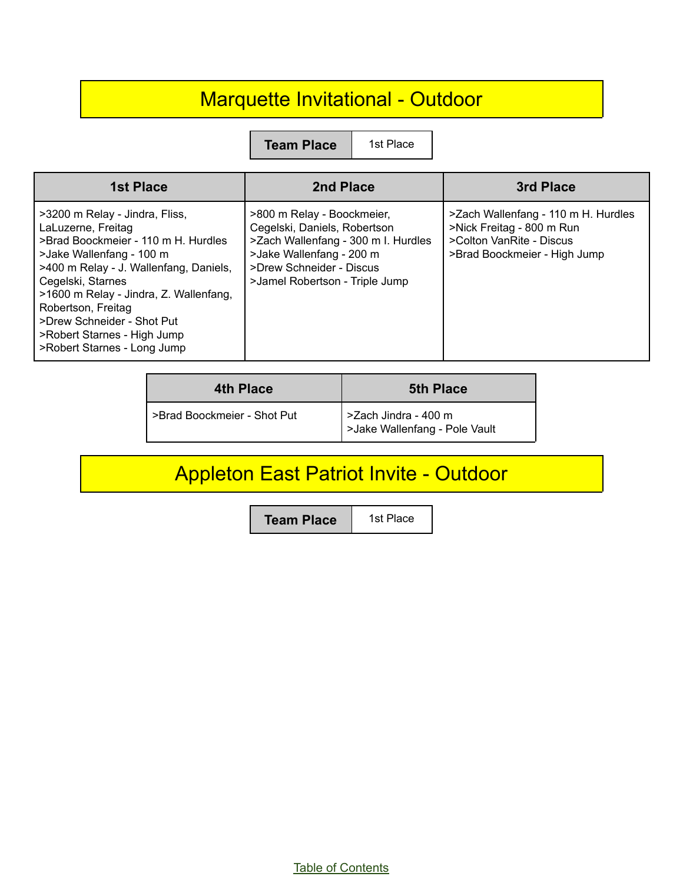# Marquette Invitational - Outdoor

| Team Place | 1st Place |
| --- | --- |

| 1st Place | 2nd Place | 3rd Place |
| --- | --- | --- |
| >3200 m Relay - Jindra, Fliss, LaLuzerne, Freitag<br>>Brad Boockmeier - 110 m H. Hurdles<br>>Jake Wallenfang - 100 m<br>>400 m Relay - J. Wallenfang, Daniels, Cegelski, Starnes<br>>1600 m Relay - Jindra, Z. Wallenfang, Robertson, Freitag<br>>Drew Schneider - Shot Put<br>>Robert Starnes - High Jump<br>>Robert Starnes - Long Jump | >800 m Relay - Boockmeier, Cegelski, Daniels, Robertson<br>>Zach Wallenfang - 300 m I. Hurdles<br>>Jake Wallenfang - 200 m<br>>Drew Schneider - Discus<br>>Jamel Robertson - Triple Jump | >Zach Wallenfang - 110 m H. Hurdles<br>>Nick Freitag - 800 m Run<br>>Colton VanRite - Discus<br>>Brad Boockmeier - High Jump |

| 4th Place | 5th Place |
| --- | --- |
| >Brad Boockmeier - Shot Put | >Zach Jindra - 400 m<br>>Jake Wallenfang - Pole Vault |

# Appleton East Patriot Invite - Outdoor

| Team Place | 1st Place |
| --- | --- |

Table of Contents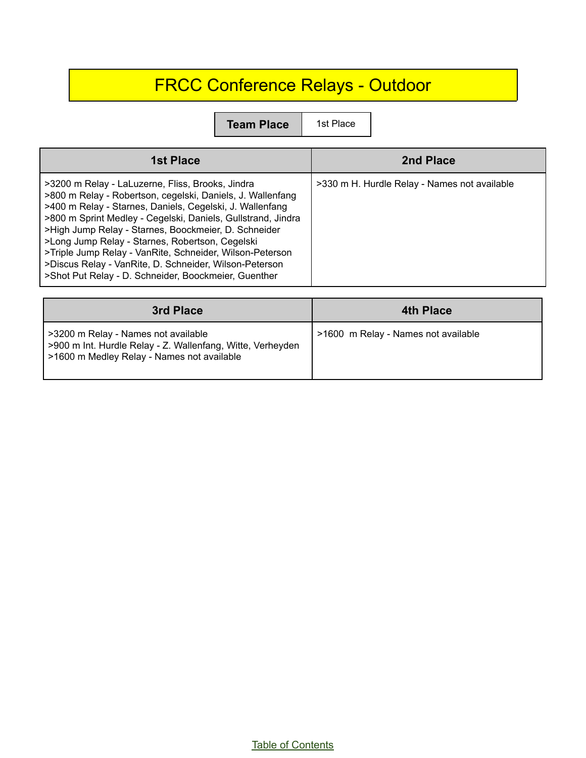# FRCC Conference Relays - Outdoor

| **Team Place** | 1st Place |
|---|---|

| 1st Place | 2nd Place |
|---|---|
| >3200 m Relay - LaLuzerne, Fliss, Brooks, Jindra<br>>800 m Relay - Robertson, cegelski, Daniels, J. Wallenfang<br>>400 m Relay - Starnes, Daniels, Cegelski, J. Wallenfang<br>>800 m Sprint Medley - Cegelski, Daniels, Gullstrand, Jindra<br>>High Jump Relay - Starnes, Boockmeier, D. Schneider<br>>Long Jump Relay - Starnes, Robertson, Cegelski<br>>Triple Jump Relay - VanRite, Schneider, Wilson-Peterson<br>>Discus Relay - VanRite, D. Schneider, Wilson-Peterson<br>>Shot Put Relay - D. Schneider, Boockmeier, Guenther | >330 m H. Hurdle Relay - Names not available |

| 3rd Place | 4th Place |
|---|---|
| >3200 m Relay - Names not available<br>>900 m Int. Hurdle Relay - Z. Wallenfang, Witte, Verheyden<br>>1600 m Medley Relay - Names not available | >1600  m Relay - Names not available |

Table of Contents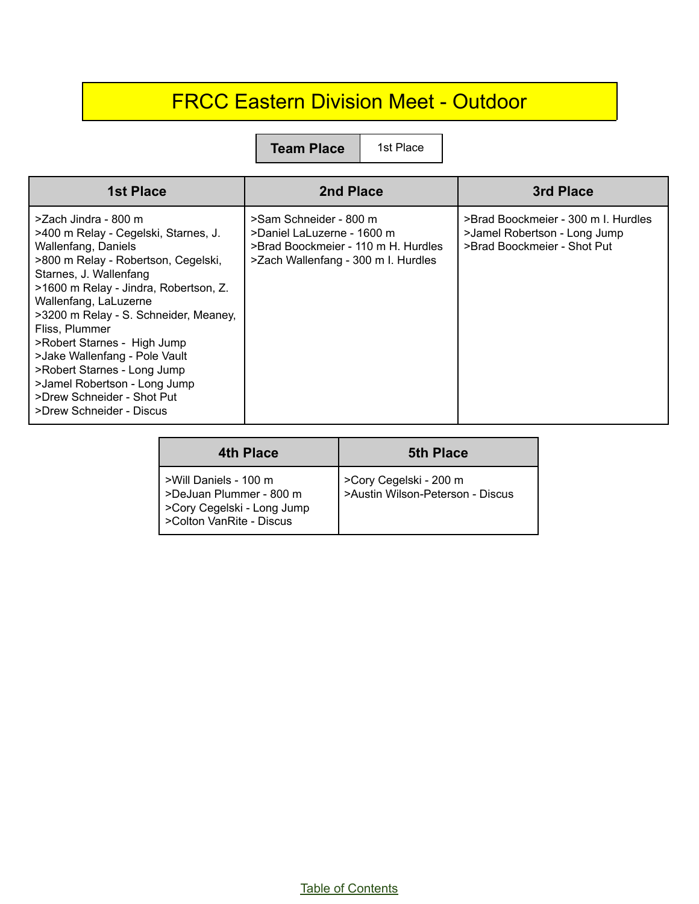# FRCC Eastern Division Meet - Outdoor

| Team Place | 1st Place |
| --- | --- |

| 1st Place | 2nd Place | 3rd Place |
| --- | --- | --- |
| >Zach Jindra - 800 m<br>>400 m Relay - Cegelski, Starnes, J. Wallenfang, Daniels<br>>800 m Relay - Robertson, Cegelski, Starnes, J. Wallenfang<br>>1600 m Relay - Jindra, Robertson, Z. Wallenfang, LaLuzerne<br>>3200 m Relay - S. Schneider, Meaney, Fliss, Plummer<br>>Robert Starnes - High Jump<br>>Jake Wallenfang - Pole Vault<br>>Robert Starnes - Long Jump<br>>Jamel Robertson - Long Jump<br>>Drew Schneider - Shot Put<br>>Drew Schneider - Discus | >Sam Schneider - 800 m<br>>Daniel LaLuzerne - 1600 m<br>>Brad Boockmeier - 110 m H. Hurdles<br>>Zach Wallenfang - 300 m I. Hurdles | >Brad Boockmeier - 300 m I. Hurdles<br>>Jamel Robertson - Long Jump<br>>Brad Boockmeier - Shot Put |

| 4th Place | 5th Place |
| --- | --- |
| >Will Daniels - 100 m<br>>DeJuan Plummer - 800 m<br>>Cory Cegelski - Long Jump<br>>Colton VanRite - Discus | >Cory Cegelski - 200 m<br>>Austin Wilson-Peterson - Discus |

Table of Contents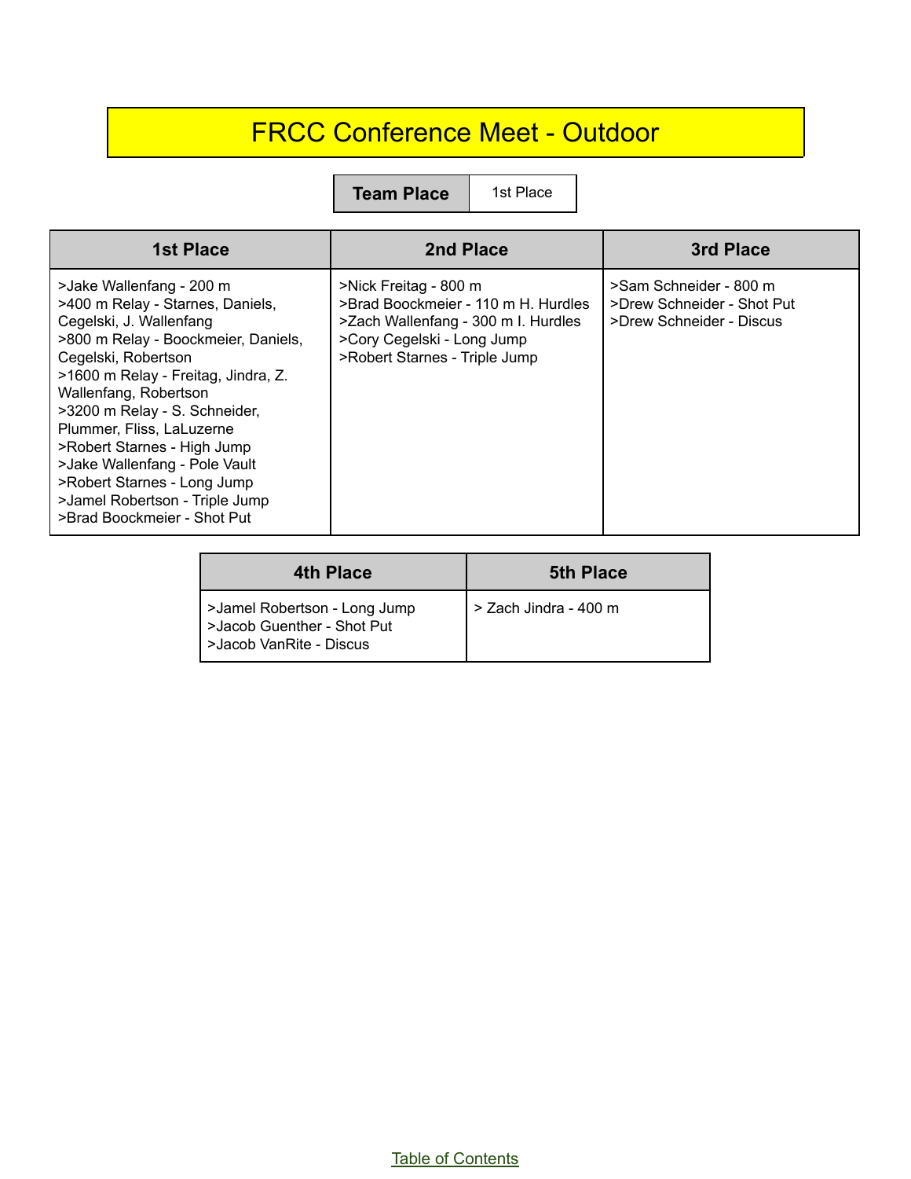# FRCC Conference Meet - Outdoor

| Team Place | 1st Place |
|---|---|

| 1st Place | 2nd Place | 3rd Place |
|---|---|---|
| >Jake Wallenfang - 200 m<br>>400 m Relay - Starnes, Daniels, Cegelski, J. Wallenfang<br>>800 m Relay - Boockmeier, Daniels, Cegelski, Robertson<br>>1600 m Relay - Freitag, Jindra, Z. Wallenfang, Robertson<br>>3200 m Relay - S. Schneider, Plummer, Fliss, LaLuzerne<br>>Robert Starnes - High Jump<br>>Jake Wallenfang - Pole Vault<br>>Robert Starnes - Long Jump<br>>Jamel Robertson - Triple Jump<br>>Brad Boockmeier - Shot Put | >Nick Freitag - 800 m<br>>Brad Boockmeier - 110 m H. Hurdles<br>>Zach Wallenfang - 300 m I. Hurdles<br>>Cory Cegelski - Long Jump<br>>Robert Starnes - Triple Jump | >Sam Schneider - 800 m<br>>Drew Schneider - Shot Put<br>>Drew Schneider - Discus |

| 4th Place | 5th Place |
|---|---|
| >Jamel Robertson - Long Jump<br>>Jacob Guenther - Shot Put<br>>Jacob VanRite - Discus | > Zach Jindra - 400 m |

Table of Contents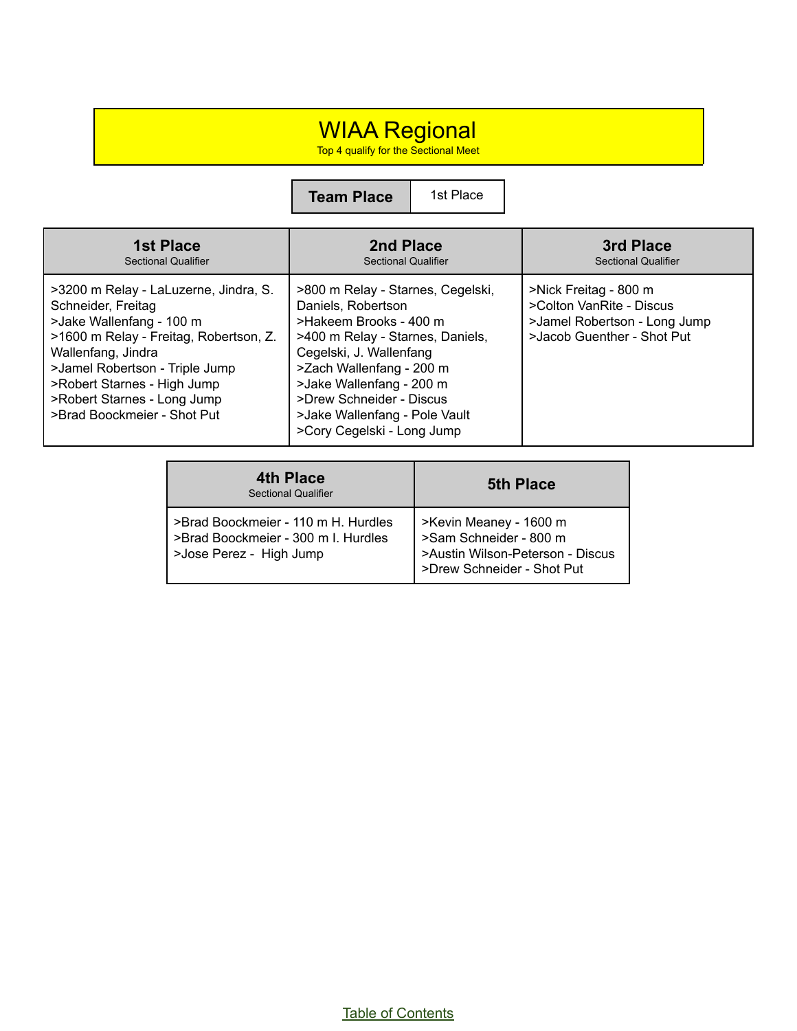# WIAA Regional

Top 4 qualify for the Sectional Meet

| Team Place | 1st Place |
| --- | --- |

| 1st Place<br>Sectional Qualifier | 2nd Place<br>Sectional Qualifier | 3rd Place<br>Sectional Qualifier |
| --- | --- | --- |
| >3200 m Relay - LaLuzerne, Jindra, S. Schneider, Freitag<br>>Jake Wallenfang - 100 m<br>>1600 m Relay - Freitag, Robertson, Z. Wallenfang, Jindra<br>>Jamel Robertson - Triple Jump<br>>Robert Starnes - High Jump<br>>Robert Starnes - Long Jump<br>>Brad Boockmeier - Shot Put | >800 m Relay - Starnes, Cegelski, Daniels, Robertson<br>>Hakeem Brooks - 400 m<br>>400 m Relay - Starnes, Daniels, Cegelski, J. Wallenfang<br>>Zach Wallenfang - 200 m<br>>Jake Wallenfang - 200 m<br>>Drew Schneider - Discus<br>>Jake Wallenfang - Pole Vault<br>>Cory Cegelski - Long Jump | >Nick Freitag - 800 m<br>>Colton VanRite - Discus<br>>Jamel Robertson - Long Jump<br>>Jacob Guenther - Shot Put |

| 4th Place<br>Sectional Qualifier | 5th Place |
| --- | --- |
| >Brad Boockmeier - 110 m H. Hurdles<br>>Brad Boockmeier - 300 m I. Hurdles<br>>Jose Perez - High Jump | >Kevin Meaney - 1600 m<br>>Sam Schneider - 800 m<br>>Austin Wilson-Peterson - Discus<br>>Drew Schneider - Shot Put |

Table of Contents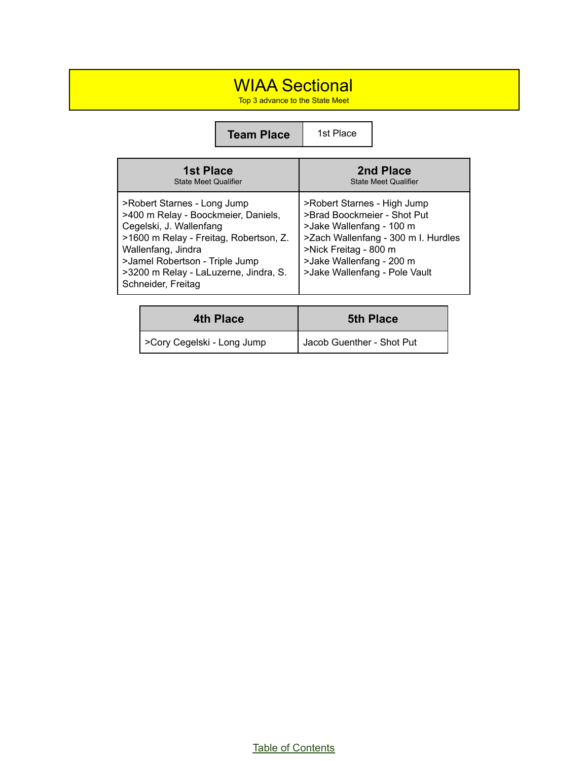# WIAA Sectional

Top 3 advance to the State Meet

| Team Place | 1st Place |
| --- | --- |

| 1st Place<br>State Meet Qualifier | 2nd Place<br>State Meet Qualifier |
| --- | --- |
| >Robert Starnes - Long Jump<br>>400 m Relay - Boockmeier, Daniels, Cegelski, J. Wallenfang<br>>1600 m Relay - Freitag, Robertson, Z. Wallenfang, Jindra<br>>Jamel Robertson - Triple Jump<br>>3200 m Relay - LaLuzerne, Jindra, S. Schneider, Freitag | >Robert Starnes - High Jump<br>>Brad Boockmeier - Shot Put<br>>Jake Wallenfang - 100 m<br>>Zach Wallenfang - 300 m I. Hurdles<br>>Nick Freitag - 800 m<br>>Jake Wallenfang - 200 m<br>>Jake Wallenfang - Pole Vault |

| 4th Place | 5th Place |
| --- | --- |
| >Cory Cegelski - Long Jump | Jacob Guenther - Shot Put |

Table of Contents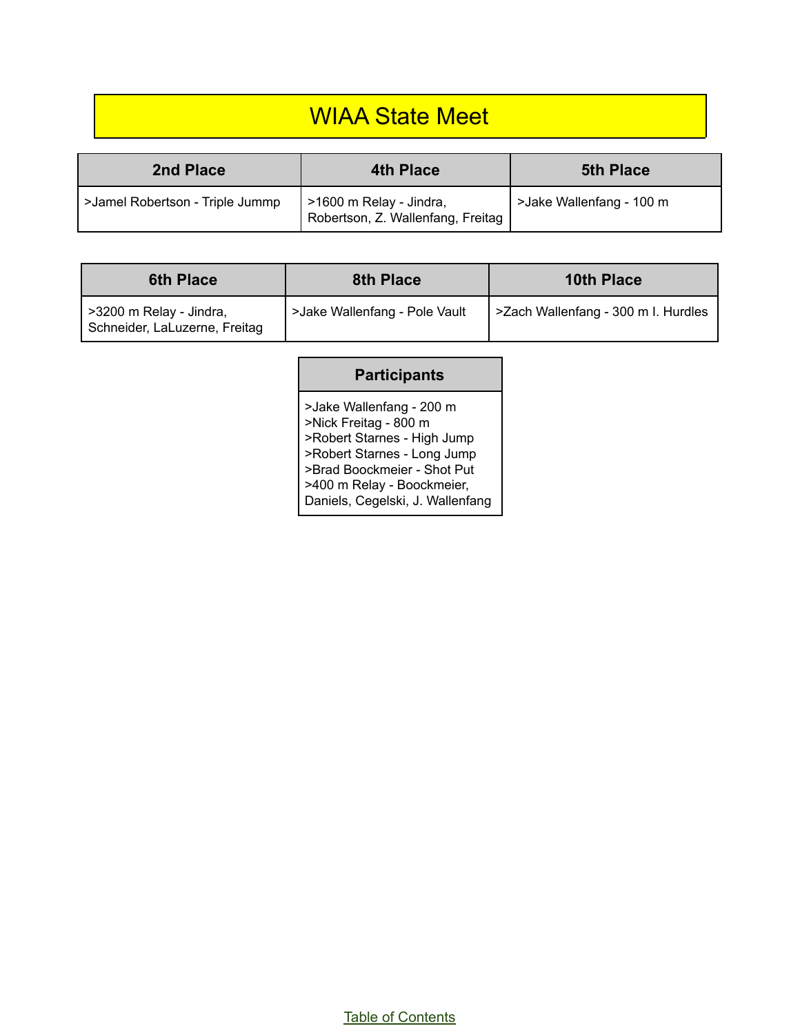# WIAA State Meet

| 2nd Place | 4th Place | 5th Place |
|---|---|---|
| >Jamel Robertson - Triple Jummp | >1600 m Relay - Jindra, Robertson, Z. Wallenfang, Freitag | >Jake Wallenfang - 100 m |

| 6th Place | 8th Place | 10th Place |
|---|---|---|
| >3200 m Relay - Jindra, Schneider, LaLuzerne, Freitag | >Jake Wallenfang - Pole Vault | >Zach Wallenfang - 300 m I. Hurdles |

| Participants |
|---|
| >Jake Wallenfang - 200 m<br>>Nick Freitag - 800 m<br>>Robert Starnes - High Jump<br>>Robert Starnes - Long Jump<br>>Brad Boockmeier - Shot Put<br>>400 m Relay - Boockmeier, Daniels, Cegelski, J. Wallenfang |

Table of Contents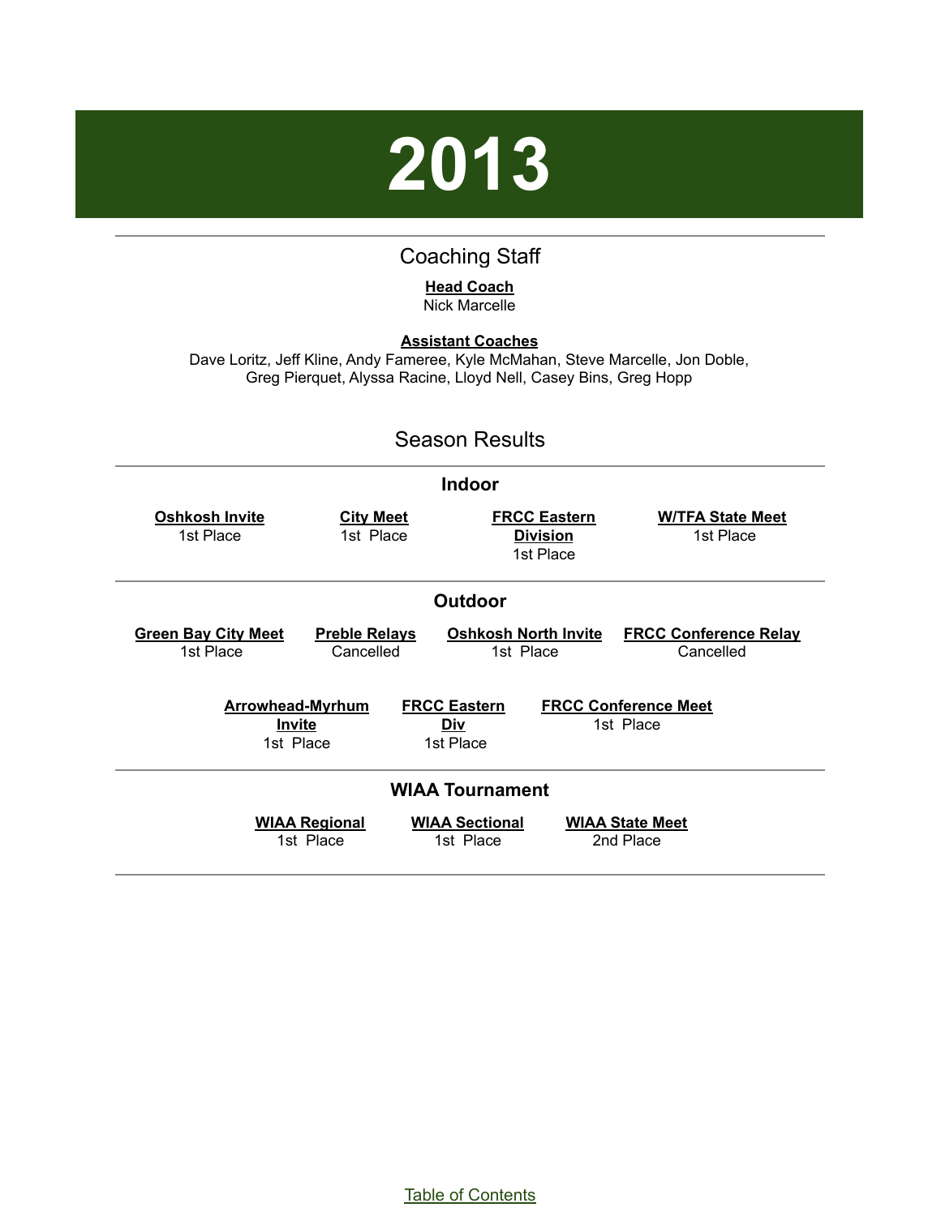# 2013

## Coaching Staff

**Head Coach**
Nick Marcelle

**Assistant Coaches**
Dave Loritz, Jeff Kline, Andy Fameree, Kyle McMahan, Steve Marcelle, Jon Doble, Greg Pierquet, Alyssa Racine, Lloyd Nell, Casey Bins, Greg Hopp

## Season Results

### Indoor

| Oshkosh Invite | City Meet | FRCC Eastern Division | W/TFA State Meet |
|---|---|---|---|
| 1st Place | 1st Place | 1st Place | 1st Place |

### Outdoor

| Green Bay City Meet | Preble Relays | Oshkosh North Invite | FRCC Conference Relay |
|---|---|---|---|
| 1st Place | Cancelled | 1st Place | Cancelled |

| Arrowhead-Myrhum Invite | FRCC Eastern Div | FRCC Conference Meet |
|---|---|---|
| 1st Place | 1st Place | 1st Place |

### WIAA Tournament

| WIAA Regional | WIAA Sectional | WIAA State Meet |
|---|---|---|
| 1st Place | 1st Place | 2nd Place |

Table of Contents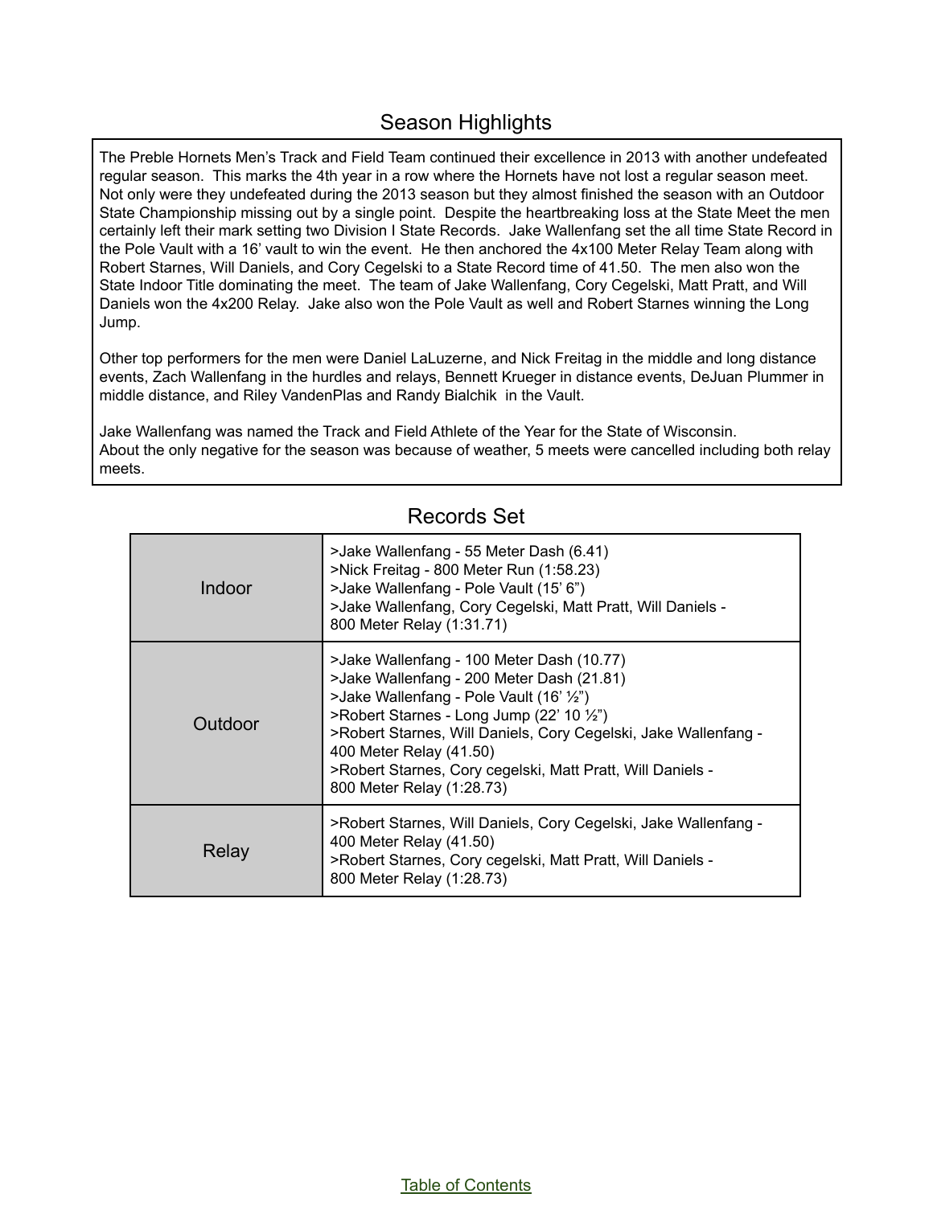## Season Highlights

The Preble Hornets Men's Track and Field Team continued their excellence in 2013 with another undefeated regular season. This marks the 4th year in a row where the Hornets have not lost a regular season meet. Not only were they undefeated during the 2013 season but they almost finished the season with an Outdoor State Championship missing out by a single point. Despite the heartbreaking loss at the State Meet the men certainly left their mark setting two Division I State Records. Jake Wallenfang set the all time State Record in the Pole Vault with a 16' vault to win the event. He then anchored the 4x100 Meter Relay Team along with Robert Starnes, Will Daniels, and Cory Cegelski to a State Record time of 41.50. The men also won the State Indoor Title dominating the meet. The team of Jake Wallenfang, Cory Cegelski, Matt Pratt, and Will Daniels won the 4x200 Relay. Jake also won the Pole Vault as well and Robert Starnes winning the Long Jump.

Other top performers for the men were Daniel LaLuzerne, and Nick Freitag in the middle and long distance events, Zach Wallenfang in the hurdles and relays, Bennett Krueger in distance events, DeJuan Plummer in middle distance, and Riley VandenPlas and Randy Bialchik in the Vault.

Jake Wallenfang was named the Track and Field Athlete of the Year for the State of Wisconsin.
About the only negative for the season was because of weather, 5 meets were cancelled including both relay meets.

## Records Set

| | |
|---|---|
| Indoor | >Jake Wallenfang - 55 Meter Dash (6.41)<br>>Nick Freitag - 800 Meter Run (1:58.23)<br>>Jake Wallenfang - Pole Vault (15' 6")<br>>Jake Wallenfang, Cory Cegelski, Matt Pratt, Will Daniels - 800 Meter Relay (1:31.71) |
| Outdoor | >Jake Wallenfang - 100 Meter Dash (10.77)<br>>Jake Wallenfang - 200 Meter Dash (21.81)<br>>Jake Wallenfang - Pole Vault (16' ½")<br>>Robert Starnes - Long Jump (22' 10 ½")<br>>Robert Starnes, Will Daniels, Cory Cegelski, Jake Wallenfang - 400 Meter Relay (41.50)<br>>Robert Starnes, Cory cegelski, Matt Pratt, Will Daniels - 800 Meter Relay (1:28.73) |
| Relay | >Robert Starnes, Will Daniels, Cory Cegelski, Jake Wallenfang - 400 Meter Relay (41.50)<br>>Robert Starnes, Cory cegelski, Matt Pratt, Will Daniels - 800 Meter Relay (1:28.73) |

Table of Contents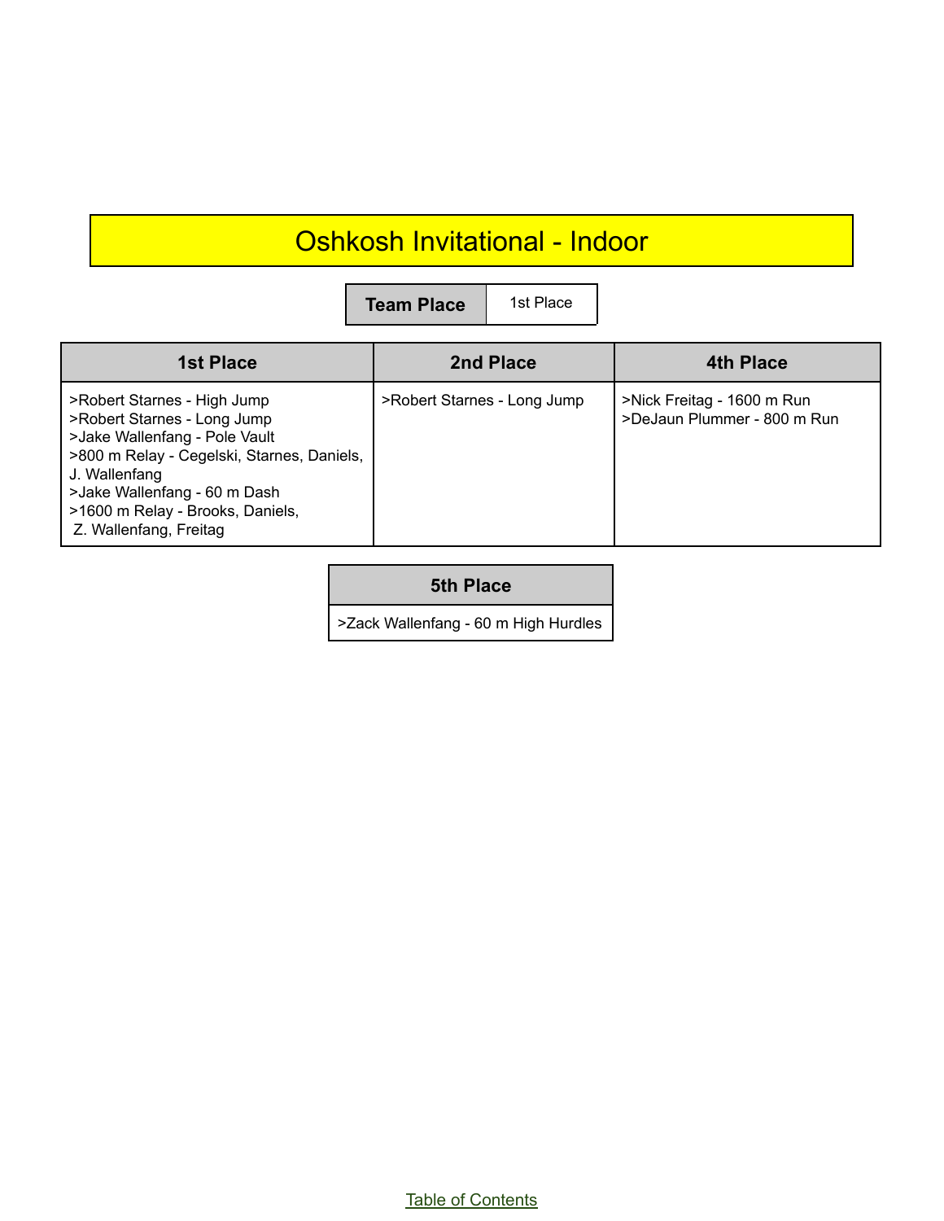# Oshkosh Invitational - Indoor

| Team Place | 1st Place |
|---|---|

| 1st Place | 2nd Place | 4th Place |
|---|---|---|
| >Robert Starnes - High Jump<br>>Robert Starnes - Long Jump<br>>Jake Wallenfang - Pole Vault<br>>800 m Relay - Cegelski, Starnes, Daniels, J. Wallenfang<br>>Jake Wallenfang - 60 m Dash<br>>1600 m Relay - Brooks, Daniels, Z. Wallenfang, Freitag | >Robert Starnes - Long Jump | >Nick Freitag - 1600 m Run<br>>DeJaun Plummer - 800 m Run |

| 5th Place |
|---|
| >Zack Wallenfang - 60 m High Hurdles |

Table of Contents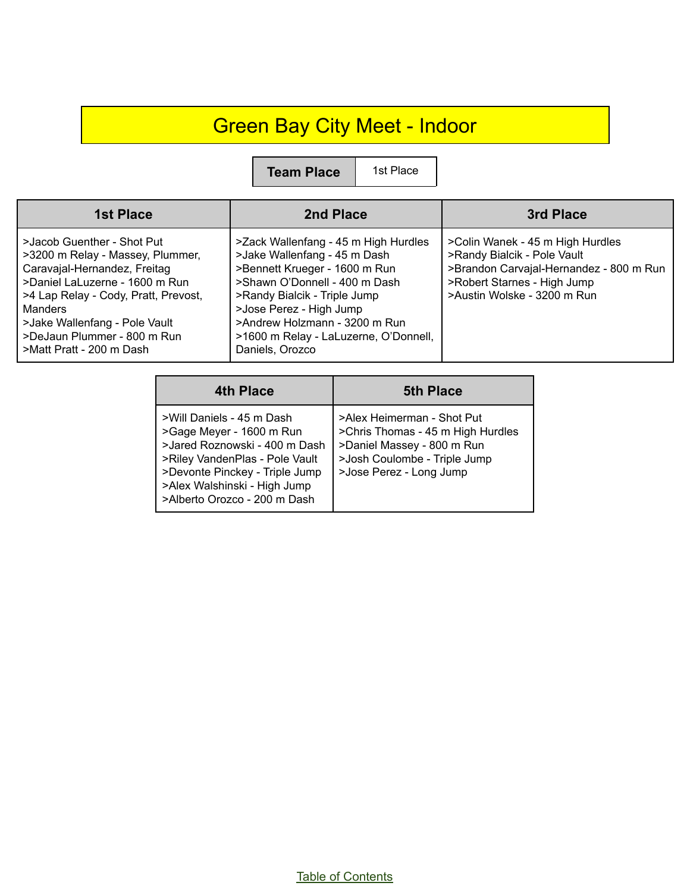# Green Bay City Meet - Indoor

| Team Place | 1st Place |
|---|---|

| 1st Place | 2nd Place | 3rd Place |
|---|---|---|
| >Jacob Guenther - Shot Put<br>>3200 m Relay - Massey, Plummer, Caravajal-Hernandez, Freitag<br>>Daniel LaLuzerne - 1600 m Run<br>>4 Lap Relay - Cody, Pratt, Prevost, Manders<br>>Jake Wallenfang - Pole Vault<br>>DeJaun Plummer - 800 m Run<br>>Matt Pratt - 200 m Dash | >Zack Wallenfang - 45 m High Hurdles<br>>Jake Wallenfang - 45 m Dash<br>>Bennett Krueger - 1600 m Run<br>>Shawn O'Donnell - 400 m Dash<br>>Randy Bialcik - Triple Jump<br>>Jose Perez - High Jump<br>>Andrew Holzmann - 3200 m Run<br>>1600 m Relay - LaLuzerne, O'Donnell, Daniels, Orozco | >Colin Wanek - 45 m High Hurdles<br>>Randy Bialcik - Pole Vault<br>>Brandon Carvajal-Hernandez - 800 m Run<br>>Robert Starnes - High Jump<br>>Austin Wolske - 3200 m Run |

| 4th Place | 5th Place |
|---|---|
| >Will Daniels - 45 m Dash<br>>Gage Meyer - 1600 m Run<br>>Jared Roznowski - 400 m Dash<br>>Riley VandenPlas - Pole Vault<br>>Devonte Pinckey - Triple Jump<br>>Alex Walshinski - High Jump<br>>Alberto Orozco - 200 m Dash | >Alex Heimerman - Shot Put<br>>Chris Thomas - 45 m High Hurdles<br>>Daniel Massey - 800 m Run<br>>Josh Coulombe - Triple Jump<br>>Jose Perez - Long Jump |

Table of Contents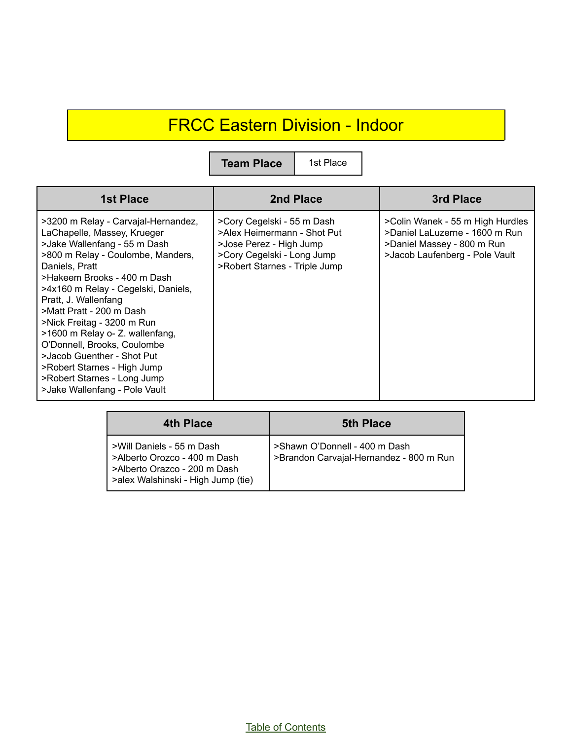# FRCC Eastern Division - Indoor

| Team Place | 1st Place |
| --- | --- |

| 1st Place | 2nd Place | 3rd Place |
| --- | --- | --- |
| >3200 m Relay - Carvajal-Hernandez, LaChapelle, Massey, Krueger<br>>Jake Wallenfang - 55 m Dash<br>>800 m Relay - Coulombe, Manders, Daniels, Pratt<br>>Hakeem Brooks - 400 m Dash<br>>4x160 m Relay - Cegelski, Daniels, Pratt, J. Wallenfang<br>>Matt Pratt - 200 m Dash<br>>Nick Freitag - 3200 m Run<br>>1600 m Relay o- Z. wallenfang, O'Donnell, Brooks, Coulombe<br>>Jacob Guenther - Shot Put<br>>Robert Starnes - High Jump<br>>Robert Starnes - Long Jump<br>>Jake Wallenfang - Pole Vault | >Cory Cegelski - 55 m Dash<br>>Alex Heimermann - Shot Put<br>>Jose Perez - High Jump<br>>Cory Cegelski - Long Jump<br>>Robert Starnes - Triple Jump | >Colin Wanek - 55 m High Hurdles<br>>Daniel LaLuzerne - 1600 m Run<br>>Daniel Massey - 800 m Run<br>>Jacob Laufenberg - Pole Vault |

| 4th Place | 5th Place |
| --- | --- |
| >Will Daniels - 55 m Dash<br>>Alberto Orozco - 400 m Dash<br>>Alberto Orazco - 200 m Dash<br>>alex Walshinski - High Jump (tie) | >Shawn O'Donnell - 400 m Dash<br>>Brandon Carvajal-Hernandez - 800 m Run |

Table of Contents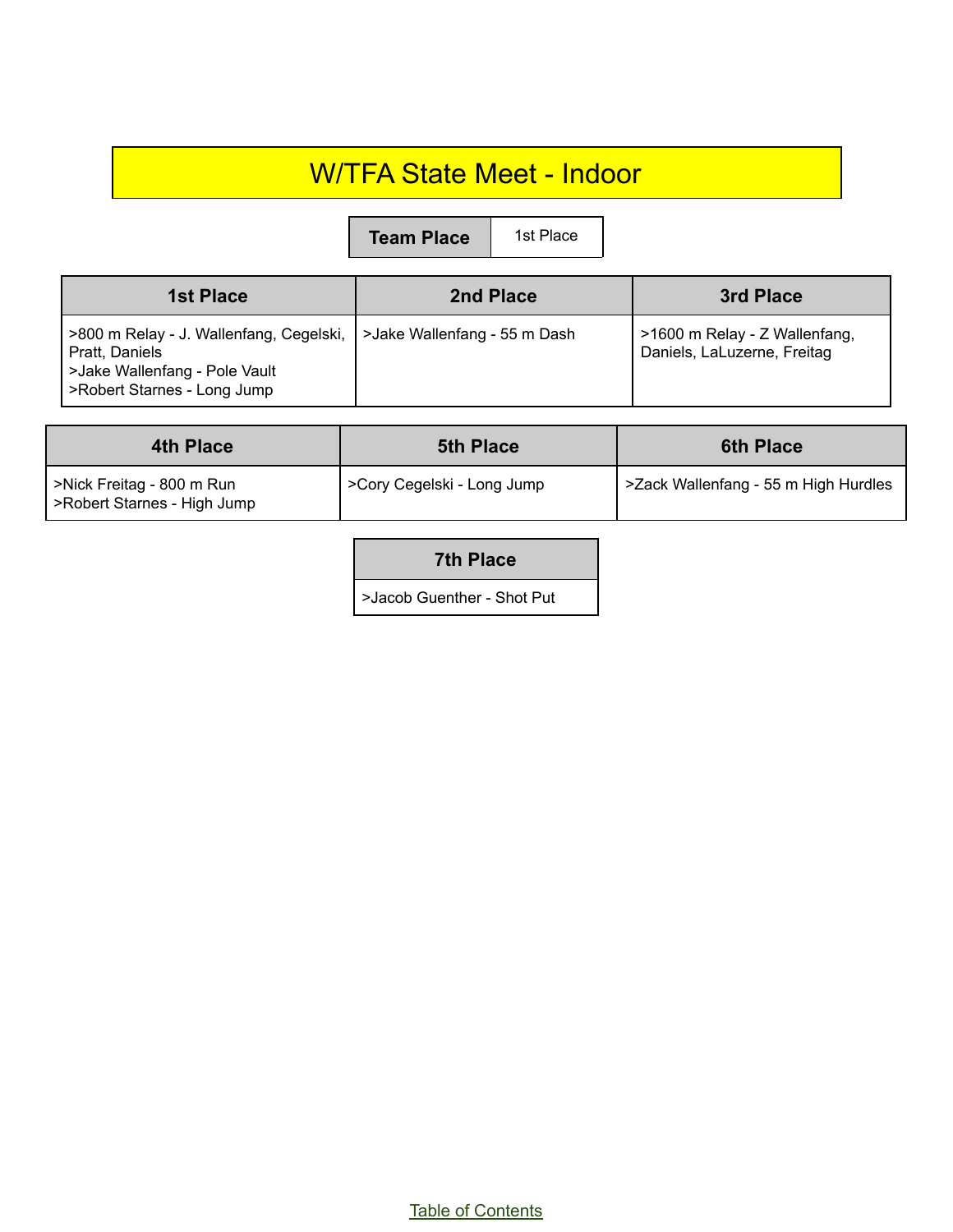# W/TFA State Meet - Indoor

| Team Place | 1st Place |
|---|---|

| 1st Place | 2nd Place | 3rd Place |
|---|---|---|
| >800 m Relay - J. Wallenfang, Cegelski, Pratt, Daniels<br>>Jake Wallenfang - Pole Vault<br>>Robert Starnes - Long Jump | >Jake Wallenfang - 55 m Dash | >1600 m Relay - Z Wallenfang, Daniels, LaLuzerne, Freitag |

| 4th Place | 5th Place | 6th Place |
|---|---|---|
| >Nick Freitag - 800 m Run<br>>Robert Starnes - High Jump | >Cory Cegelski - Long Jump | >Zack Wallenfang - 55 m High Hurdles |

| 7th Place |
|---|
| >Jacob Guenther - Shot Put |

Table of Contents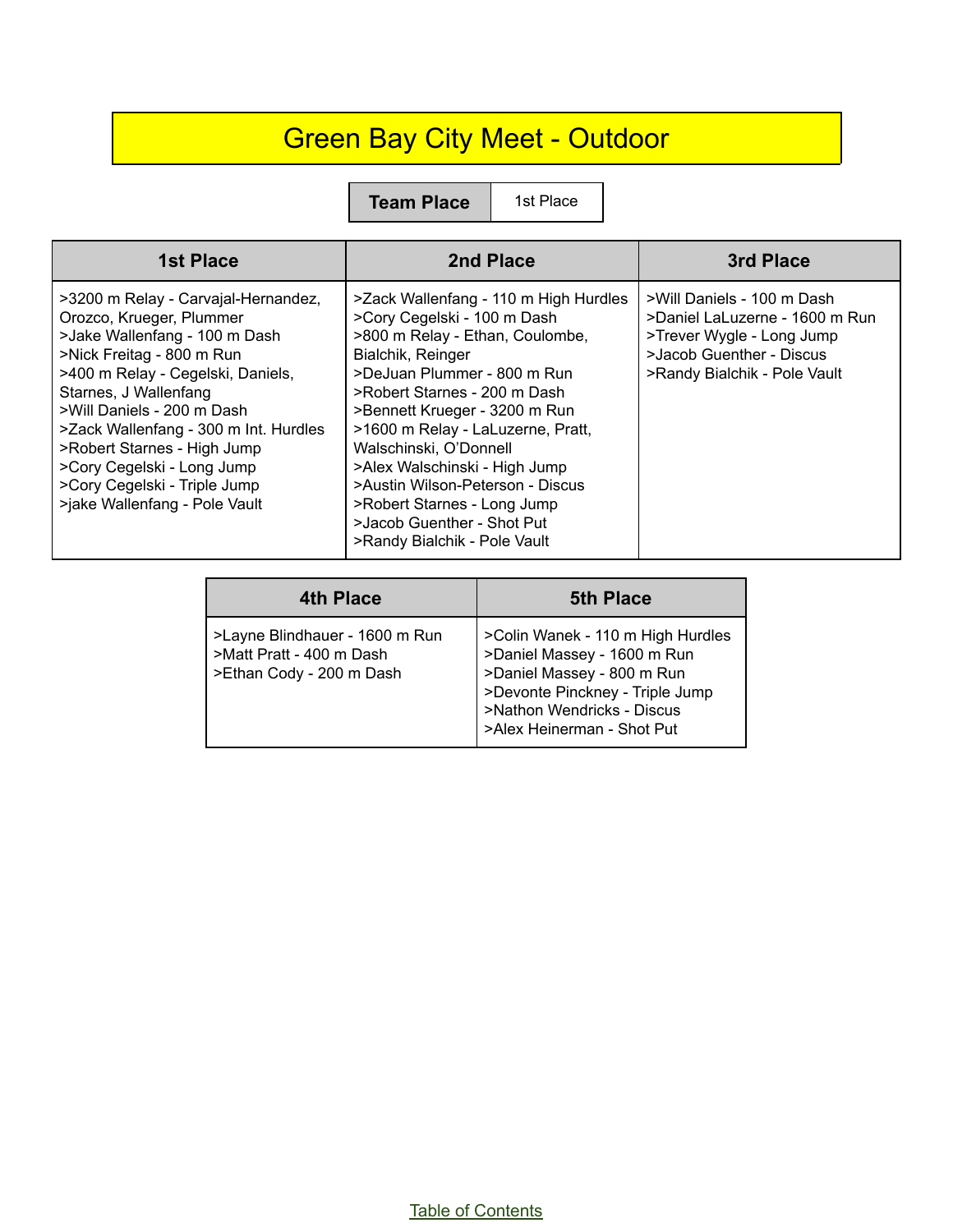# Green Bay City Meet - Outdoor

| Team Place | 1st Place |
|---|---|

| 1st Place | 2nd Place | 3rd Place |
|---|---|---|
| >3200 m Relay - Carvajal-Hernandez, Orozco, Krueger, Plummer<br>>Jake Wallenfang - 100 m Dash<br>>Nick Freitag - 800 m Run<br>>400 m Relay - Cegelski, Daniels, Starnes, J Wallenfang<br>>Will Daniels - 200 m Dash<br>>Zack Wallenfang - 300 m Int. Hurdles<br>>Robert Starnes - High Jump<br>>Cory Cegelski - Long Jump<br>>Cory Cegelski - Triple Jump<br>>jake Wallenfang - Pole Vault | >Zack Wallenfang - 110 m High Hurdles<br>>Cory Cegelski - 100 m Dash<br>>800 m Relay - Ethan, Coulombe, Bialchik, Reinger<br>>DeJuan Plummer - 800 m Run<br>>Robert Starnes - 200 m Dash<br>>Bennett Krueger - 3200 m Run<br>>1600 m Relay - LaLuzerne, Pratt, Walschinski, O'Donnell<br>>Alex Walschinski - High Jump<br>>Austin Wilson-Peterson - Discus<br>>Robert Starnes - Long Jump<br>>Jacob Guenther - Shot Put<br>>Randy Bialchik - Pole Vault | >Will Daniels - 100 m Dash<br>>Daniel LaLuzerne - 1600 m Run<br>>Trever Wygle - Long Jump<br>>Jacob Guenther - Discus<br>>Randy Bialchik - Pole Vault |

| 4th Place | 5th Place |
|---|---|
| >Layne Blindhauer - 1600 m Run<br>>Matt Pratt - 400 m Dash<br>>Ethan Cody - 200 m Dash | >Colin Wanek - 110 m High Hurdles<br>>Daniel Massey - 1600 m Run<br>>Daniel Massey - 800 m Run<br>>Devonte Pinckney - Triple Jump<br>>Nathon Wendricks - Discus<br>>Alex Heinerman - Shot Put |

Table of Contents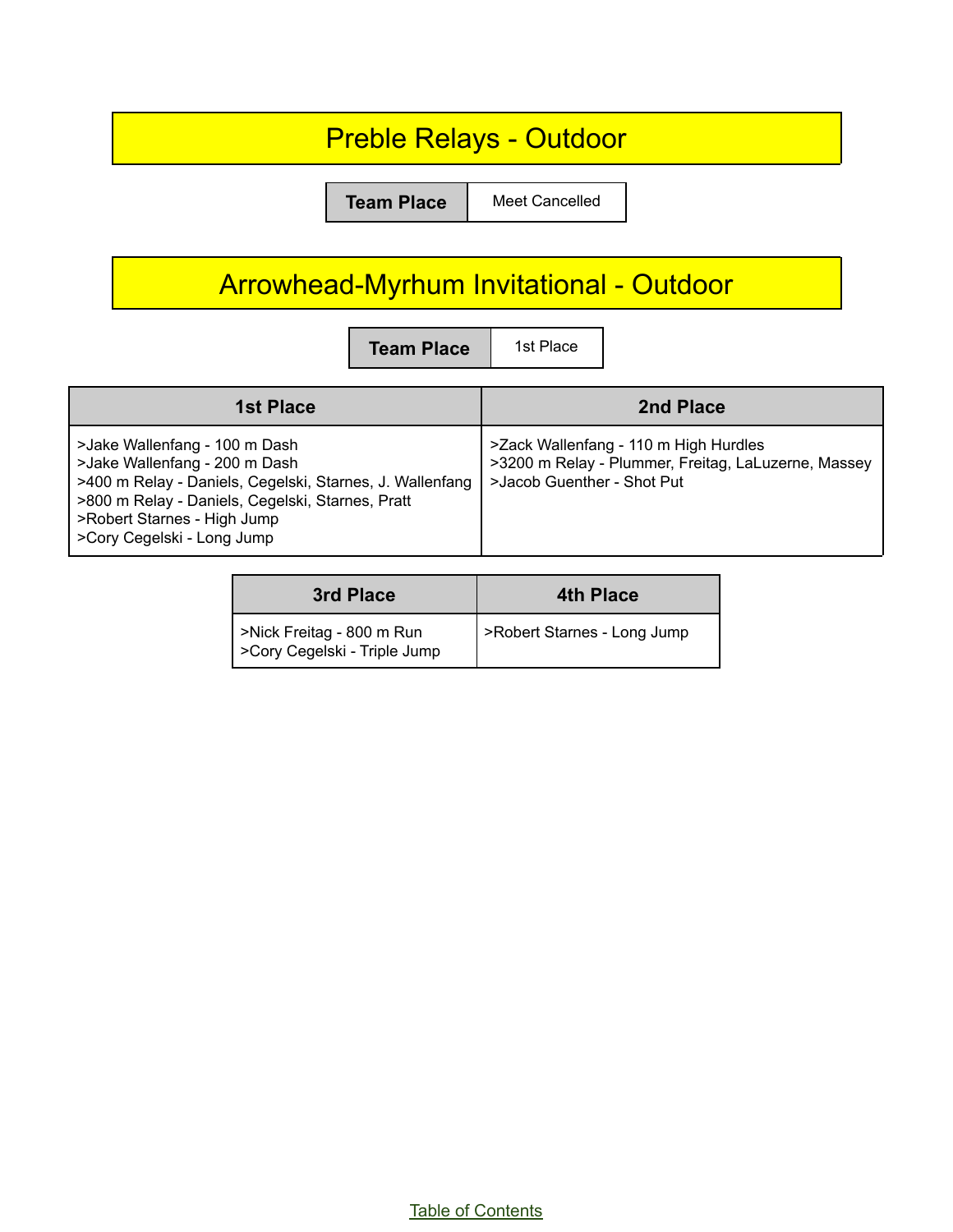# Preble Relays - Outdoor

| Team Place | Meet Cancelled |
|---|---|

# Arrowhead-Myrhum Invitational - Outdoor

| Team Place | 1st Place |
|---|---|

| 1st Place | 2nd Place |
|---|---|
| >Jake Wallenfang - 100 m Dash<br>>Jake Wallenfang - 200 m Dash<br>>400 m Relay - Daniels, Cegelski, Starnes, J. Wallenfang<br>>800 m Relay - Daniels, Cegelski, Starnes, Pratt<br>>Robert Starnes - High Jump<br>>Cory Cegelski - Long Jump | >Zack Wallenfang - 110 m High Hurdles<br>>3200 m Relay - Plummer, Freitag, LaLuzerne, Massey<br>>Jacob Guenther - Shot Put |

| 3rd Place | 4th Place |
|---|---|
| >Nick Freitag - 800 m Run<br>>Cory Cegelski - Triple Jump | >Robert Starnes - Long Jump |

Table of Contents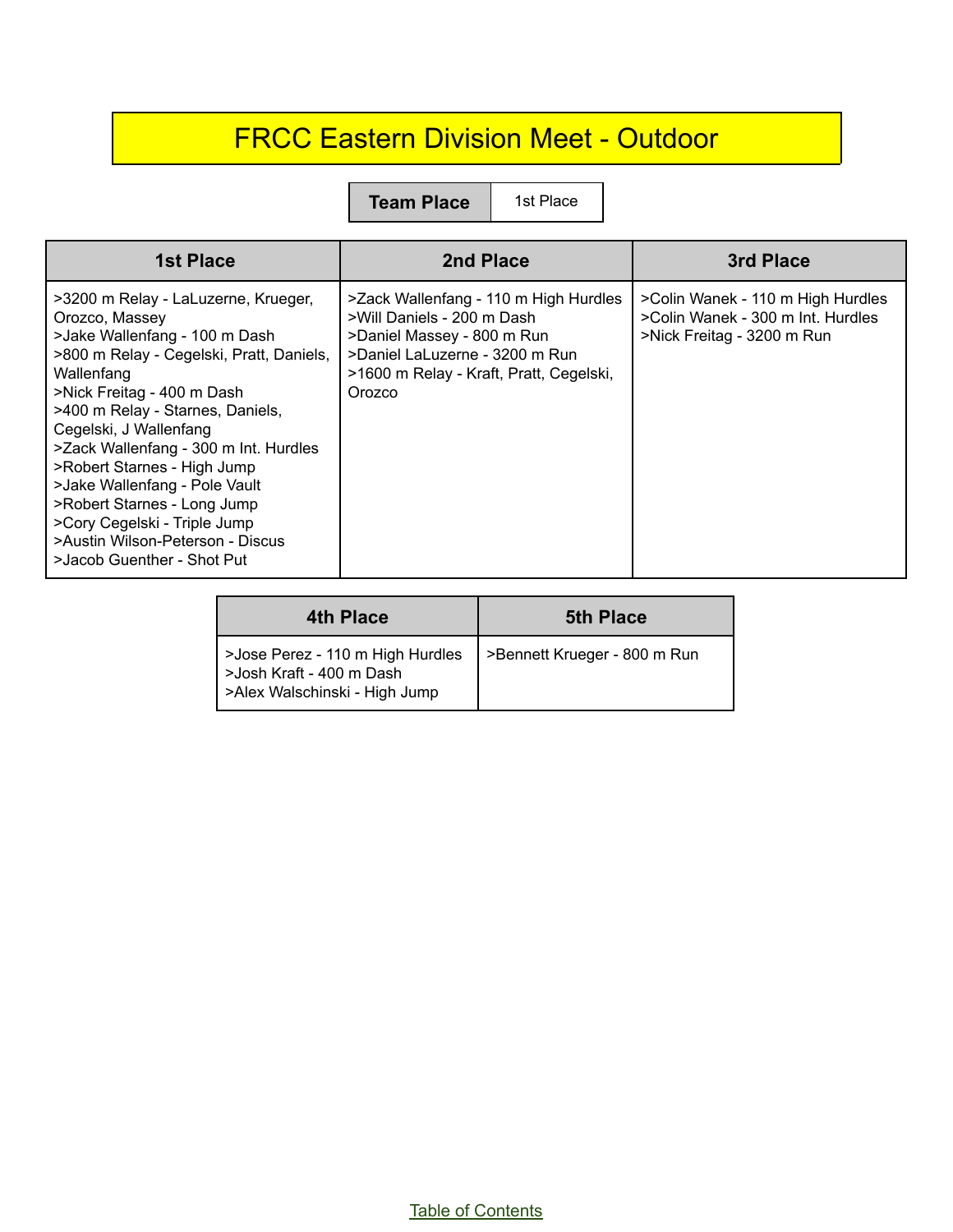# FRCC Eastern Division Meet - Outdoor

| Team Place | 1st Place |
|---|---|

| 1st Place | 2nd Place | 3rd Place |
|---|---|---|
| >3200 m Relay - LaLuzerne, Krueger, Orozco, Massey<br>>Jake Wallenfang - 100 m Dash<br>>800 m Relay - Cegelski, Pratt, Daniels, Wallenfang<br>>Nick Freitag - 400 m Dash<br>>400 m Relay - Starnes, Daniels, Cegelski, J Wallenfang<br>>Zack Wallenfang - 300 m Int. Hurdles<br>>Robert Starnes - High Jump<br>>Jake Wallenfang - Pole Vault<br>>Robert Starnes - Long Jump<br>>Cory Cegelski - Triple Jump<br>>Austin Wilson-Peterson - Discus<br>>Jacob Guenther - Shot Put | >Zack Wallenfang - 110 m High Hurdles<br>>Will Daniels - 200 m Dash<br>>Daniel Massey - 800 m Run<br>>Daniel LaLuzerne - 3200 m Run<br>>1600 m Relay - Kraft, Pratt, Cegelski, Orozco | >Colin Wanek - 110 m High Hurdles<br>>Colin Wanek - 300 m Int. Hurdles<br>>Nick Freitag - 3200 m Run |

| 4th Place | 5th Place |
|---|---|
| >Jose Perez - 110 m High Hurdles<br>>Josh Kraft - 400 m Dash<br>>Alex Walschinski - High Jump | >Bennett Krueger - 800 m Run |

Table of Contents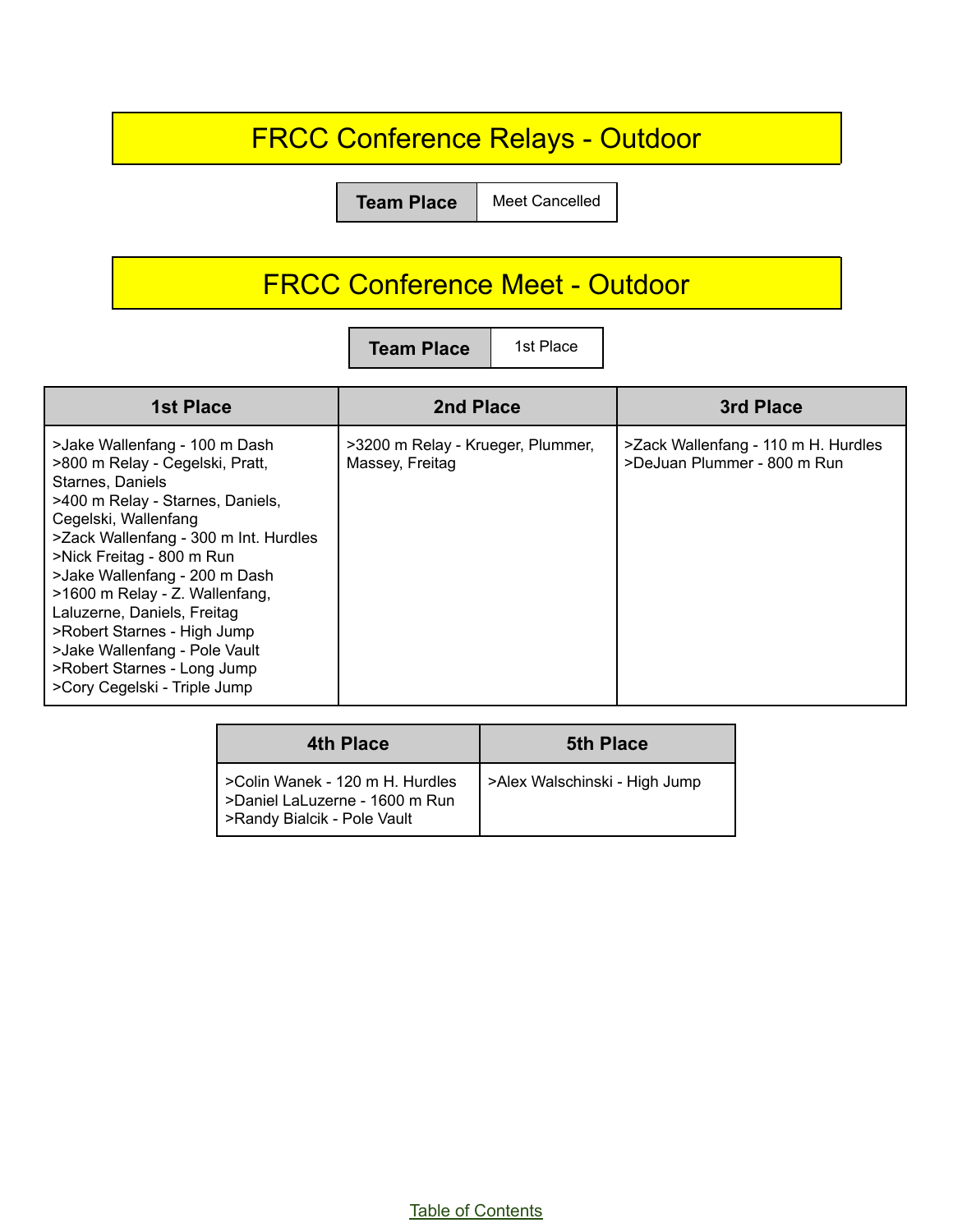## FRCC Conference Relays - Outdoor

| Team Place | Meet Cancelled |
|---|---|

## FRCC Conference Meet - Outdoor

| Team Place | 1st Place |
|---|---|

| 1st Place | 2nd Place | 3rd Place |
|---|---|---|
| >Jake Wallenfang - 100 m Dash<br>>800 m Relay - Cegelski, Pratt, Starnes, Daniels<br>>400 m Relay - Starnes, Daniels, Cegelski, Wallenfang<br>>Zack Wallenfang - 300 m Int. Hurdles<br>>Nick Freitag - 800 m Run<br>>Jake Wallenfang - 200 m Dash<br>>1600 m Relay - Z. Wallenfang, Laluzerne, Daniels, Freitag<br>>Robert Starnes - High Jump<br>>Jake Wallenfang - Pole Vault<br>>Robert Starnes - Long Jump<br>>Cory Cegelski - Triple Jump | >3200 m Relay - Krueger, Plummer, Massey, Freitag | >Zack Wallenfang - 110 m H. Hurdles<br>>DeJuan Plummer - 800 m Run |

| 4th Place | 5th Place |
|---|---|
| >Colin Wanek - 120 m H. Hurdles<br>>Daniel LaLuzerne - 1600 m Run<br>>Randy Bialcik - Pole Vault | >Alex Walschinski - High Jump |

Table of Contents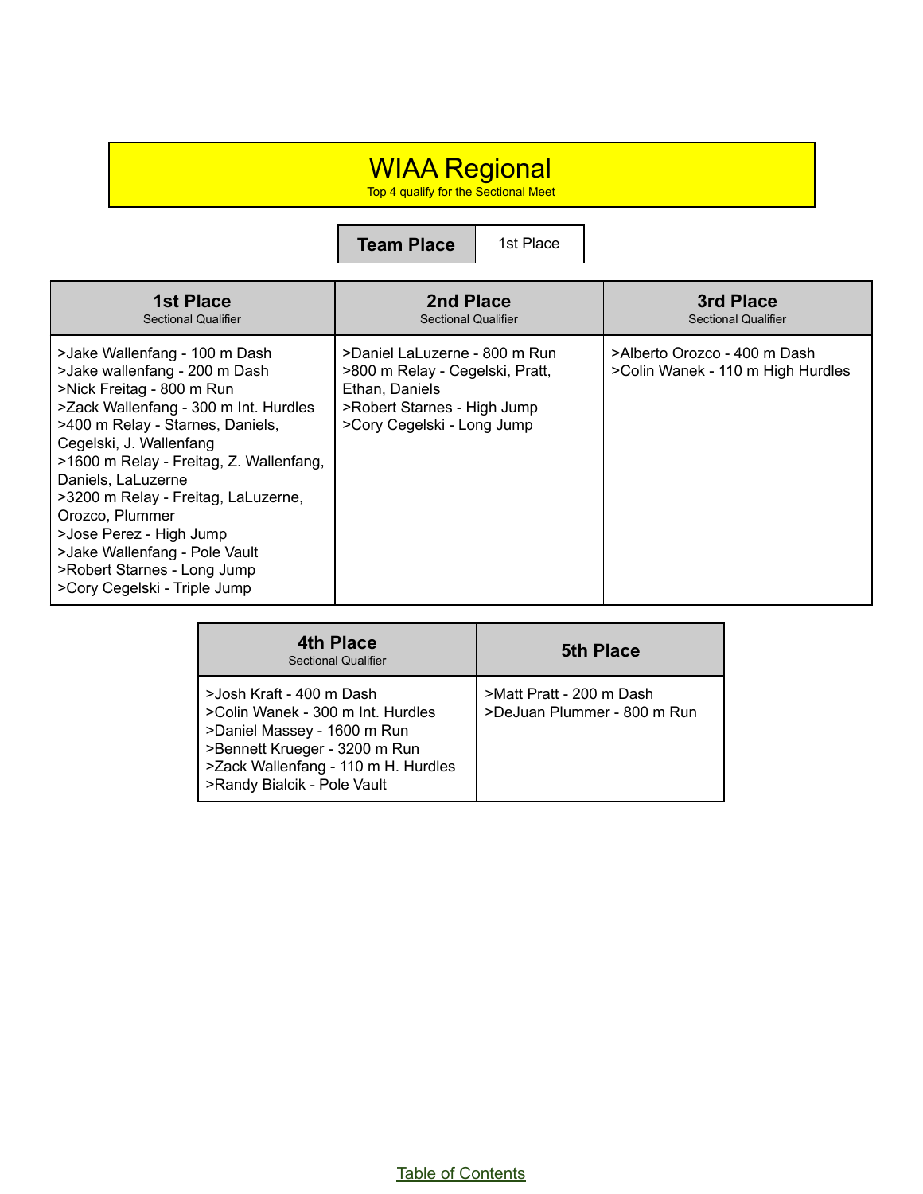# WIAA Regional

Top 4 qualify for the Sectional Meet

| Team Place | 1st Place |
|---|---|

| 1st Place<br>Sectional Qualifier | 2nd Place<br>Sectional Qualifier | 3rd Place<br>Sectional Qualifier |
|---|---|---|
| >Jake Wallenfang - 100 m Dash<br>>Jake wallenfang - 200 m Dash<br>>Nick Freitag - 800 m Run<br>>Zack Wallenfang - 300 m Int. Hurdles<br>>400 m Relay - Starnes, Daniels, Cegelski, J. Wallenfang<br>>1600 m Relay - Freitag, Z. Wallenfang, Daniels, LaLuzerne<br>>3200 m Relay - Freitag, LaLuzerne, Orozco, Plummer<br>>Jose Perez - High Jump<br>>Jake Wallenfang - Pole Vault<br>>Robert Starnes - Long Jump<br>>Cory Cegelski - Triple Jump | >Daniel LaLuzerne - 800 m Run<br>>800 m Relay - Cegelski, Pratt, Ethan, Daniels<br>>Robert Starnes - High Jump<br>>Cory Cegelski - Long Jump | >Alberto Orozco - 400 m Dash<br>>Colin Wanek - 110 m High Hurdles |

| 4th Place<br>Sectional Qualifier | 5th Place |
|---|---|
| >Josh Kraft - 400 m Dash<br>>Colin Wanek - 300 m Int. Hurdles<br>>Daniel Massey - 1600 m Run<br>>Bennett Krueger - 3200 m Run<br>>Zack Wallenfang - 110 m H. Hurdles<br>>Randy Bialcik - Pole Vault | >Matt Pratt - 200 m Dash<br>>DeJuan Plummer - 800 m Run |

Table of Contents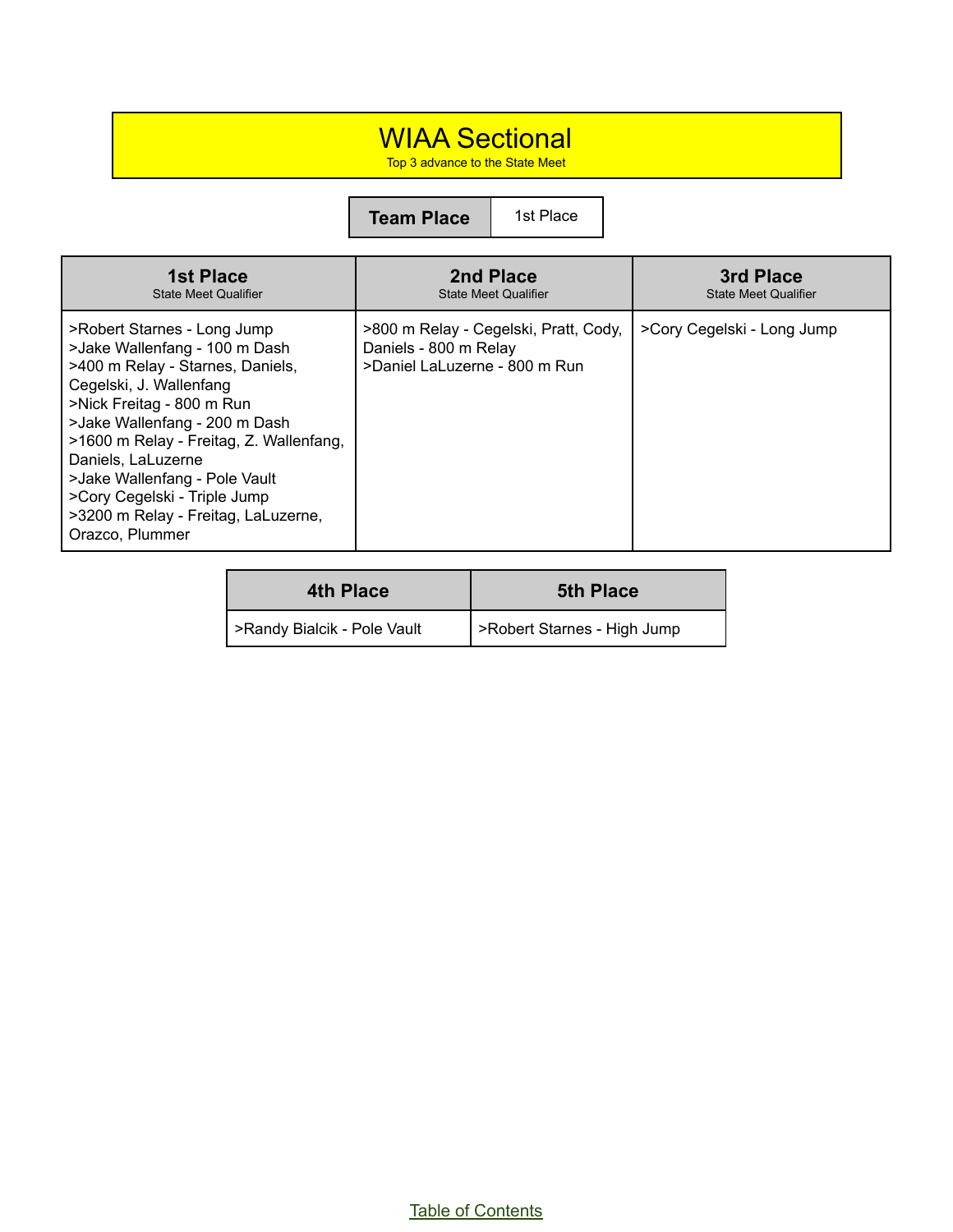# WIAA Sectional

Top 3 advance to the State Meet

| Team Place | 1st Place |
|---|---|

| 1st Place<br>State Meet Qualifier | 2nd Place<br>State Meet Qualifier | 3rd Place<br>State Meet Qualifier |
|---|---|---|
| >Robert Starnes - Long Jump<br>>Jake Wallenfang - 100 m Dash<br>>400 m Relay - Starnes, Daniels, Cegelski, J. Wallenfang<br>>Nick Freitag - 800 m Run<br>>Jake Wallenfang - 200 m Dash<br>>1600 m Relay - Freitag, Z. Wallenfang, Daniels, LaLuzerne<br>>Jake Wallenfang - Pole Vault<br>>Cory Cegelski - Triple Jump<br>>3200 m Relay - Freitag, LaLuzerne, Orazco, Plummer | >800 m Relay - Cegelski, Pratt, Cody, Daniels - 800 m Relay<br>>Daniel LaLuzerne - 800 m Run | >Cory Cegelski - Long Jump |

| 4th Place | 5th Place |
|---|---|
| >Randy Bialcik - Pole Vault | >Robert Starnes - High Jump |

Table of Contents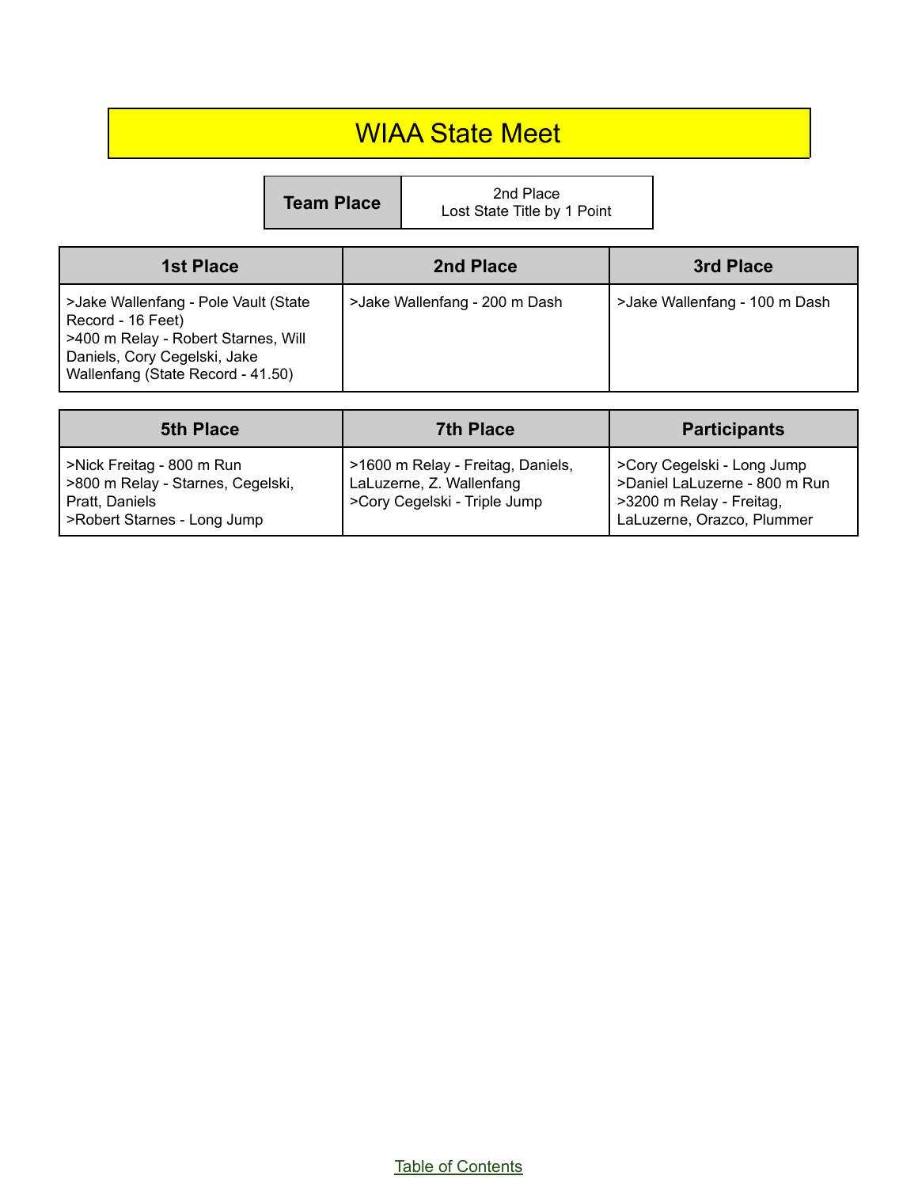# WIAA State Meet

| Team Place | 2nd Place<br>Lost State Title by 1 Point |
|---|---|

| 1st Place | 2nd Place | 3rd Place |
|---|---|---|
| >Jake Wallenfang - Pole Vault (State Record - 16 Feet)<br>>400 m Relay - Robert Starnes, Will Daniels, Cory Cegelski, Jake Wallenfang (State Record - 41.50) | >Jake Wallenfang - 200 m Dash | >Jake Wallenfang - 100 m Dash |

| 5th Place | 7th Place | Participants |
|---|---|---|
| >Nick Freitag - 800 m Run<br>>800 m Relay - Starnes, Cegelski, Pratt, Daniels<br>>Robert Starnes - Long Jump | >1600 m Relay - Freitag, Daniels, LaLuzerne, Z. Wallenfang<br>>Cory Cegelski - Triple Jump | >Cory Cegelski - Long Jump<br>>Daniel LaLuzerne - 800 m Run<br>>3200 m Relay - Freitag, LaLuzerne, Orazco, Plummer |

Table of Contents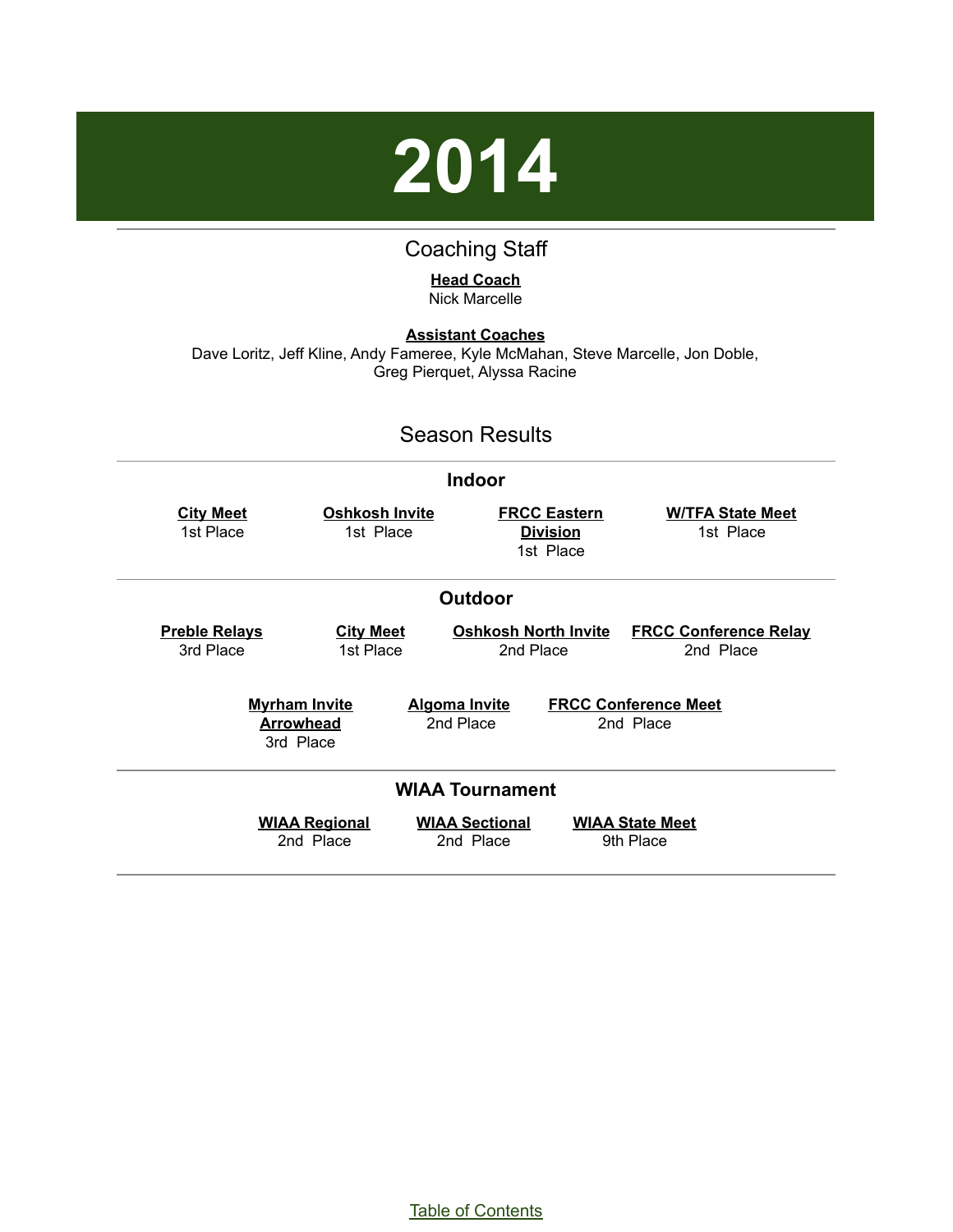# 2014

## Coaching Staff

**Head Coach**
Nick Marcelle

**Assistant Coaches**
Dave Loritz, Jeff Kline, Andy Fameree, Kyle McMahan, Steve Marcelle, Jon Doble, Greg Pierquet, Alyssa Racine

## Season Results

### Indoor

| City Meet | Oshkosh Invite | FRCC Eastern Division | W/TFA State Meet |
|---|---|---|---|
| 1st Place | 1st Place | 1st Place | 1st Place |

### Outdoor

| Preble Relays | City Meet | Oshkosh North Invite | FRCC Conference Relay |
|---|---|---|---|
| 3rd Place | 1st Place | 2nd Place | 2nd Place |

| Myrham Invite Arrowhead | Algoma Invite | FRCC Conference Meet |
|---|---|---|
| 3rd Place | 2nd Place | 2nd Place |

### WIAA Tournament

| WIAA Regional | WIAA Sectional | WIAA State Meet |
|---|---|---|
| 2nd Place | 2nd Place | 9th Place |

Table of Contents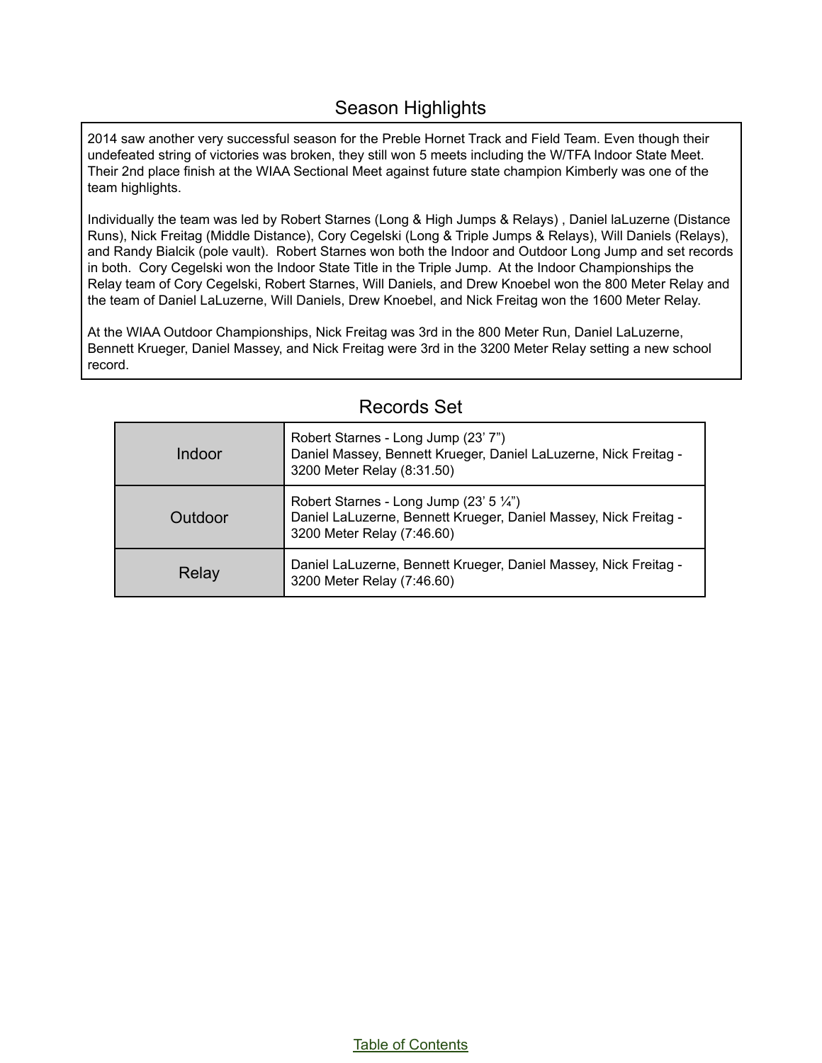## Season Highlights

2014 saw another very successful season for the Preble Hornet Track and Field Team. Even though their undefeated string of victories was broken, they still won 5 meets including the W/TFA Indoor State Meet. Their 2nd place finish at the WIAA Sectional Meet against future state champion Kimberly was one of the team highlights.

Individually the team was led by Robert Starnes (Long & High Jumps & Relays) , Daniel laLuzerne (Distance Runs), Nick Freitag (Middle Distance), Cory Cegelski (Long & Triple Jumps & Relays), Will Daniels (Relays), and Randy Bialcik (pole vault). Robert Starnes won both the Indoor and Outdoor Long Jump and set records in both. Cory Cegelski won the Indoor State Title in the Triple Jump. At the Indoor Championships the Relay team of Cory Cegelski, Robert Starnes, Will Daniels, and Drew Knoebel won the 800 Meter Relay and the team of Daniel LaLuzerne, Will Daniels, Drew Knoebel, and Nick Freitag won the 1600 Meter Relay.

At the WIAA Outdoor Championships, Nick Freitag was 3rd in the 800 Meter Run, Daniel LaLuzerne, Bennett Krueger, Daniel Massey, and Nick Freitag were 3rd in the 3200 Meter Relay setting a new school record.

## Records Set

| | |
|---|---|
| Indoor | Robert Starnes - Long Jump (23' 7")<br>Daniel Massey, Bennett Krueger, Daniel LaLuzerne, Nick Freitag - 3200 Meter Relay (8:31.50) |
| Outdoor | Robert Starnes - Long Jump (23' 5 ¼")<br>Daniel LaLuzerne, Bennett Krueger, Daniel Massey, Nick Freitag - 3200 Meter Relay (7:46.60) |
| Relay | Daniel LaLuzerne, Bennett Krueger, Daniel Massey, Nick Freitag - 3200 Meter Relay (7:46.60) |

Table of Contents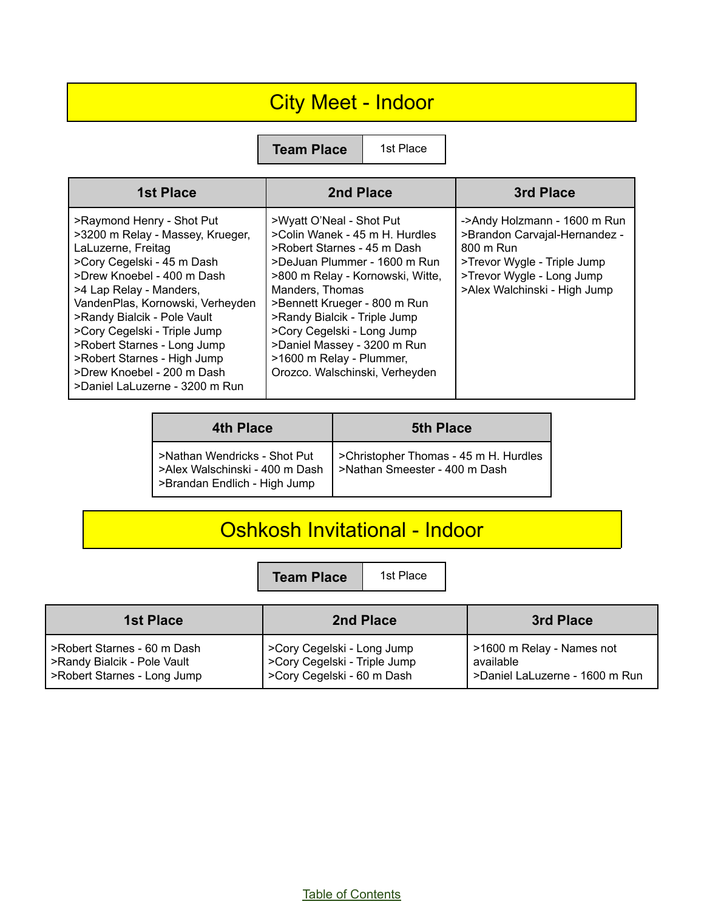# City Meet - Indoor

| Team Place | 1st Place |
| --- | --- |

| 1st Place | 2nd Place | 3rd Place |
| --- | --- | --- |
| >Raymond Henry - Shot Put<br>>3200 m Relay - Massey, Krueger, LaLuzerne, Freitag<br>>Cory Cegelski - 45 m Dash<br>>Drew Knoebel - 400 m Dash<br>>4 Lap Relay - Manders, VandenPlas, Kornowski, Verheyden<br>>Randy Bialcik - Pole Vault<br>>Cory Cegelski - Triple Jump<br>>Robert Starnes - Long Jump<br>>Robert Starnes - High Jump<br>>Drew Knoebel - 200 m Dash<br>>Daniel LaLuzerne - 3200 m Run | >Wyatt O'Neal - Shot Put<br>>Colin Wanek - 45 m H. Hurdles<br>>Robert Starnes - 45 m Dash<br>>DeJuan Plummer - 1600 m Run<br>>800 m Relay - Kornowski, Witte, Manders, Thomas<br>>Bennett Krueger - 800 m Run<br>>Randy Bialcik - Triple Jump<br>>Cory Cegelski - Long Jump<br>>Daniel Massey - 3200 m Run<br>>1600 m Relay - Plummer, Orozco. Walschinski, Verheyden | ->Andy Holzmann - 1600 m Run<br>>Brandon Carvajal-Hernandez - 800 m Run<br>>Trevor Wygle - Triple Jump<br>>Trevor Wygle - Long Jump<br>>Alex Walchinski - High Jump |

| 4th Place | 5th Place |
| --- | --- |
| >Nathan Wendricks - Shot Put<br>>Alex Walschinski - 400 m Dash<br>>Brandan Endlich - High Jump | >Christopher Thomas - 45 m H. Hurdles<br>>Nathan Smeester - 400 m Dash |

# Oshkosh Invitational - Indoor

| Team Place | 1st Place |
| --- | --- |

| 1st Place | 2nd Place | 3rd Place |
| --- | --- | --- |
| >Robert Starnes - 60 m Dash<br>>Randy Bialcik - Pole Vault<br>>Robert Starnes - Long Jump | >Cory Cegelski - Long Jump<br>>Cory Cegelski - Triple Jump<br>>Cory Cegelski - 60 m Dash | >1600 m Relay - Names not available<br>>Daniel LaLuzerne - 1600 m Run |

Table of Contents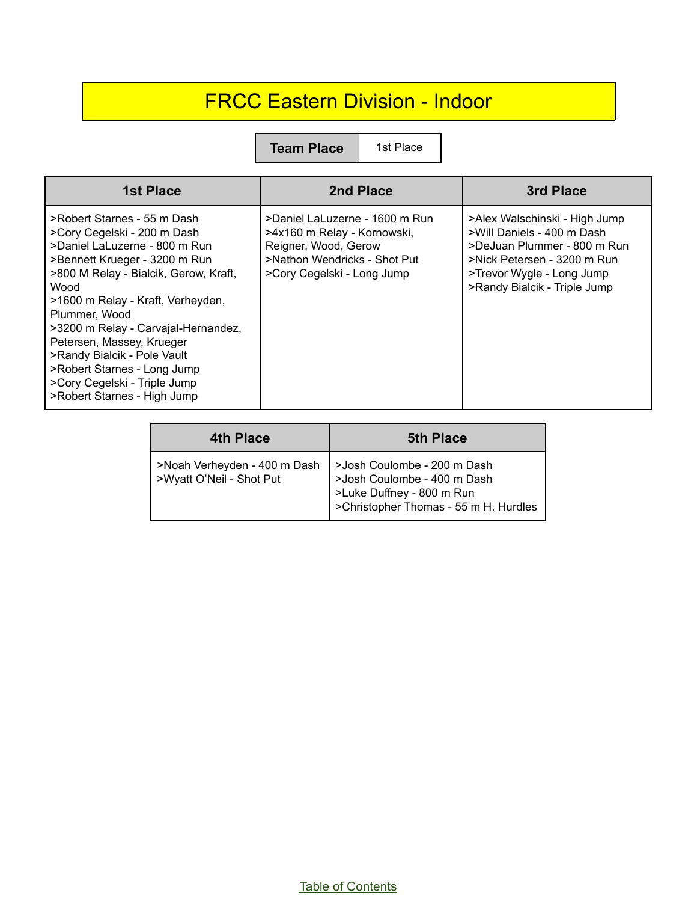# FRCC Eastern Division - Indoor

| Team Place | 1st Place |
|---|---|

| 1st Place | 2nd Place | 3rd Place |
|---|---|---|
| >Robert Starnes - 55 m Dash<br>>Cory Cegelski - 200 m Dash<br>>Daniel LaLuzerne - 800 m Run<br>>Bennett Krueger - 3200 m Run<br>>800 M Relay - Bialcik, Gerow, Kraft, Wood<br>>1600 m Relay - Kraft, Verheyden, Plummer, Wood<br>>3200 m Relay - Carvajal-Hernandez, Petersen, Massey, Krueger<br>>Randy Bialcik - Pole Vault<br>>Robert Starnes - Long Jump<br>>Cory Cegelski - Triple Jump<br>>Robert Starnes - High Jump | >Daniel LaLuzerne - 1600 m Run<br>>4x160 m Relay - Kornowski, Reigner, Wood, Gerow<br>>Nathon Wendricks - Shot Put<br>>Cory Cegelski - Long Jump | >Alex Walschinski - High Jump<br>>Will Daniels - 400 m Dash<br>>DeJuan Plummer - 800 m Run<br>>Nick Petersen - 3200 m Run<br>>Trevor Wygle - Long Jump<br>>Randy Bialcik - Triple Jump |

| 4th Place | 5th Place |
|---|---|
| >Noah Verheyden - 400 m Dash<br>>Wyatt O'Neil - Shot Put | >Josh Coulombe - 200 m Dash<br>>Josh Coulombe - 400 m Dash<br>>Luke Duffney - 800 m Run<br>>Christopher Thomas - 55 m H. Hurdles |

Table of Contents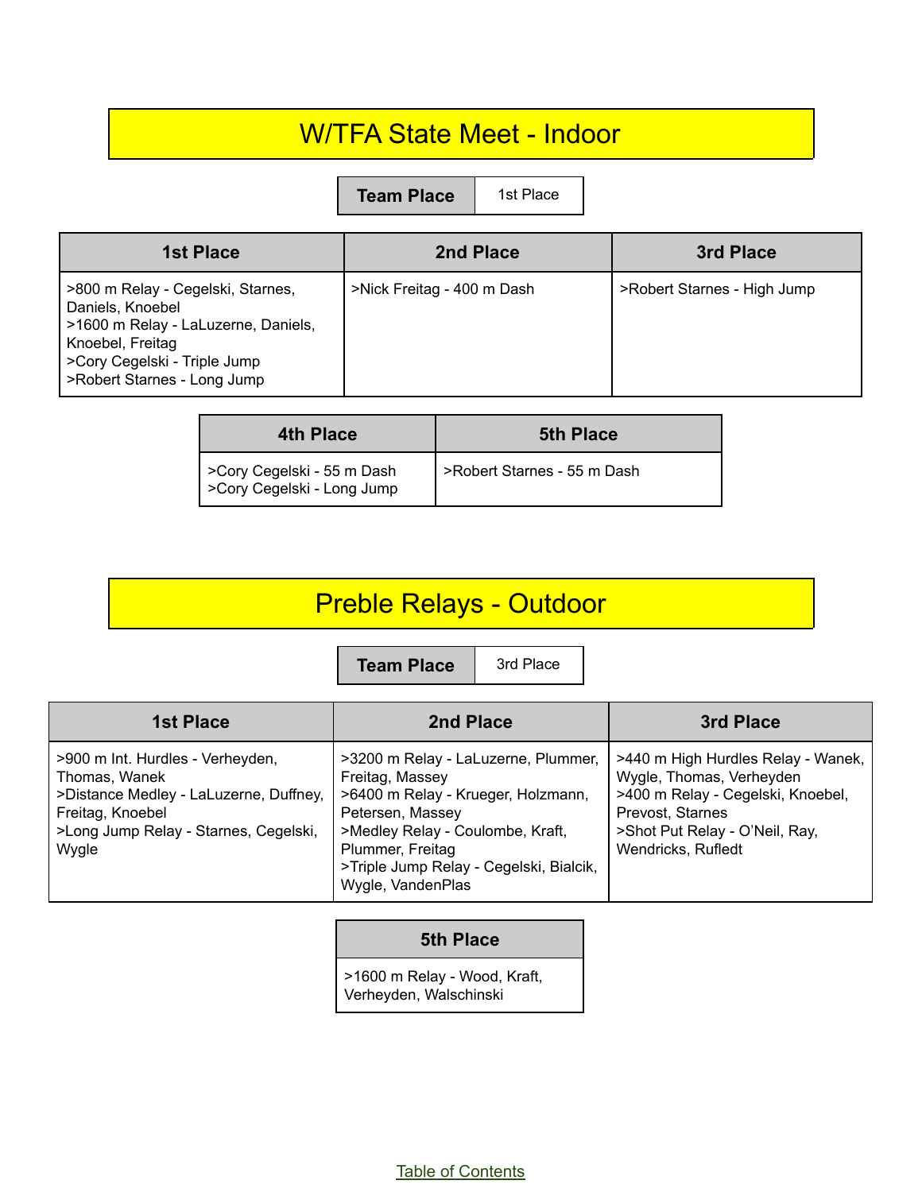# W/TFA State Meet - Indoor

| Team Place | 1st Place |
|---|---|

| 1st Place | 2nd Place | 3rd Place |
|---|---|---|
| >800 m Relay - Cegelski, Starnes, Daniels, Knoebel<br>>1600 m Relay - LaLuzerne, Daniels, Knoebel, Freitag<br>>Cory Cegelski - Triple Jump<br>>Robert Starnes - Long Jump | >Nick Freitag - 400 m Dash | >Robert Starnes - High Jump |

| 4th Place | 5th Place |
|---|---|
| >Cory Cegelski - 55 m Dash<br>>Cory Cegelski - Long Jump | >Robert Starnes - 55 m Dash |

# Preble Relays - Outdoor

| Team Place | 3rd Place |
|---|---|

| 1st Place | 2nd Place | 3rd Place |
|---|---|---|
| >900 m Int. Hurdles - Verheyden, Thomas, Wanek<br>>Distance Medley - LaLuzerne, Duffney, Freitag, Knoebel<br>>Long Jump Relay - Starnes, Cegelski, Wygle | >3200 m Relay - LaLuzerne, Plummer, Freitag, Massey<br>>6400 m Relay - Krueger, Holzmann, Petersen, Massey<br>>Medley Relay - Coulombe, Kraft, Plummer, Freitag<br>>Triple Jump Relay - Cegelski, Bialcik, Wygle, VandenPlas | >440 m High Hurdles Relay - Wanek, Wygle, Thomas, Verheyden<br>>400 m Relay - Cegelski, Knoebel, Prevost, Starnes<br>>Shot Put Relay - O'Neil, Ray, Wendricks, Rufledt |

| 5th Place |
|---|
| >1600 m Relay - Wood, Kraft, Verheyden, Walschinski |

Table of Contents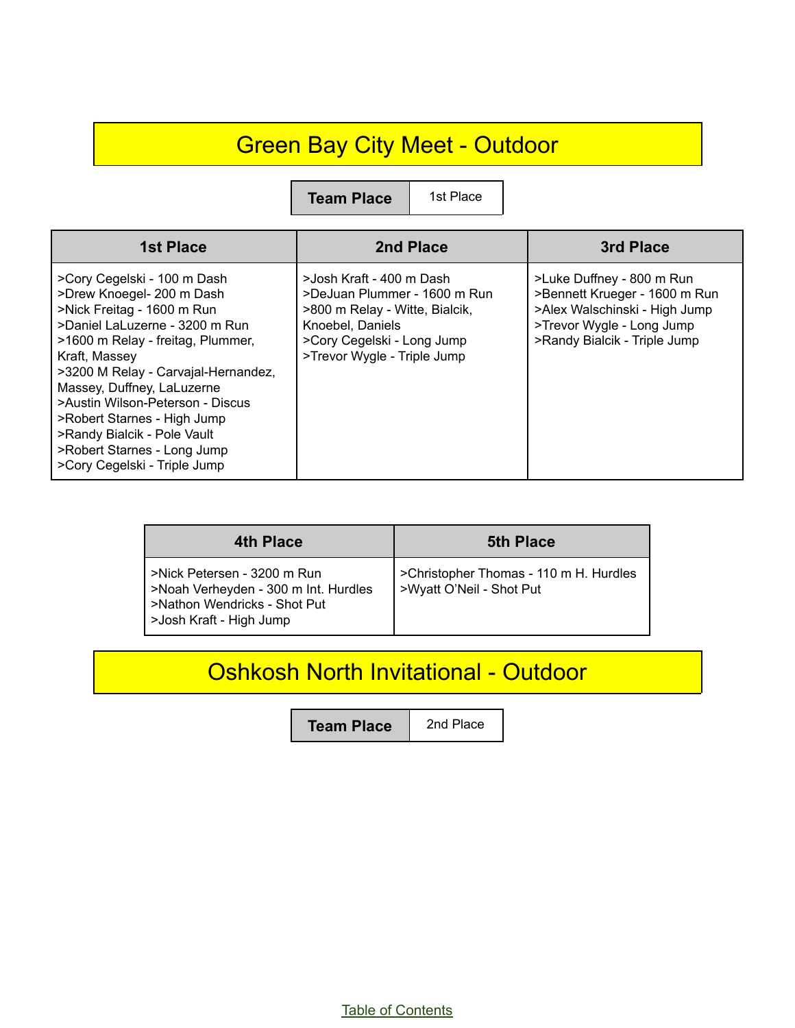# Green Bay City Meet - Outdoor

| Team Place | 1st Place |
|---|---|

| 1st Place | 2nd Place | 3rd Place |
|---|---|---|
| >Cory Cegelski - 100 m Dash<br>>Drew Knoegel- 200 m Dash<br>>Nick Freitag - 1600 m Run<br>>Daniel LaLuzerne - 3200 m Run<br>>1600 m Relay - freitag, Plummer, Kraft, Massey<br>>3200 M Relay - Carvajal-Hernandez, Massey, Duffney, LaLuzerne<br>>Austin Wilson-Peterson - Discus<br>>Robert Starnes - High Jump<br>>Randy Bialcik - Pole Vault<br>>Robert Starnes - Long Jump<br>>Cory Cegelski - Triple Jump | >Josh Kraft - 400 m Dash<br>>DeJuan Plummer - 1600 m Run<br>>800 m Relay - Witte, Bialcik, Knoebel, Daniels<br>>Cory Cegelski - Long Jump<br>>Trevor Wygle - Triple Jump | >Luke Duffney - 800 m Run<br>>Bennett Krueger - 1600 m Run<br>>Alex Walschinski - High Jump<br>>Trevor Wygle - Long Jump<br>>Randy Bialcik - Triple Jump |

| 4th Place | 5th Place |
|---|---|
| >Nick Petersen - 3200 m Run<br>>Noah Verheyden - 300 m Int. Hurdles<br>>Nathon Wendricks - Shot Put<br>>Josh Kraft - High Jump | >Christopher Thomas - 110 m H. Hurdles<br>>Wyatt O'Neil - Shot Put |

# Oshkosh North Invitational - Outdoor

| Team Place | 2nd Place |
|---|---|

Table of Contents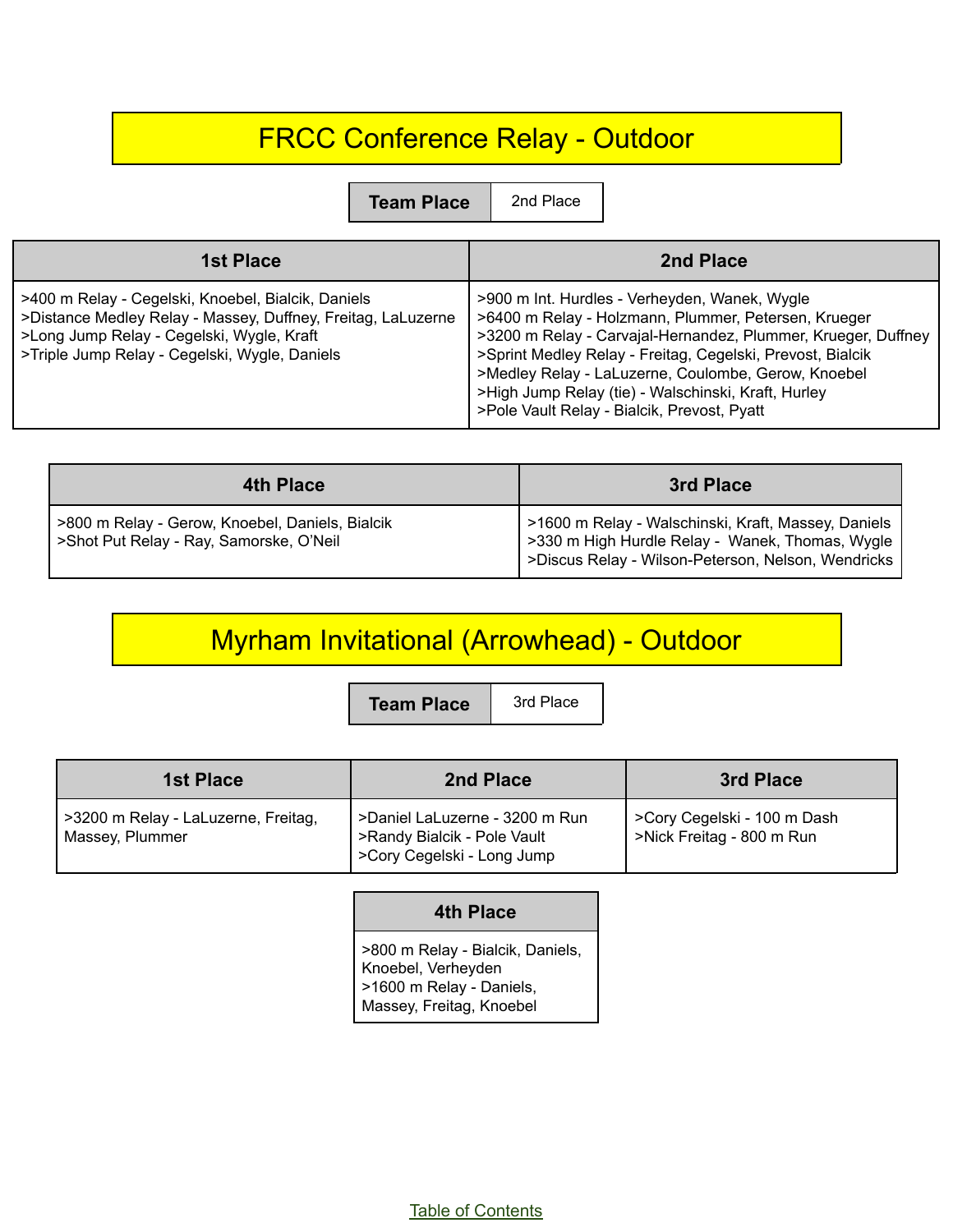# FRCC Conference Relay - Outdoor

| Team Place | 2nd Place |
|---|---|

| 1st Place | 2nd Place |
|---|---|
| >400 m Relay - Cegelski, Knoebel, Bialcik, Daniels<br>>Distance Medley Relay - Massey, Duffney, Freitag, LaLuzerne<br>>Long Jump Relay - Cegelski, Wygle, Kraft<br>>Triple Jump Relay - Cegelski, Wygle, Daniels | >900 m Int. Hurdles - Verheyden, Wanek, Wygle<br>>6400 m Relay - Holzmann, Plummer, Petersen, Krueger<br>>3200 m Relay - Carvajal-Hernandez, Plummer, Krueger, Duffney<br>>Sprint Medley Relay - Freitag, Cegelski, Prevost, Bialcik<br>>Medley Relay - LaLuzerne, Coulombe, Gerow, Knoebel<br>>High Jump Relay (tie) - Walschinski, Kraft, Hurley<br>>Pole Vault Relay - Bialcik, Prevost, Pyatt |

| 4th Place | 3rd Place |
|---|---|
| >800 m Relay - Gerow, Knoebel, Daniels, Bialcik<br>>Shot Put Relay - Ray, Samorske, O'Neil | >1600 m Relay - Walschinski, Kraft, Massey, Daniels<br>>330 m High Hurdle Relay - Wanek, Thomas, Wygle<br>>Discus Relay - Wilson-Peterson, Nelson, Wendricks |

# Myrham Invitational (Arrowhead) - Outdoor

| Team Place | 3rd Place |
|---|---|

| 1st Place | 2nd Place | 3rd Place |
|---|---|---|
| >3200 m Relay - LaLuzerne, Freitag, Massey, Plummer | >Daniel LaLuzerne - 3200 m Run<br>>Randy Bialcik - Pole Vault<br>>Cory Cegelski - Long Jump | >Cory Cegelski - 100 m Dash<br>>Nick Freitag - 800 m Run |

| 4th Place |
|---|
| >800 m Relay - Bialcik, Daniels, Knoebel, Verheyden<br>>1600 m Relay - Daniels, Massey, Freitag, Knoebel |

Table of Contents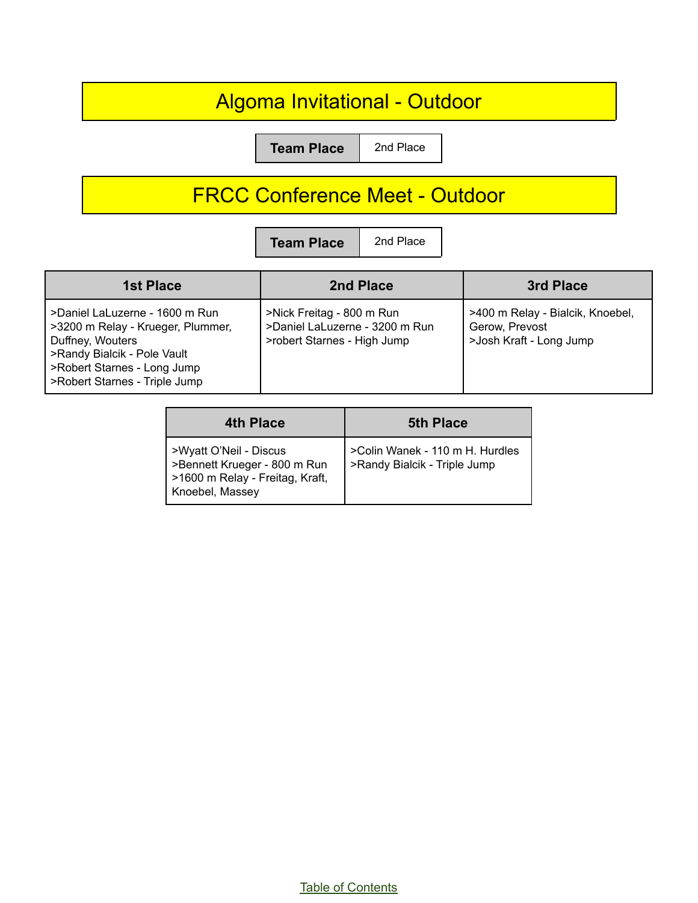## Algoma Invitational - Outdoor

| Team Place | 2nd Place |
|---|---|

## FRCC Conference Meet - Outdoor

| Team Place | 2nd Place |
|---|---|

| 1st Place | 2nd Place | 3rd Place |
|---|---|---|
| >Daniel LaLuzerne - 1600 m Run<br>>3200 m Relay - Krueger, Plummer, Duffney, Wouters<br>>Randy Bialcik - Pole Vault<br>>Robert Starnes - Long Jump<br>>Robert Starnes - Triple Jump | >Nick Freitag - 800 m Run<br>>Daniel LaLuzerne - 3200 m Run<br>>robert Starnes - High Jump | >400 m Relay - Bialcik, Knoebel, Gerow, Prevost<br>>Josh Kraft - Long Jump |

| 4th Place | 5th Place |
|---|---|
| >Wyatt O'Neil - Discus<br>>Bennett Krueger - 800 m Run<br>>1600 m Relay - Freitag, Kraft, Knoebel, Massey | >Colin Wanek - 110 m H. Hurdles<br>>Randy Bialcik - Triple Jump |

Table of Contents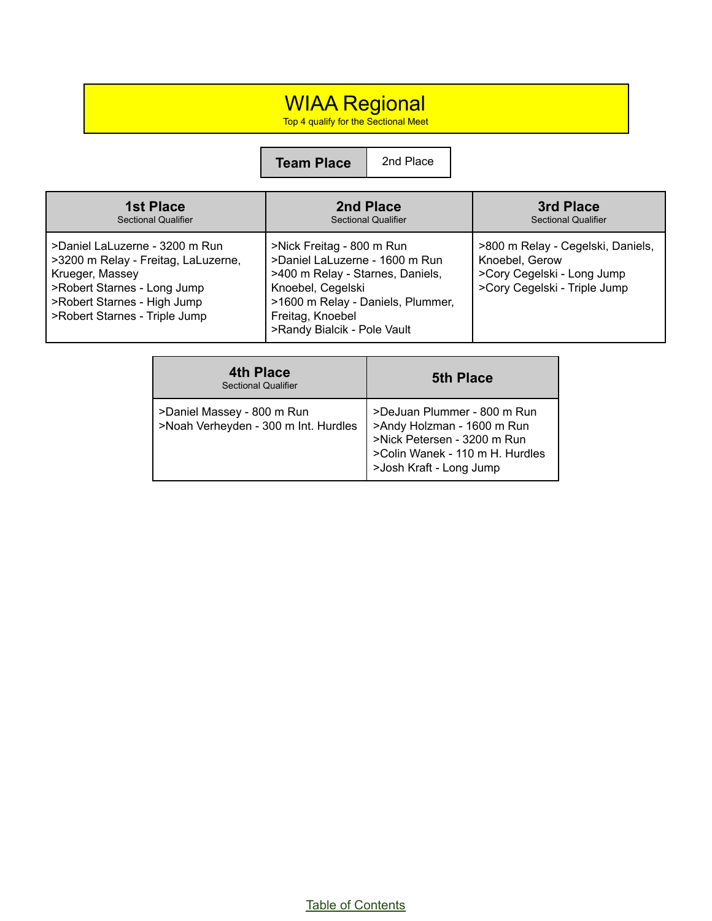# WIAA Regional

Top 4 qualify for the Sectional Meet

| **Team Place** | 2nd Place |
|---|---|

| **1st Place**<br>Sectional Qualifier | **2nd Place**<br>Sectional Qualifier | **3rd Place**<br>Sectional Qualifier |
|---|---|---|
| >Daniel LaLuzerne - 3200 m Run<br>>3200 m Relay - Freitag, LaLuzerne, Krueger, Massey<br>>Robert Starnes - Long Jump<br>>Robert Starnes - High Jump<br>>Robert Starnes - Triple Jump | >Nick Freitag - 800 m Run<br>>Daniel LaLuzerne - 1600 m Run<br>>400 m Relay - Starnes, Daniels, Knoebel, Cegelski<br>>1600 m Relay - Daniels, Plummer, Freitag, Knoebel<br>>Randy Bialcik - Pole Vault | >800 m Relay - Cegelski, Daniels, Knoebel, Gerow<br>>Cory Cegelski - Long Jump<br>>Cory Cegelski - Triple Jump |

| **4th Place**<br>Sectional Qualifier | **5th Place** |
|---|---|
| >Daniel Massey - 800 m Run<br>>Noah Verheyden - 300 m Int. Hurdles | >DeJuan Plummer - 800 m Run<br>>Andy Holzman - 1600 m Run<br>>Nick Petersen - 3200 m Run<br>>Colin Wanek - 110 m H. Hurdles<br>>Josh Kraft - Long Jump |

Table of Contents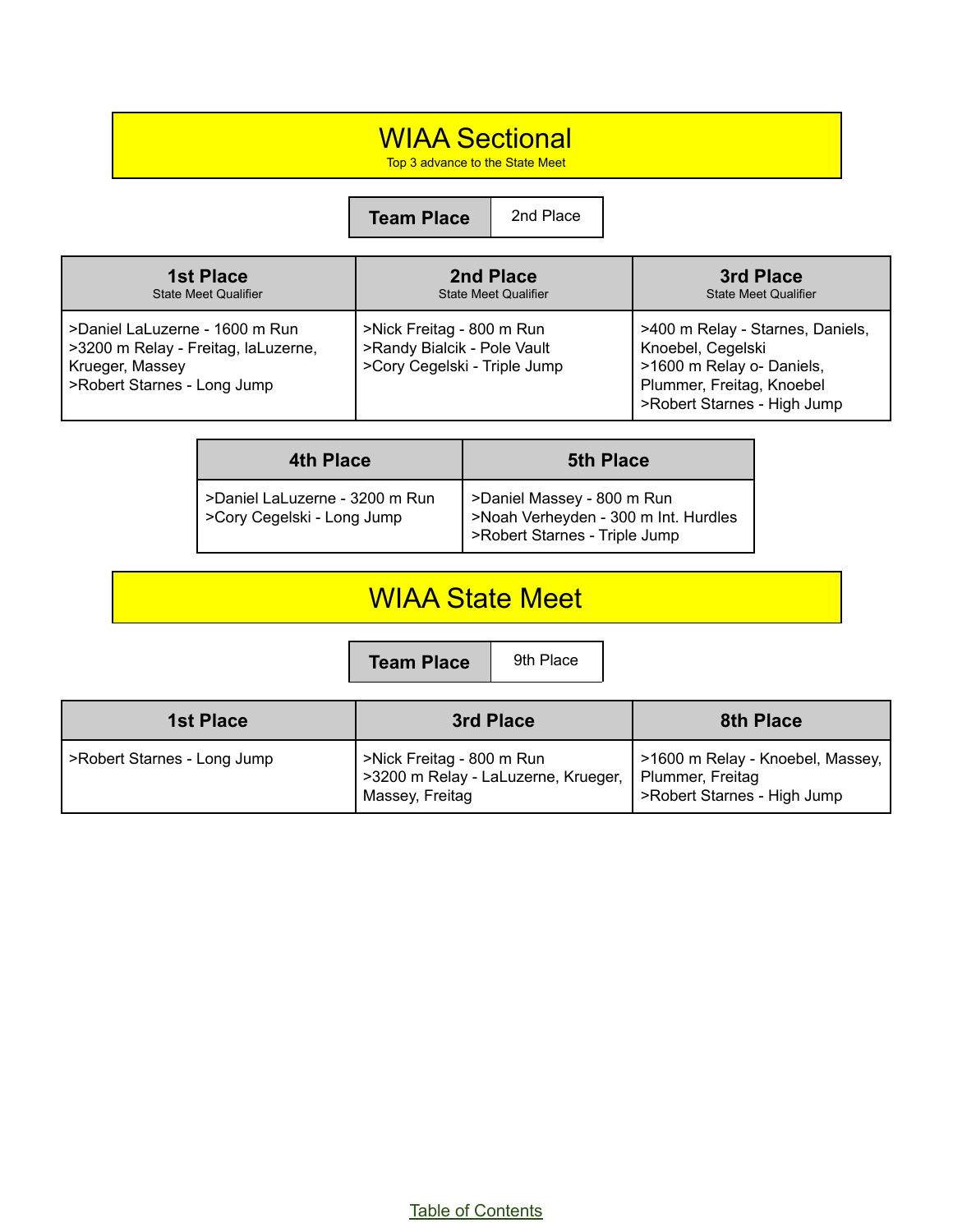# WIAA Sectional

Top 3 advance to the State Meet

| Team Place | 2nd Place |
| --- | --- |

| 1st Place<br>State Meet Qualifier | 2nd Place<br>State Meet Qualifier | 3rd Place<br>State Meet Qualifier |
| --- | --- | --- |
| >Daniel LaLuzerne - 1600 m Run<br>>3200 m Relay - Freitag, laLuzerne, Krueger, Massey<br>>Robert Starnes - Long Jump | >Nick Freitag - 800 m Run<br>>Randy Bialcik - Pole Vault<br>>Cory Cegelski - Triple Jump | >400 m Relay - Starnes, Daniels, Knoebel, Cegelski<br>>1600 m Relay o- Daniels, Plummer, Freitag, Knoebel<br>>Robert Starnes - High Jump |

| 4th Place | 5th Place |
| --- | --- |
| >Daniel LaLuzerne - 3200 m Run<br>>Cory Cegelski - Long Jump | >Daniel Massey - 800 m Run<br>>Noah Verheyden - 300 m Int. Hurdles<br>>Robert Starnes - Triple Jump |

# WIAA State Meet

| Team Place | 9th Place |
| --- | --- |

| 1st Place | 3rd Place | 8th Place |
| --- | --- | --- |
| >Robert Starnes - Long Jump | >Nick Freitag - 800 m Run<br>>3200 m Relay - LaLuzerne, Krueger, Massey, Freitag | >1600 m Relay - Knoebel, Massey, Plummer, Freitag<br>>Robert Starnes - High Jump |

Table of Contents